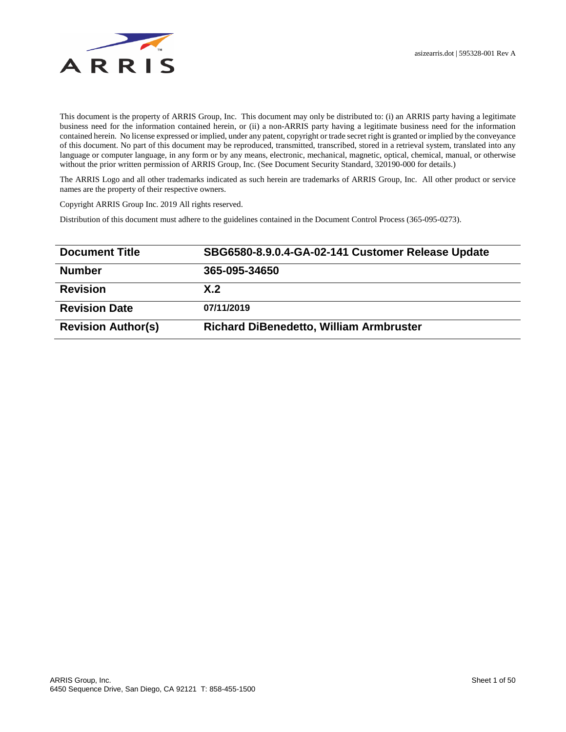asizearris.dot | 595328-001 Rev A

This document is the property of ARRIS Group, Inc. This document may only be distributed to: (i) an ARRIS party having a legitimate business need for the information contained herein, or (ii) a non-ARRIS party having a legitimate business need for the information contained herein. No license expressed or implied, under any patent, copyright or trade secret right is granted or implied by the conveyance of this document. No part of this document may be reproduced, transmitted, transcribed, stored in a retrieval system, translated into any language or computer language, in any form or by any means, electronic, mechanical, magnetic, optical, chemical, manual, or otherwise without the prior written permission of ARRIS Group, Inc. (See Document Security Standard, 320190-000 for details.)

The ARRIS Logo and all other trademarks indicated as such herein are trademarks of ARRIS Group, Inc. All other product or service names are the property of their respective owners.

Copyright ARRIS Group Inc. 2019 All rights reserved.

Distribution of this document must adhere to the guidelines contained in the Document Control Process (365-095-0273).

| **Document Title** | **SBG6580-8.9.0.4-GA-02-141 Customer Release Update** |
|---|---|
| **Number** | **365-095-34650** |
| **Revision** | **X.2** |
| **Revision Date** | **07/11/2019** |
| **Revision Author(s)** | **Richard DiBenedetto, William Armbruster** |

ARRIS Group, Inc.
6450 Sequence Drive, San Diego, CA 92121 T: 858-455-1500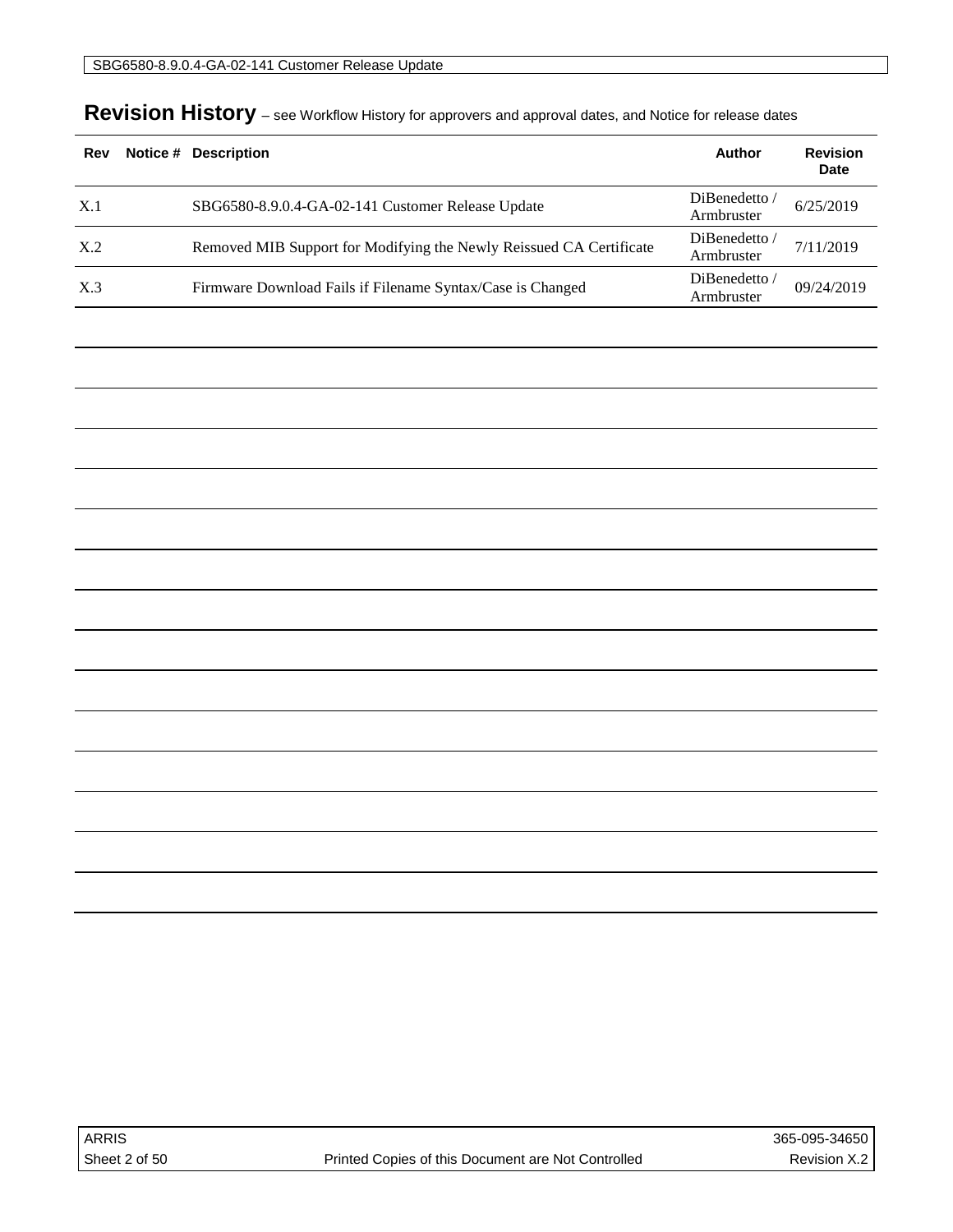## Revision History – see Workflow History for approvers and approval dates, and Notice for release dates

| Rev | Notice # | Description | Author | Revision Date |
|---|---|---|---|---|
| X.1 | | SBG6580-8.9.0.4-GA-02-141 Customer Release Update | DiBenedetto / Armbruster | 6/25/2019 |
| X.2 | | Removed MIB Support for Modifying the Newly Reissued CA Certificate | DiBenedetto / Armbruster | 7/11/2019 |
| X.3 | | Firmware Download Fails if Filename Syntax/Case is Changed | DiBenedetto / Armbruster | 09/24/2019 |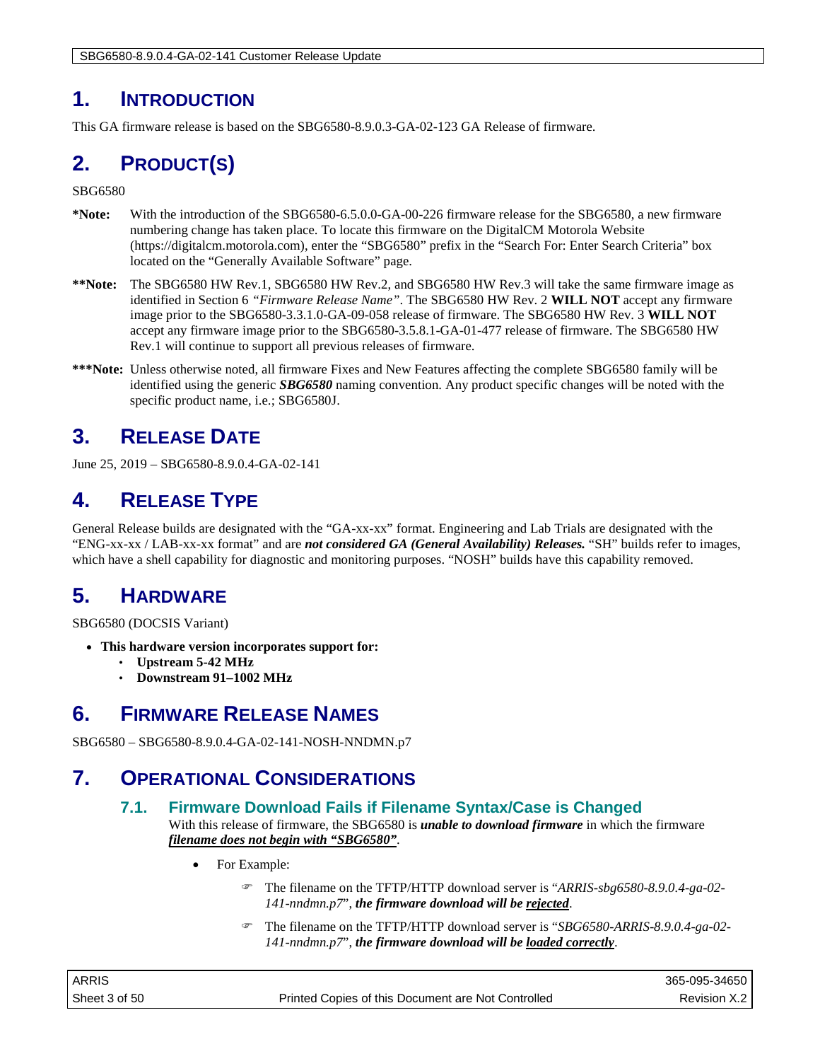# 1. INTRODUCTION

This GA firmware release is based on the SBG6580-8.9.0.3-GA-02-123 GA Release of firmware.

# 2. PRODUCT(S)

SBG6580

**\*Note:** With the introduction of the SBG6580-6.5.0.0-GA-00-226 firmware release for the SBG6580, a new firmware numbering change has taken place. To locate this firmware on the DigitalCM Motorola Website (https://digitalcm.motorola.com), enter the "SBG6580" prefix in the "Search For: Enter Search Criteria" box located on the "Generally Available Software" page.

**\*\*Note:** The SBG6580 HW Rev.1, SBG6580 HW Rev.2, and SBG6580 HW Rev.3 will take the same firmware image as identified in Section 6 *"Firmware Release Name"*. The SBG6580 HW Rev. 2 **WILL NOT** accept any firmware image prior to the SBG6580-3.3.1.0-GA-09-058 release of firmware. The SBG6580 HW Rev. 3 **WILL NOT** accept any firmware image prior to the SBG6580-3.5.8.1-GA-01-477 release of firmware. The SBG6580 HW Rev.1 will continue to support all previous releases of firmware.

**\*\*\*Note:** Unless otherwise noted, all firmware Fixes and New Features affecting the complete SBG6580 family will be identified using the generic ***SBG6580*** naming convention. Any product specific changes will be noted with the specific product name, i.e.; SBG6580J.

# 3. RELEASE DATE

June 25, 2019 – SBG6580-8.9.0.4-GA-02-141

# 4. RELEASE TYPE

General Release builds are designated with the "GA-xx-xx" format. Engineering and Lab Trials are designated with the "ENG-xx-xx / LAB-xx-xx format" and are ***not considered GA (General Availability) Releases.*** "SH" builds refer to images, which have a shell capability for diagnostic and monitoring purposes. "NOSH" builds have this capability removed.

# 5. HARDWARE

SBG6580 (DOCSIS Variant)

- **This hardware version incorporates support for:**
  - **Upstream 5-42 MHz**
  - **Downstream 91–1002 MHz**

# 6. FIRMWARE RELEASE NAMES

SBG6580 – SBG6580-8.9.0.4-GA-02-141-NOSH-NNDMN.p7

# 7. OPERATIONAL CONSIDERATIONS

## 7.1. Firmware Download Fails if Filename Syntax/Case is Changed

With this release of firmware, the SBG6580 is ***unable to download firmware*** in which the firmware ***filename does not begin with "SBG6580"***.

- For Example:
  - The filename on the TFTP/HTTP download server is "*ARRIS-sbg6580-8.9.0.4-ga-02-141-nndmn.p7*", ***the firmware download will be rejected***.
  - The filename on the TFTP/HTTP download server is "*SBG6580-ARRIS-8.9.0.4-ga-02-141-nndmn.p7*", ***the firmware download will be loaded correctly***.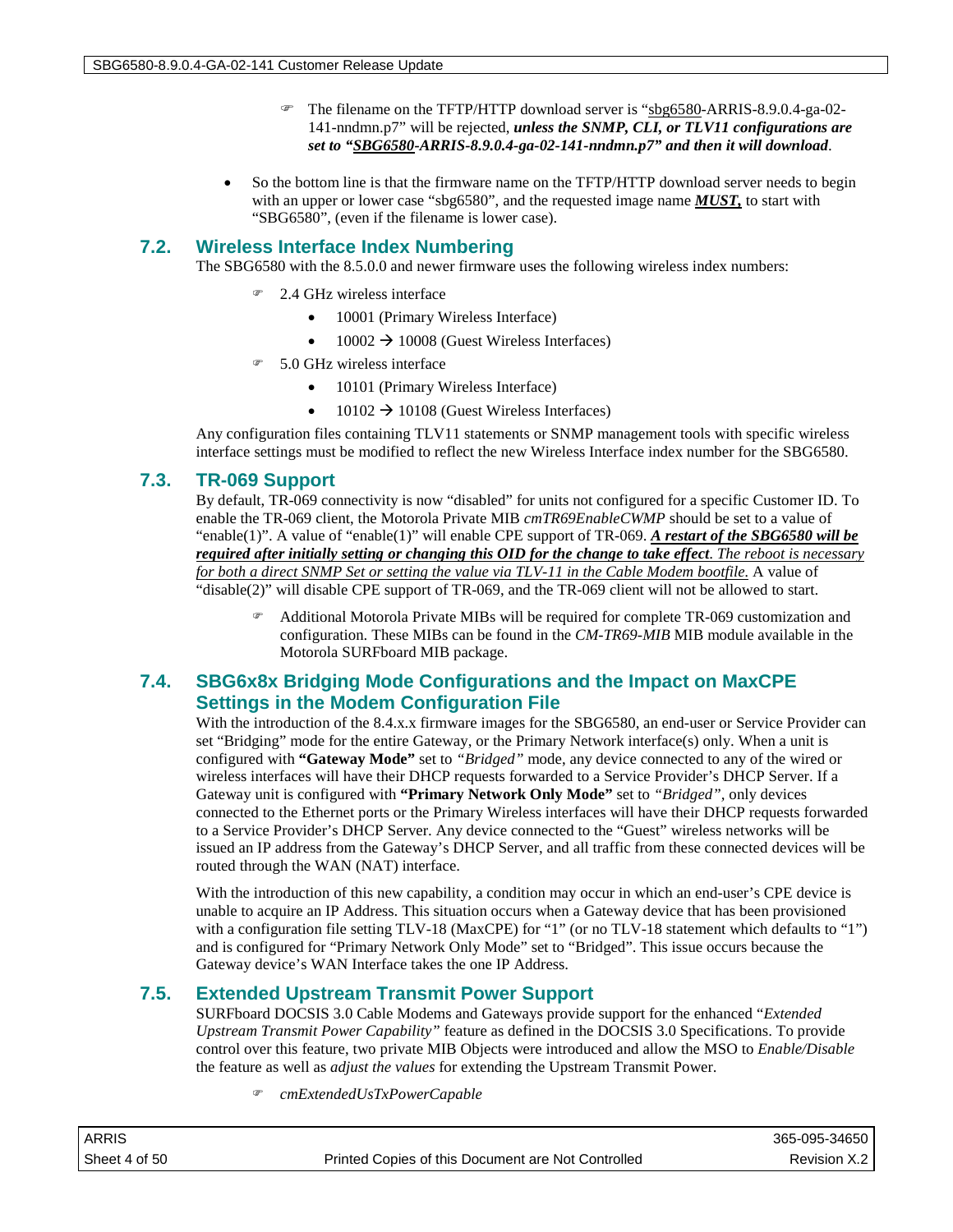- The filename on the TFTP/HTTP download server is "<u>sbg6580</u>-ARRIS-8.9.0.4-ga-02-141-nndmn.p7" will be rejected, ***unless the SNMP, CLI, or TLV11 configurations are set to "<u>SBG6580</u>-ARRIS-8.9.0.4-ga-02-141-nndmn.p7" and then it will download***.

- So the bottom line is that the firmware name on the TFTP/HTTP download server needs to begin with an upper or lower case "sbg6580", and the requested image name ***<u>MUST,</u>*** to start with "SBG6580", (even if the filename is lower case).

## 7.2. Wireless Interface Index Numbering

The SBG6580 with the 8.5.0.0 and newer firmware uses the following wireless index numbers:

- 2.4 GHz wireless interface
  - 10001 (Primary Wireless Interface)
  - 10002 → 10008 (Guest Wireless Interfaces)
- 5.0 GHz wireless interface
  - 10101 (Primary Wireless Interface)
  - 10102 → 10108 (Guest Wireless Interfaces)

Any configuration files containing TLV11 statements or SNMP management tools with specific wireless interface settings must be modified to reflect the new Wireless Interface index number for the SBG6580.

## 7.3. TR-069 Support

By default, TR-069 connectivity is now "disabled" for units not configured for a specific Customer ID. To enable the TR-069 client, the Motorola Private MIB *cmTR69EnableCWMP* should be set to a value of "enable(1)". A value of "enable(1)" will enable CPE support of TR-069. ***<u>A restart of the SBG6580 will be required after initially setting or changing this OID for the change to take effect</u>***<u>*. The reboot is necessary for both a direct SNMP Set or setting the value via TLV-11 in the Cable Modem bootfile.*</u> A value of "disable(2)" will disable CPE support of TR-069, and the TR-069 client will not be allowed to start.

- Additional Motorola Private MIBs will be required for complete TR-069 customization and configuration. These MIBs can be found in the *CM-TR69-MIB* MIB module available in the Motorola SURFboard MIB package.

## 7.4. SBG6x8x Bridging Mode Configurations and the Impact on MaxCPE Settings in the Modem Configuration File

With the introduction of the 8.4.x.x firmware images for the SBG6580, an end-user or Service Provider can set "Bridging" mode for the entire Gateway, or the Primary Network interface(s) only. When a unit is configured with **"Gateway Mode"** set to *"Bridged"* mode, any device connected to any of the wired or wireless interfaces will have their DHCP requests forwarded to a Service Provider's DHCP Server. If a Gateway unit is configured with **"Primary Network Only Mode"** set to *"Bridged"*, only devices connected to the Ethernet ports or the Primary Wireless interfaces will have their DHCP requests forwarded to a Service Provider's DHCP Server. Any device connected to the "Guest" wireless networks will be issued an IP address from the Gateway's DHCP Server, and all traffic from these connected devices will be routed through the WAN (NAT) interface.

With the introduction of this new capability, a condition may occur in which an end-user's CPE device is unable to acquire an IP Address. This situation occurs when a Gateway device that has been provisioned with a configuration file setting TLV-18 (MaxCPE) for "1" (or no TLV-18 statement which defaults to "1") and is configured for "Primary Network Only Mode" set to "Bridged". This issue occurs because the Gateway device's WAN Interface takes the one IP Address.

## 7.5. Extended Upstream Transmit Power Support

SURFboard DOCSIS 3.0 Cable Modems and Gateways provide support for the enhanced "*Extended Upstream Transmit Power Capability"* feature as defined in the DOCSIS 3.0 Specifications. To provide control over this feature, two private MIB Objects were introduced and allow the MSO to *Enable/Disable* the feature as well as *adjust the values* for extending the Upstream Transmit Power.

- *cmExtendedUsTxPowerCapable*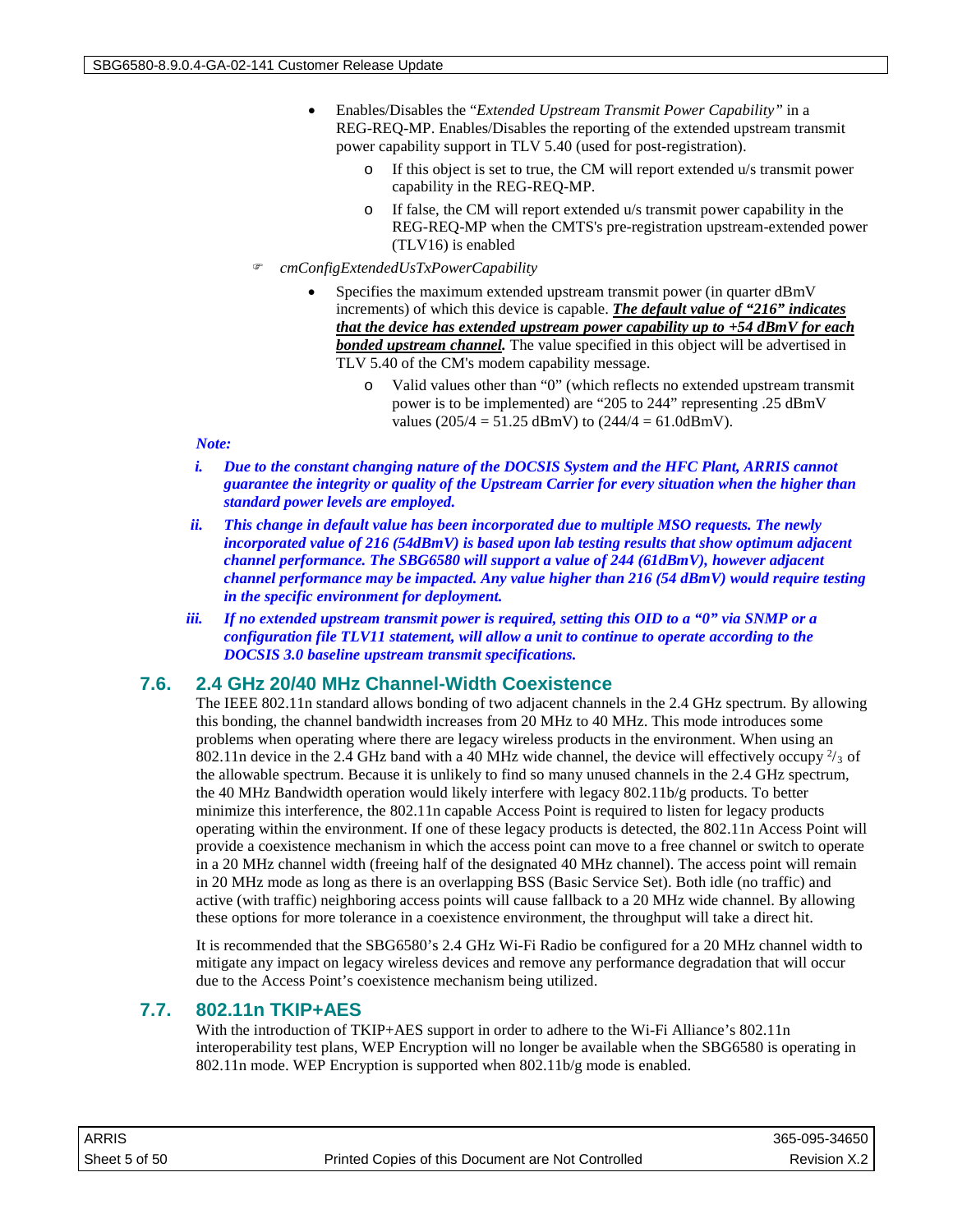- Enables/Disables the "*Extended Upstream Transmit Power Capability"* in a REG-REQ-MP. Enables/Disables the reporting of the extended upstream transmit power capability support in TLV 5.40 (used for post-registration).
  - If this object is set to true, the CM will report extended u/s transmit power capability in the REG-REQ-MP.
  - If false, the CM will report extended u/s transmit power capability in the REG-REQ-MP when the CMTS's pre-registration upstream-extended power (TLV16) is enabled

☞ *cmConfigExtendedUsTxPowerCapability*

- Specifies the maximum extended upstream transmit power (in quarter dBmV increments) of which this device is capable. ***The default value of "216" indicates that the device has extended upstream power capability up to +54 dBmV for each bonded upstream channel.*** The value specified in this object will be advertised in TLV 5.40 of the CM's modem capability message.
  - Valid values other than "0" (which reflects no extended upstream transmit power is to be implemented) are "205 to 244" representing .25 dBmV values (205/4 = 51.25 dBmV) to (244/4 = 61.0dBmV).

***Note:***

*i.* ***Due to the constant changing nature of the DOCSIS System and the HFC Plant, ARRIS cannot guarantee the integrity or quality of the Upstream Carrier for every situation when the higher than standard power levels are employed.***

*ii.* ***This change in default value has been incorporated due to multiple MSO requests. The newly incorporated value of 216 (54dBmV) is based upon lab testing results that show optimum adjacent channel performance. The SBG6580 will support a value of 244 (61dBmV), however adjacent channel performance may be impacted. Any value higher than 216 (54 dBmV) would require testing in the specific environment for deployment.***

*iii.* ***If no extended upstream transmit power is required, setting this OID to a "0" via SNMP or a configuration file TLV11 statement, will allow a unit to continue to operate according to the DOCSIS 3.0 baseline upstream transmit specifications.***

## 7.6. 2.4 GHz 20/40 MHz Channel-Width Coexistence

The IEEE 802.11n standard allows bonding of two adjacent channels in the 2.4 GHz spectrum. By allowing this bonding, the channel bandwidth increases from 20 MHz to 40 MHz. This mode introduces some problems when operating where there are legacy wireless products in the environment. When using an 802.11n device in the 2.4 GHz band with a 40 MHz wide channel, the device will effectively occupy $^{2}/_{3}$ of the allowable spectrum. Because it is unlikely to find so many unused channels in the 2.4 GHz spectrum, the 40 MHz Bandwidth operation would likely interfere with legacy 802.11b/g products. To better minimize this interference, the 802.11n capable Access Point is required to listen for legacy products operating within the environment. If one of these legacy products is detected, the 802.11n Access Point will provide a coexistence mechanism in which the access point can move to a free channel or switch to operate in a 20 MHz channel width (freeing half of the designated 40 MHz channel). The access point will remain in 20 MHz mode as long as there is an overlapping BSS (Basic Service Set). Both idle (no traffic) and active (with traffic) neighboring access points will cause fallback to a 20 MHz wide channel. By allowing these options for more tolerance in a coexistence environment, the throughput will take a direct hit.

It is recommended that the SBG6580's 2.4 GHz Wi-Fi Radio be configured for a 20 MHz channel width to mitigate any impact on legacy wireless devices and remove any performance degradation that will occur due to the Access Point's coexistence mechanism being utilized.

## 7.7. 802.11n TKIP+AES

With the introduction of TKIP+AES support in order to adhere to the Wi-Fi Alliance's 802.11n interoperability test plans, WEP Encryption will no longer be available when the SBG6580 is operating in 802.11n mode. WEP Encryption is supported when 802.11b/g mode is enabled.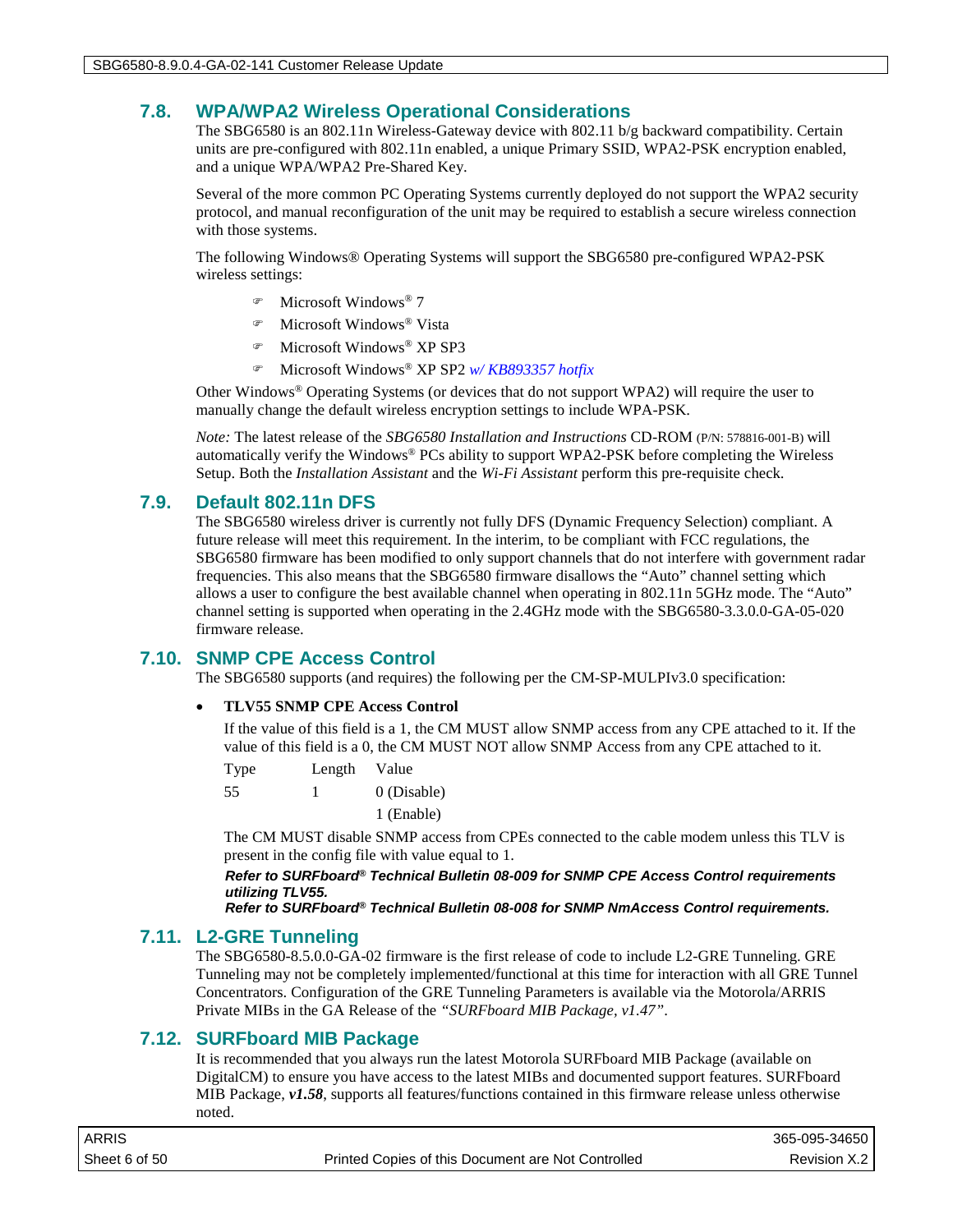## 7.8. WPA/WPA2 Wireless Operational Considerations

The SBG6580 is an 802.11n Wireless-Gateway device with 802.11 b/g backward compatibility. Certain units are pre-configured with 802.11n enabled, a unique Primary SSID, WPA2-PSK encryption enabled, and a unique WPA/WPA2 Pre-Shared Key.

Several of the more common PC Operating Systems currently deployed do not support the WPA2 security protocol, and manual reconfiguration of the unit may be required to establish a secure wireless connection with those systems.

The following Windows® Operating Systems will support the SBG6580 pre-configured WPA2-PSK wireless settings:

- Microsoft Windows® 7
- Microsoft Windows® Vista
- Microsoft Windows® XP SP3
- Microsoft Windows® XP SP2 *w/ KB893357 hotfix*

Other Windows® Operating Systems (or devices that do not support WPA2) will require the user to manually change the default wireless encryption settings to include WPA-PSK.

*Note:* The latest release of the *SBG6580 Installation and Instructions* CD-ROM (P/N: 578816-001-B) will automatically verify the Windows® PCs ability to support WPA2-PSK before completing the Wireless Setup. Both the *Installation Assistant* and the *Wi-Fi Assistant* perform this pre-requisite check.

## 7.9. Default 802.11n DFS

The SBG6580 wireless driver is currently not fully DFS (Dynamic Frequency Selection) compliant. A future release will meet this requirement. In the interim, to be compliant with FCC regulations, the SBG6580 firmware has been modified to only support channels that do not interfere with government radar frequencies. This also means that the SBG6580 firmware disallows the “Auto” channel setting which allows a user to configure the best available channel when operating in 802.11n 5GHz mode. The “Auto” channel setting is supported when operating in the 2.4GHz mode with the SBG6580-3.3.0.0-GA-05-020 firmware release.

## 7.10. SNMP CPE Access Control

The SBG6580 supports (and requires) the following per the CM-SP-MULPIv3.0 specification:

- **TLV55 SNMP CPE Access Control**

  If the value of this field is a 1, the CM MUST allow SNMP access from any CPE attached to it. If the value of this field is a 0, the CM MUST NOT allow SNMP Access from any CPE attached to it.

  | Type | Length | Value |
  |---|---|---|
  | 55 | 1 | 0 (Disable) |
  | | | 1 (Enable) |

  The CM MUST disable SNMP access from CPEs connected to the cable modem unless this TLV is present in the config file with value equal to 1.

  ***Refer to SURFboard® Technical Bulletin 08-009 for SNMP CPE Access Control requirements utilizing TLV55.***
  ***Refer to SURFboard® Technical Bulletin 08-008 for SNMP NmAccess Control requirements.***

## 7.11. L2-GRE Tunneling

The SBG6580-8.5.0.0-GA-02 firmware is the first release of code to include L2-GRE Tunneling. GRE Tunneling may not be completely implemented/functional at this time for interaction with all GRE Tunnel Concentrators. Configuration of the GRE Tunneling Parameters is available via the Motorola/ARRIS Private MIBs in the GA Release of the *“SURFboard MIB Package, v1.47”*.

## 7.12. SURFboard MIB Package

It is recommended that you always run the latest Motorola SURFboard MIB Package (available on DigitalCM) to ensure you have access to the latest MIBs and documented support features. SURFboard MIB Package, ***v1.58***, supports all features/functions contained in this firmware release unless otherwise noted.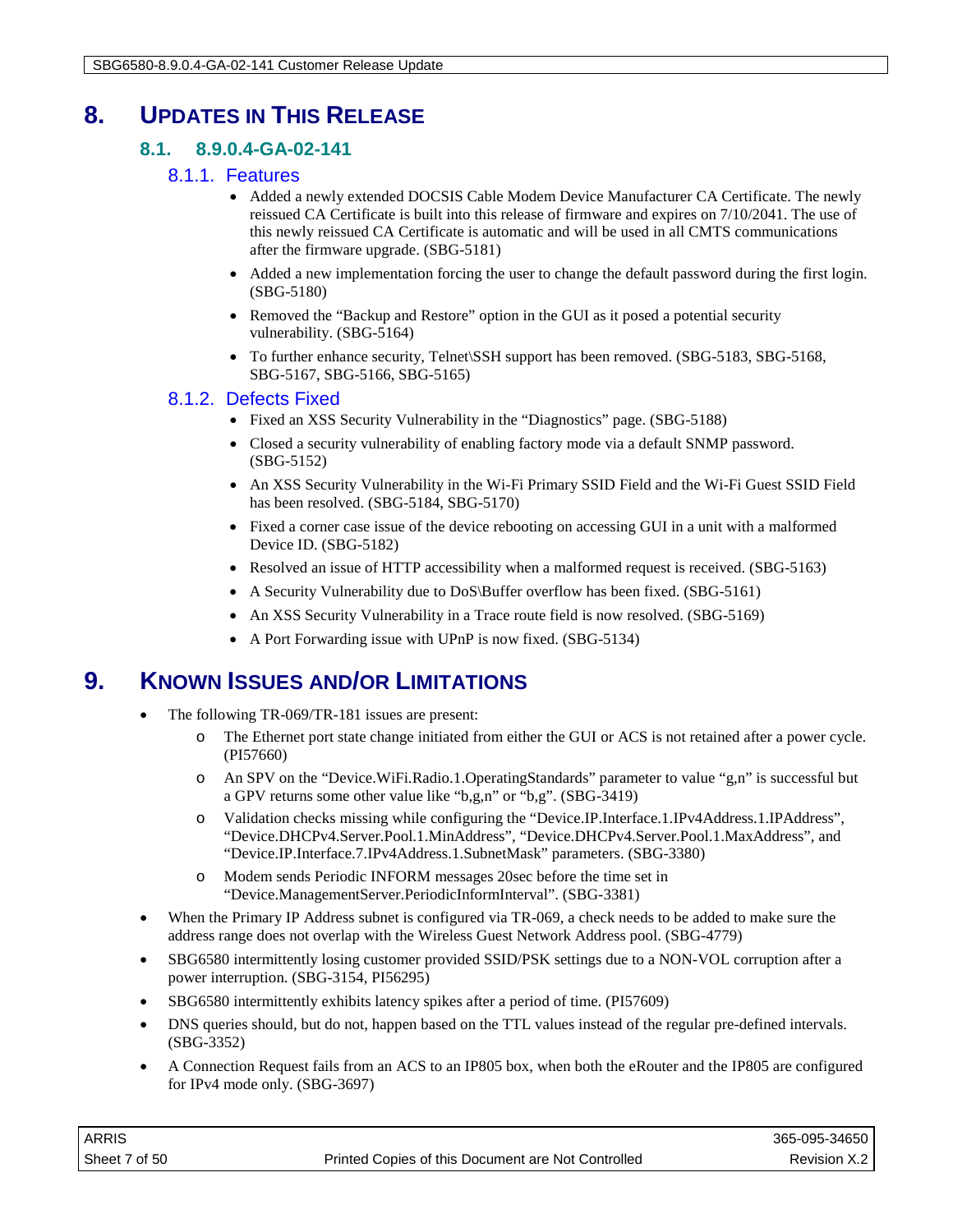# 8. UPDATES IN THIS RELEASE

## 8.1. 8.9.0.4-GA-02-141

### 8.1.1. Features

- Added a newly extended DOCSIS Cable Modem Device Manufacturer CA Certificate. The newly reissued CA Certificate is built into this release of firmware and expires on 7/10/2041. The use of this newly reissued CA Certificate is automatic and will be used in all CMTS communications after the firmware upgrade. (SBG-5181)
- Added a new implementation forcing the user to change the default password during the first login. (SBG-5180)
- Removed the “Backup and Restore” option in the GUI as it posed a potential security vulnerability. (SBG-5164)
- To further enhance security, Telnet\SSH support has been removed. (SBG-5183, SBG-5168, SBG-5167, SBG-5166, SBG-5165)

### 8.1.2. Defects Fixed

- Fixed an XSS Security Vulnerability in the “Diagnostics” page. (SBG-5188)
- Closed a security vulnerability of enabling factory mode via a default SNMP password. (SBG-5152)
- An XSS Security Vulnerability in the Wi-Fi Primary SSID Field and the Wi-Fi Guest SSID Field has been resolved. (SBG-5184, SBG-5170)
- Fixed a corner case issue of the device rebooting on accessing GUI in a unit with a malformed Device ID. (SBG-5182)
- Resolved an issue of HTTP accessibility when a malformed request is received. (SBG-5163)
- A Security Vulnerability due to DoS\Buffer overflow has been fixed. (SBG-5161)
- An XSS Security Vulnerability in a Trace route field is now resolved. (SBG-5169)
- A Port Forwarding issue with UPnP is now fixed. (SBG-5134)

# 9. KNOWN ISSUES AND/OR LIMITATIONS

- The following TR-069/TR-181 issues are present:
  - The Ethernet port state change initiated from either the GUI or ACS is not retained after a power cycle. (PI57660)
  - An SPV on the “Device.WiFi.Radio.1.OperatingStandards” parameter to value “g,n” is successful but a GPV returns some other value like “b,g,n” or “b,g”. (SBG-3419)
  - Validation checks missing while configuring the “Device.IP.Interface.1.IPv4Address.1.IPAddress”, “Device.DHCPv4.Server.Pool.1.MinAddress”, “Device.DHCPv4.Server.Pool.1.MaxAddress”, and “Device.IP.Interface.7.IPv4Address.1.SubnetMask” parameters. (SBG-3380)
  - Modem sends Periodic INFORM messages 20sec before the time set in “Device.ManagementServer.PeriodicInformInterval”. (SBG-3381)
- When the Primary IP Address subnet is configured via TR-069, a check needs to be added to make sure the address range does not overlap with the Wireless Guest Network Address pool. (SBG-4779)
- SBG6580 intermittently losing customer provided SSID/PSK settings due to a NON-VOL corruption after a power interruption. (SBG-3154, PI56295)
- SBG6580 intermittently exhibits latency spikes after a period of time. (PI57609)
- DNS queries should, but do not, happen based on the TTL values instead of the regular pre-defined intervals. (SBG-3352)
- A Connection Request fails from an ACS to an IP805 box, when both the eRouter and the IP805 are configured for IPv4 mode only. (SBG-3697)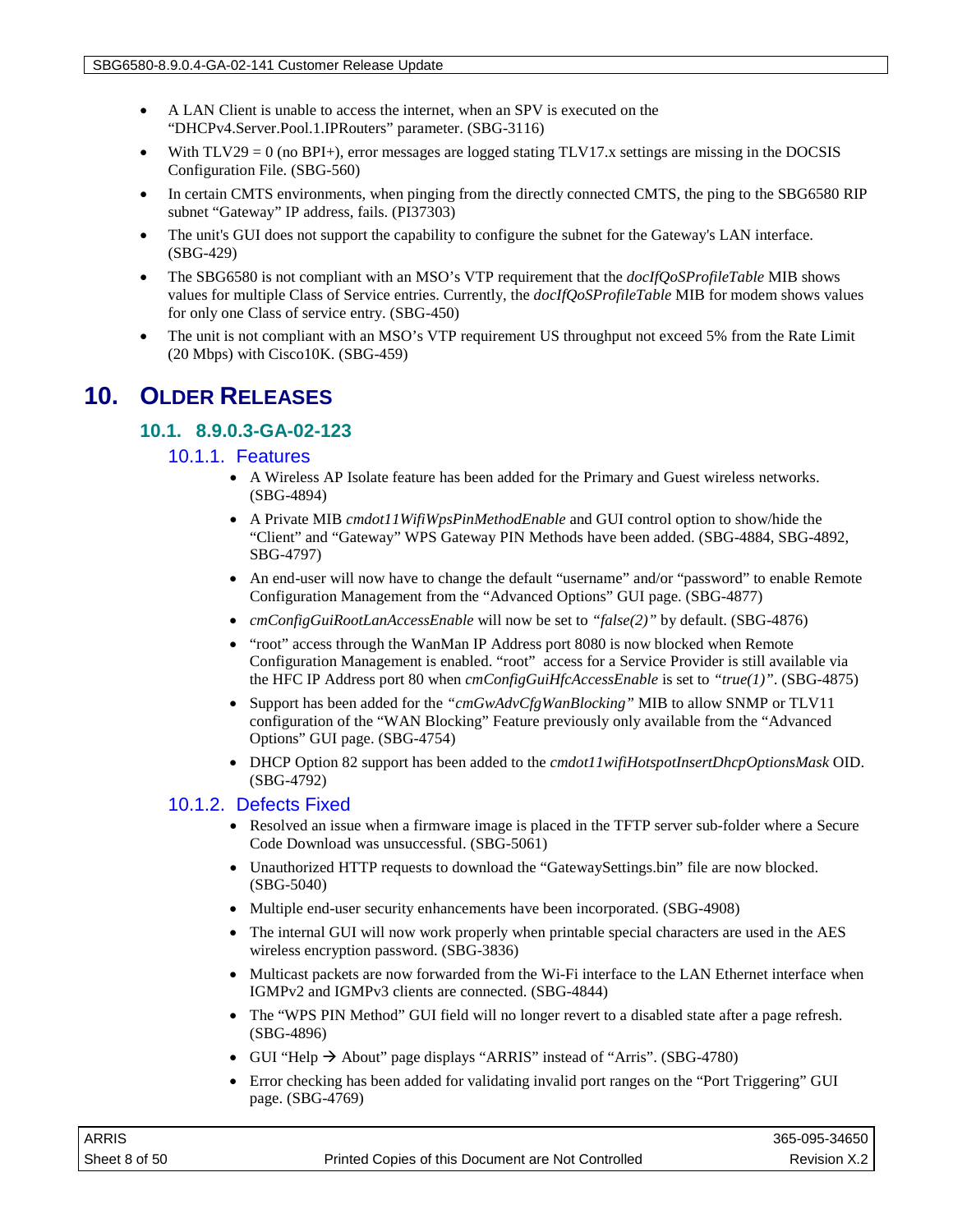- A LAN Client is unable to access the internet, when an SPV is executed on the "DHCPv4.Server.Pool.1.IPRouters" parameter. (SBG-3116)
- With TLV29 = 0 (no BPI+), error messages are logged stating TLV17.x settings are missing in the DOCSIS Configuration File. (SBG-560)
- In certain CMTS environments, when pinging from the directly connected CMTS, the ping to the SBG6580 RIP subnet "Gateway" IP address, fails. (PI37303)
- The unit's GUI does not support the capability to configure the subnet for the Gateway's LAN interface. (SBG-429)
- The SBG6580 is not compliant with an MSO's VTP requirement that the *docIfQoSProfileTable* MIB shows values for multiple Class of Service entries. Currently, the *docIfQoSProfileTable* MIB for modem shows values for only one Class of service entry. (SBG-450)
- The unit is not compliant with an MSO's VTP requirement US throughput not exceed 5% from the Rate Limit (20 Mbps) with Cisco10K. (SBG-459)

# 10. Older Releases

## 10.1. 8.9.0.3-GA-02-123

### 10.1.1. Features

- A Wireless AP Isolate feature has been added for the Primary and Guest wireless networks. (SBG-4894)
- A Private MIB *cmdot11WifiWpsPinMethodEnable* and GUI control option to show/hide the "Client" and "Gateway" WPS Gateway PIN Methods have been added. (SBG-4884, SBG-4892, SBG-4797)
- An end-user will now have to change the default "username" and/or "password" to enable Remote Configuration Management from the "Advanced Options" GUI page. (SBG-4877)
- *cmConfigGuiRootLanAccessEnable* will now be set to *"false(2)"* by default. (SBG-4876)
- "root" access through the WanMan IP Address port 8080 is now blocked when Remote Configuration Management is enabled. "root" access for a Service Provider is still available via the HFC IP Address port 80 when *cmConfigGuiHfcAccessEnable* is set to *"true(1)"*. (SBG-4875)
- Support has been added for the *"cmGwAdvCfgWanBlocking"* MIB to allow SNMP or TLV11 configuration of the "WAN Blocking" Feature previously only available from the "Advanced Options" GUI page. (SBG-4754)
- DHCP Option 82 support has been added to the *cmdot11wifiHotspotInsertDhcpOptionsMask* OID. (SBG-4792)

### 10.1.2. Defects Fixed

- Resolved an issue when a firmware image is placed in the TFTP server sub-folder where a Secure Code Download was unsuccessful. (SBG-5061)
- Unauthorized HTTP requests to download the "GatewaySettings.bin" file are now blocked. (SBG-5040)
- Multiple end-user security enhancements have been incorporated. (SBG-4908)
- The internal GUI will now work properly when printable special characters are used in the AES wireless encryption password. (SBG-3836)
- Multicast packets are now forwarded from the Wi-Fi interface to the LAN Ethernet interface when IGMPv2 and IGMPv3 clients are connected. (SBG-4844)
- The "WPS PIN Method" GUI field will no longer revert to a disabled state after a page refresh. (SBG-4896)
- GUI "Help → About" page displays "ARRIS" instead of "Arris". (SBG-4780)
- Error checking has been added for validating invalid port ranges on the "Port Triggering" GUI page. (SBG-4769)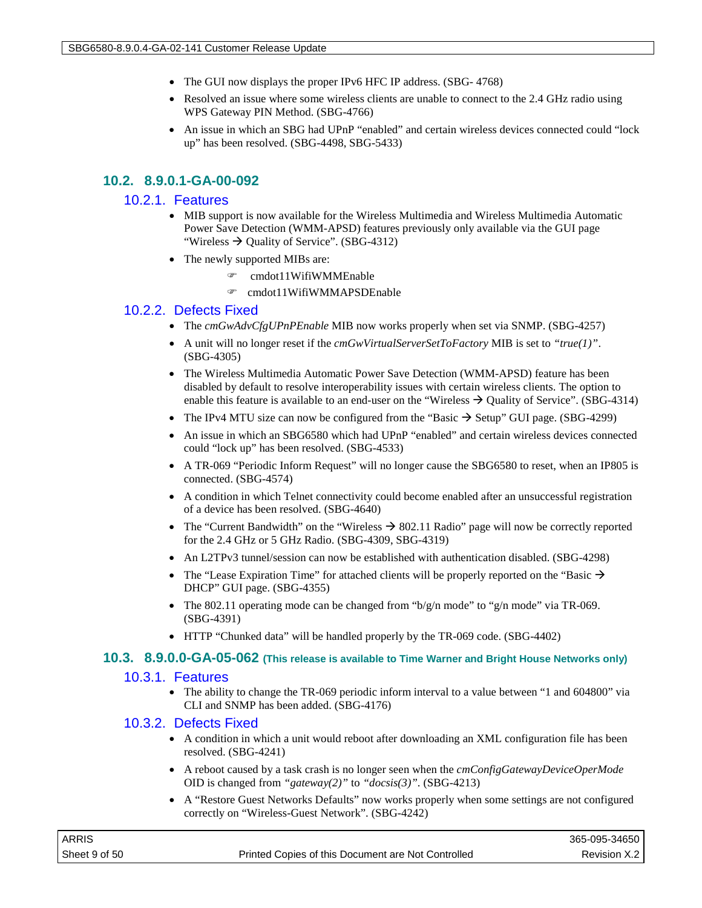- The GUI now displays the proper IPv6 HFC IP address. (SBG- 4768)
- Resolved an issue where some wireless clients are unable to connect to the 2.4 GHz radio using WPS Gateway PIN Method. (SBG-4766)
- An issue in which an SBG had UPnP “enabled” and certain wireless devices connected could “lock up” has been resolved. (SBG-4498, SBG-5433)

## 10.2. 8.9.0.1-GA-00-092

### 10.2.1. Features

- MIB support is now available for the Wireless Multimedia and Wireless Multimedia Automatic Power Save Detection (WMM-APSD) features previously only available via the GUI page “Wireless → Quality of Service”. (SBG-4312)
- The newly supported MIBs are:
  - cmdot11WifiWMMEnable
  - cmdot11WifiWMMAPSDEnable

### 10.2.2. Defects Fixed

- The *cmGwAdvCfgUPnPEnable* MIB now works properly when set via SNMP. (SBG-4257)
- A unit will no longer reset if the *cmGwVirtualServerSetToFactory* MIB is set to *“true(1)”*. (SBG-4305)
- The Wireless Multimedia Automatic Power Save Detection (WMM-APSD) feature has been disabled by default to resolve interoperability issues with certain wireless clients. The option to enable this feature is available to an end-user on the “Wireless → Quality of Service”. (SBG-4314)
- The IPv4 MTU size can now be configured from the “Basic → Setup” GUI page. (SBG-4299)
- An issue in which an SBG6580 which had UPnP “enabled” and certain wireless devices connected could “lock up” has been resolved. (SBG-4533)
- A TR-069 “Periodic Inform Request” will no longer cause the SBG6580 to reset, when an IP805 is connected. (SBG-4574)
- A condition in which Telnet connectivity could become enabled after an unsuccessful registration of a device has been resolved. (SBG-4640)
- The “Current Bandwidth” on the “Wireless → 802.11 Radio” page will now be correctly reported for the 2.4 GHz or 5 GHz Radio. (SBG-4309, SBG-4319)
- An L2TPv3 tunnel/session can now be established with authentication disabled. (SBG-4298)
- The “Lease Expiration Time” for attached clients will be properly reported on the “Basic → DHCP” GUI page. (SBG-4355)
- The 802.11 operating mode can be changed from “b/g/n mode” to “g/n mode” via TR-069. (SBG-4391)
- HTTP “Chunked data” will be handled properly by the TR-069 code. (SBG-4402)

## 10.3. 8.9.0.0-GA-05-062 (This release is available to Time Warner and Bright House Networks only)

### 10.3.1. Features

- The ability to change the TR-069 periodic inform interval to a value between “1 and 604800” via CLI and SNMP has been added. (SBG-4176)

### 10.3.2. Defects Fixed

- A condition in which a unit would reboot after downloading an XML configuration file has been resolved. (SBG-4241)
- A reboot caused by a task crash is no longer seen when the *cmConfigGatewayDeviceOperMode* OID is changed from *“gateway(2)”* to *“docsis(3)”*. (SBG-4213)
- A “Restore Guest Networks Defaults” now works properly when some settings are not configured correctly on “Wireless-Guest Network”. (SBG-4242)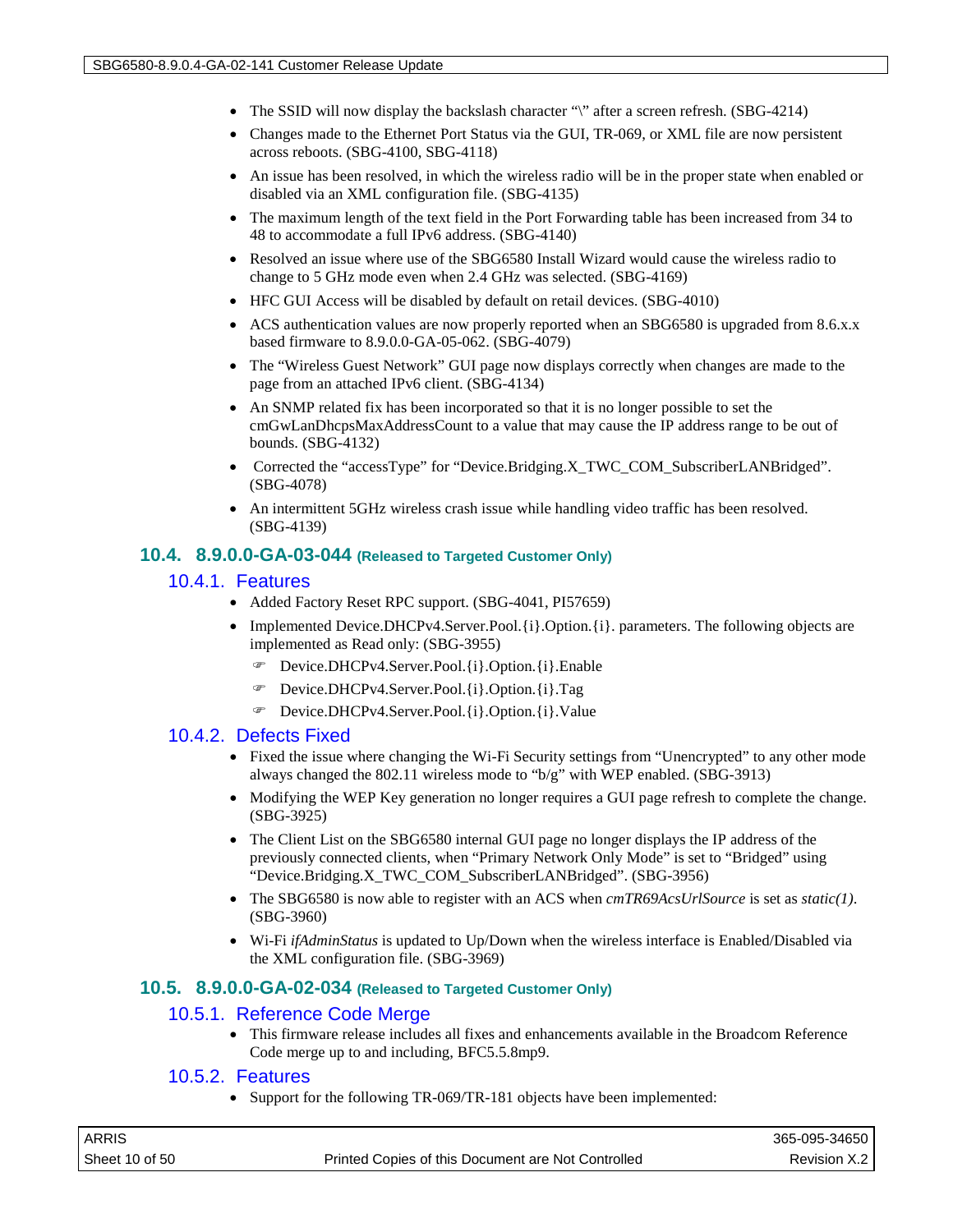- The SSID will now display the backslash character "\" after a screen refresh. (SBG-4214)
- Changes made to the Ethernet Port Status via the GUI, TR-069, or XML file are now persistent across reboots. (SBG-4100, SBG-4118)
- An issue has been resolved, in which the wireless radio will be in the proper state when enabled or disabled via an XML configuration file. (SBG-4135)
- The maximum length of the text field in the Port Forwarding table has been increased from 34 to 48 to accommodate a full IPv6 address. (SBG-4140)
- Resolved an issue where use of the SBG6580 Install Wizard would cause the wireless radio to change to 5 GHz mode even when 2.4 GHz was selected. (SBG-4169)
- HFC GUI Access will be disabled by default on retail devices. (SBG-4010)
- ACS authentication values are now properly reported when an SBG6580 is upgraded from 8.6.x.x based firmware to 8.9.0.0-GA-05-062. (SBG-4079)
- The "Wireless Guest Network" GUI page now displays correctly when changes are made to the page from an attached IPv6 client. (SBG-4134)
- An SNMP related fix has been incorporated so that it is no longer possible to set the cmGwLanDhcpsMaxAddressCount to a value that may cause the IP address range to be out of bounds. (SBG-4132)
- Corrected the "accessType" for "Device.Bridging.X_TWC_COM_SubscriberLANBridged". (SBG-4078)
- An intermittent 5GHz wireless crash issue while handling video traffic has been resolved. (SBG-4139)

## 10.4. 8.9.0.0-GA-03-044 (Released to Targeted Customer Only)

### 10.4.1. Features

- Added Factory Reset RPC support. (SBG-4041, PI57659)
- Implemented Device.DHCPv4.Server.Pool.{i}.Option.{i}. parameters. The following objects are implemented as Read only: (SBG-3955)
  - Device.DHCPv4.Server.Pool.{i}.Option.{i}.Enable
  - Device.DHCPv4.Server.Pool.{i}.Option.{i}.Tag
  - Device.DHCPv4.Server.Pool.{i}.Option.{i}.Value

### 10.4.2. Defects Fixed

- Fixed the issue where changing the Wi-Fi Security settings from "Unencrypted" to any other mode always changed the 802.11 wireless mode to "b/g" with WEP enabled. (SBG-3913)
- Modifying the WEP Key generation no longer requires a GUI page refresh to complete the change. (SBG-3925)
- The Client List on the SBG6580 internal GUI page no longer displays the IP address of the previously connected clients, when "Primary Network Only Mode" is set to "Bridged" using "Device.Bridging.X_TWC_COM_SubscriberLANBridged". (SBG-3956)
- The SBG6580 is now able to register with an ACS when *cmTR69AcsUrlSource* is set as *static(1)*. (SBG-3960)
- Wi-Fi *ifAdminStatus* is updated to Up/Down when the wireless interface is Enabled/Disabled via the XML configuration file. (SBG-3969)

## 10.5. 8.9.0.0-GA-02-034 (Released to Targeted Customer Only)

### 10.5.1. Reference Code Merge

- This firmware release includes all fixes and enhancements available in the Broadcom Reference Code merge up to and including, BFC5.5.8mp9.

### 10.5.2. Features

- Support for the following TR-069/TR-181 objects have been implemented: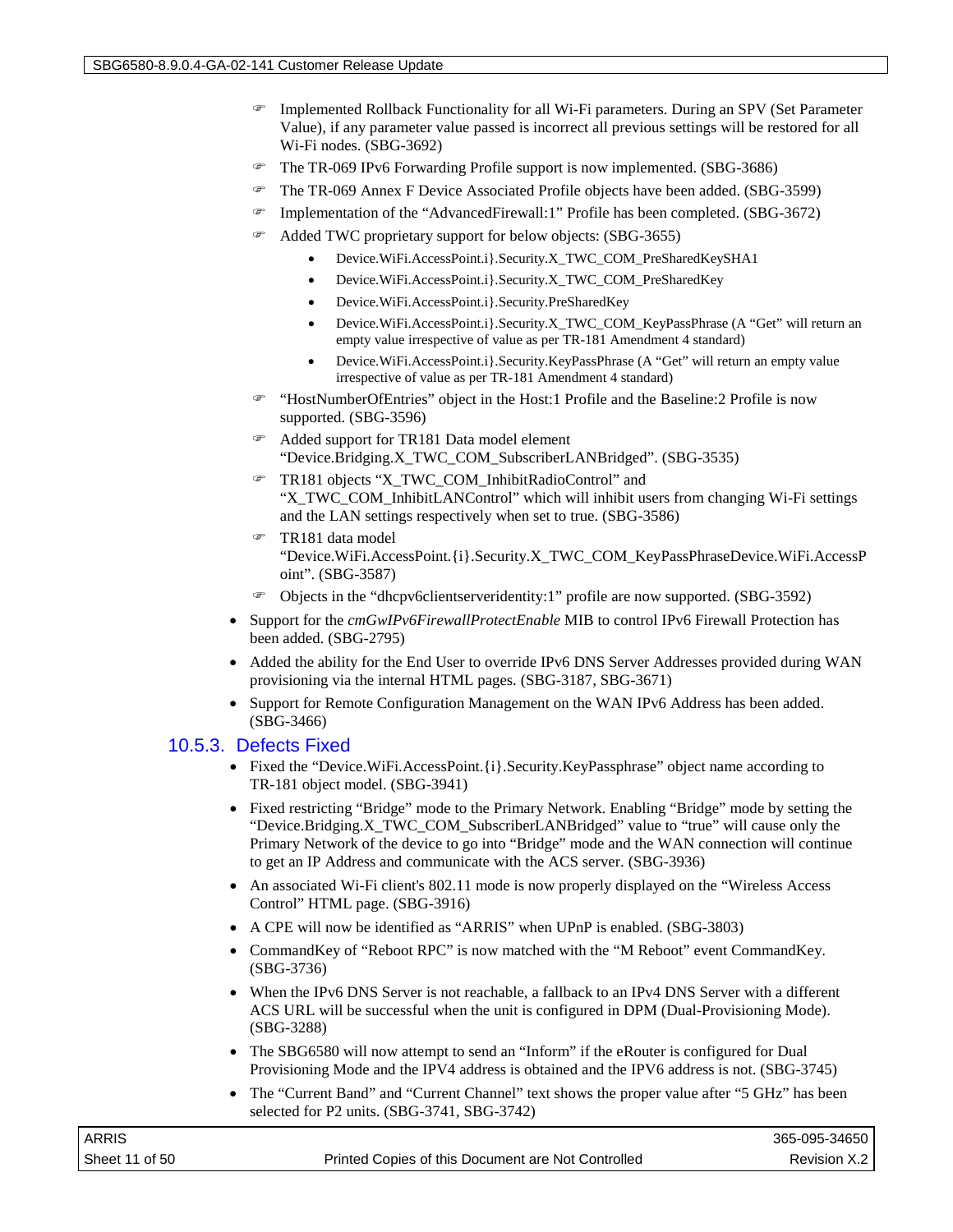- Implemented Rollback Functionality for all Wi-Fi parameters. During an SPV (Set Parameter Value), if any parameter value passed is incorrect all previous settings will be restored for all Wi-Fi nodes. (SBG-3692)
- The TR-069 IPv6 Forwarding Profile support is now implemented. (SBG-3686)
- The TR-069 Annex F Device Associated Profile objects have been added. (SBG-3599)
- Implementation of the “AdvancedFirewall:1” Profile has been completed. (SBG-3672)
- Added TWC proprietary support for below objects: (SBG-3655)
  - Device.WiFi.AccessPoint.i}.Security.X_TWC_COM_PreSharedKeySHA1
  - Device.WiFi.AccessPoint.i}.Security.X_TWC_COM_PreSharedKey
  - Device.WiFi.AccessPoint.i}.Security.PreSharedKey
  - Device.WiFi.AccessPoint.i}.Security.X_TWC_COM_KeyPassPhrase (A “Get” will return an empty value irrespective of value as per TR-181 Amendment 4 standard)
  - Device.WiFi.AccessPoint.i}.Security.KeyPassPhrase (A “Get” will return an empty value irrespective of value as per TR-181 Amendment 4 standard)
- “HostNumberOfEntries” object in the Host:1 Profile and the Baseline:2 Profile is now supported. (SBG-3596)
- Added support for TR181 Data model element “Device.Bridging.X_TWC_COM_SubscriberLANBridged”. (SBG-3535)
- TR181 objects “X_TWC_COM_InhibitRadioControl” and “X_TWC_COM_InhibitLANControl” which will inhibit users from changing Wi-Fi settings and the LAN settings respectively when set to true. (SBG-3586)
- TR181 data model “Device.WiFi.AccessPoint.{i}.Security.X_TWC_COM_KeyPassPhraseDevice.WiFi.AccessPoint”. (SBG-3587)
- Objects in the “dhcpv6clientserveridentity:1” profile are now supported. (SBG-3592)

- Support for the *cmGwIPv6FirewallProtectEnable* MIB to control IPv6 Firewall Protection has been added. (SBG-2795)
- Added the ability for the End User to override IPv6 DNS Server Addresses provided during WAN provisioning via the internal HTML pages. (SBG-3187, SBG-3671)
- Support for Remote Configuration Management on the WAN IPv6 Address has been added. (SBG-3466)

### 10.5.3. Defects Fixed

- Fixed the “Device.WiFi.AccessPoint.{i}.Security.KeyPassphrase” object name according to TR-181 object model. (SBG-3941)
- Fixed restricting “Bridge” mode to the Primary Network. Enabling “Bridge” mode by setting the “Device.Bridging.X_TWC_COM_SubscriberLANBridged” value to “true” will cause only the Primary Network of the device to go into “Bridge” mode and the WAN connection will continue to get an IP Address and communicate with the ACS server. (SBG-3936)
- An associated Wi-Fi client's 802.11 mode is now properly displayed on the “Wireless Access Control” HTML page. (SBG-3916)
- A CPE will now be identified as “ARRIS” when UPnP is enabled. (SBG-3803)
- CommandKey of “Reboot RPC” is now matched with the “M Reboot” event CommandKey. (SBG-3736)
- When the IPv6 DNS Server is not reachable, a fallback to an IPv4 DNS Server with a different ACS URL will be successful when the unit is configured in DPM (Dual-Provisioning Mode). (SBG-3288)
- The SBG6580 will now attempt to send an “Inform” if the eRouter is configured for Dual Provisioning Mode and the IPV4 address is obtained and the IPV6 address is not. (SBG-3745)
- The “Current Band” and “Current Channel” text shows the proper value after “5 GHz” has been selected for P2 units. (SBG-3741, SBG-3742)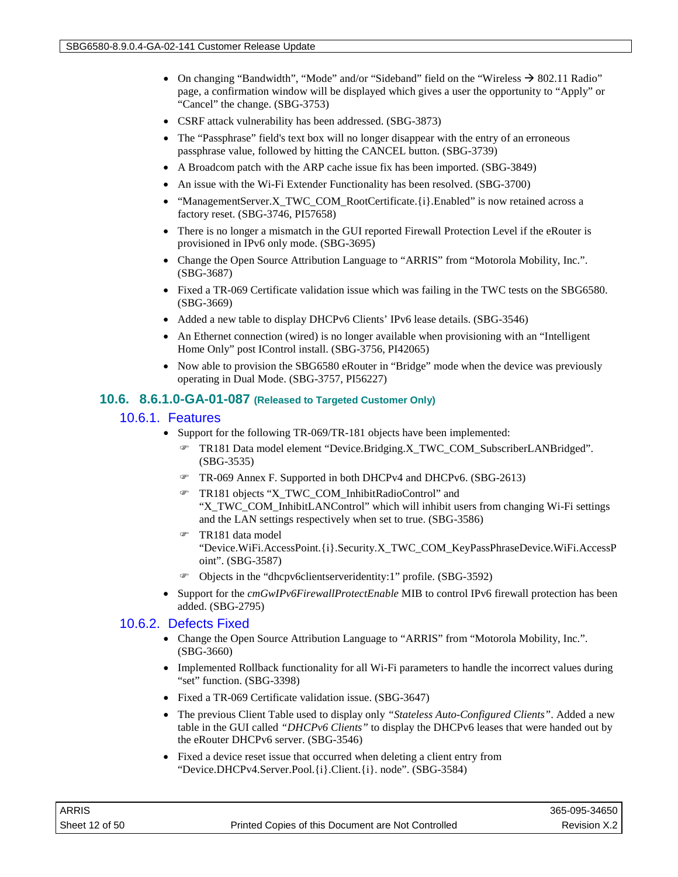- On changing "Bandwidth", "Mode" and/or "Sideband" field on the "Wireless → 802.11 Radio" page, a confirmation window will be displayed which gives a user the opportunity to "Apply" or "Cancel" the change. (SBG-3753)
- CSRF attack vulnerability has been addressed. (SBG-3873)
- The "Passphrase" field's text box will no longer disappear with the entry of an erroneous passphrase value, followed by hitting the CANCEL button. (SBG-3739)
- A Broadcom patch with the ARP cache issue fix has been imported. (SBG-3849)
- An issue with the Wi-Fi Extender Functionality has been resolved. (SBG-3700)
- "ManagementServer.X_TWC_COM_RootCertificate.{i}.Enabled" is now retained across a factory reset. (SBG-3746, PI57658)
- There is no longer a mismatch in the GUI reported Firewall Protection Level if the eRouter is provisioned in IPv6 only mode. (SBG-3695)
- Change the Open Source Attribution Language to "ARRIS" from "Motorola Mobility, Inc.". (SBG-3687)
- Fixed a TR-069 Certificate validation issue which was failing in the TWC tests on the SBG6580. (SBG-3669)
- Added a new table to display DHCPv6 Clients' IPv6 lease details. (SBG-3546)
- An Ethernet connection (wired) is no longer available when provisioning with an "Intelligent Home Only" post IControl install. (SBG-3756, PI42065)
- Now able to provision the SBG6580 eRouter in "Bridge" mode when the device was previously operating in Dual Mode. (SBG-3757, PI56227)

## 10.6. 8.6.1.0-GA-01-087 (Released to Targeted Customer Only)

### 10.6.1. Features

- Support for the following TR-069/TR-181 objects have been implemented:
  - TR181 Data model element "Device.Bridging.X_TWC_COM_SubscriberLANBridged". (SBG-3535)
  - TR-069 Annex F. Supported in both DHCPv4 and DHCPv6. (SBG-2613)
  - TR181 objects "X_TWC_COM_InhibitRadioControl" and "X_TWC_COM_InhibitLANControl" which will inhibit users from changing Wi-Fi settings and the LAN settings respectively when set to true. (SBG-3586)
  - TR181 data model "Device.WiFi.AccessPoint.{i}.Security.X_TWC_COM_KeyPassPhraseDevice.WiFi.AccessPoint". (SBG-3587)
  - Objects in the "dhcpv6clientserveridentity:1" profile. (SBG-3592)
- Support for the *cmGwIPv6FirewallProtectEnable* MIB to control IPv6 firewall protection has been added. (SBG-2795)

### 10.6.2. Defects Fixed

- Change the Open Source Attribution Language to "ARRIS" from "Motorola Mobility, Inc.". (SBG-3660)
- Implemented Rollback functionality for all Wi-Fi parameters to handle the incorrect values during "set" function. (SBG-3398)
- Fixed a TR-069 Certificate validation issue. (SBG-3647)
- The previous Client Table used to display only *"Stateless Auto-Configured Clients"*. Added a new table in the GUI called *"DHCPv6 Clients"* to display the DHCPv6 leases that were handed out by the eRouter DHCPv6 server. (SBG-3546)
- Fixed a device reset issue that occurred when deleting a client entry from "Device.DHCPv4.Server.Pool.{i}.Client.{i}. node". (SBG-3584)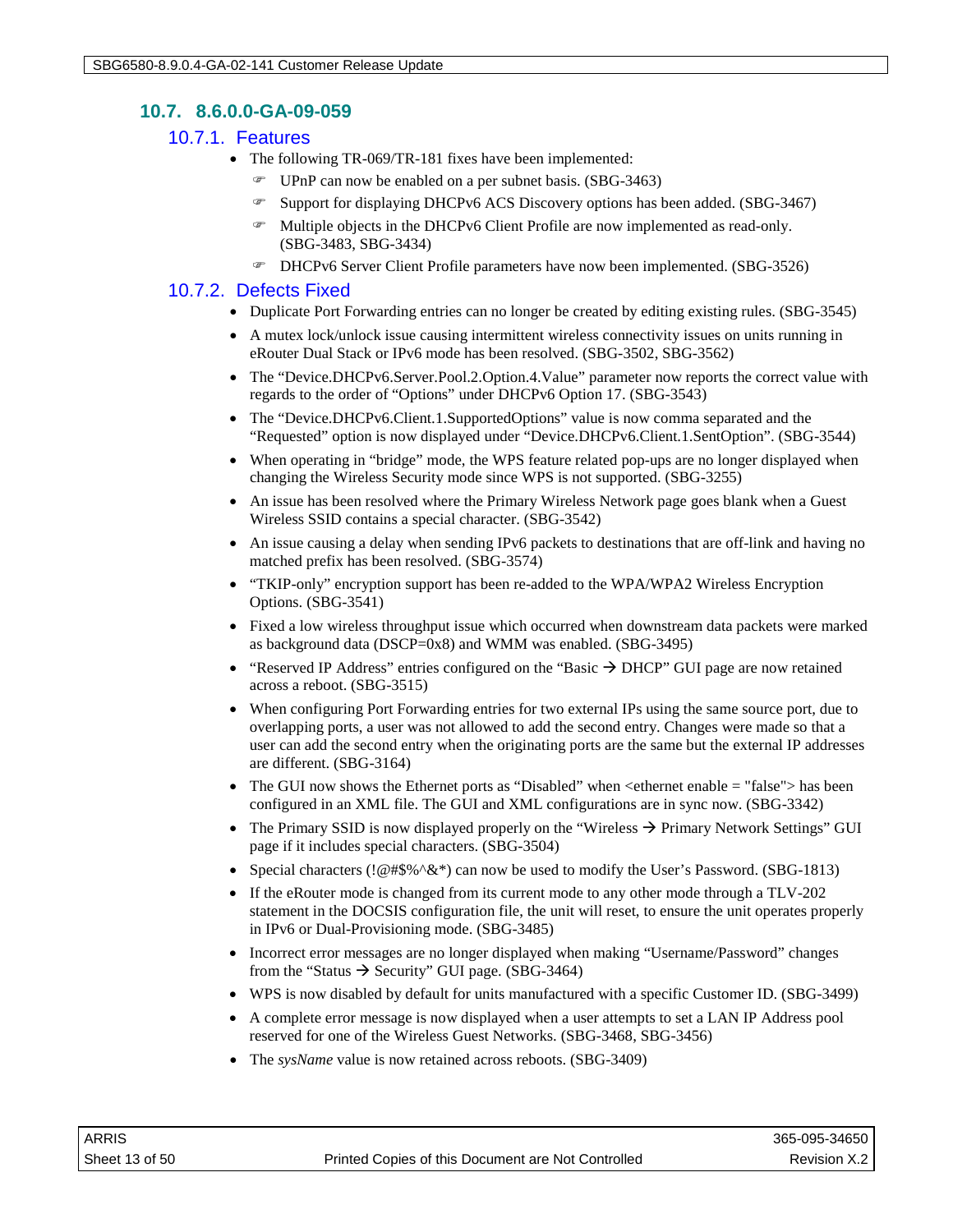## 10.7. 8.6.0.0-GA-09-059

### 10.7.1. Features

- The following TR-069/TR-181 fixes have been implemented:
  - UPnP can now be enabled on a per subnet basis. (SBG-3463)
  - Support for displaying DHCPv6 ACS Discovery options has been added. (SBG-3467)
  - Multiple objects in the DHCPv6 Client Profile are now implemented as read-only. (SBG-3483, SBG-3434)
  - DHCPv6 Server Client Profile parameters have now been implemented. (SBG-3526)

### 10.7.2. Defects Fixed

- Duplicate Port Forwarding entries can no longer be created by editing existing rules. (SBG-3545)
- A mutex lock/unlock issue causing intermittent wireless connectivity issues on units running in eRouter Dual Stack or IPv6 mode has been resolved. (SBG-3502, SBG-3562)
- The "Device.DHCPv6.Server.Pool.2.Option.4.Value" parameter now reports the correct value with regards to the order of "Options" under DHCPv6 Option 17. (SBG-3543)
- The "Device.DHCPv6.Client.1.SupportedOptions" value is now comma separated and the "Requested" option is now displayed under "Device.DHCPv6.Client.1.SentOption". (SBG-3544)
- When operating in "bridge" mode, the WPS feature related pop-ups are no longer displayed when changing the Wireless Security mode since WPS is not supported. (SBG-3255)
- An issue has been resolved where the Primary Wireless Network page goes blank when a Guest Wireless SSID contains a special character. (SBG-3542)
- An issue causing a delay when sending IPv6 packets to destinations that are off-link and having no matched prefix has been resolved. (SBG-3574)
- "TKIP-only" encryption support has been re-added to the WPA/WPA2 Wireless Encryption Options. (SBG-3541)
- Fixed a low wireless throughput issue which occurred when downstream data packets were marked as background data (DSCP=0x8) and WMM was enabled. (SBG-3495)
- "Reserved IP Address" entries configured on the "Basic → DHCP" GUI page are now retained across a reboot. (SBG-3515)
- When configuring Port Forwarding entries for two external IPs using the same source port, due to overlapping ports, a user was not allowed to add the second entry. Changes were made so that a user can add the second entry when the originating ports are the same but the external IP addresses are different. (SBG-3164)
- The GUI now shows the Ethernet ports as "Disabled" when <ethernet enable = "false"> has been configured in an XML file. The GUI and XML configurations are in sync now. (SBG-3342)
- The Primary SSID is now displayed properly on the "Wireless → Primary Network Settings" GUI page if it includes special characters. (SBG-3504)
- Special characters (!@#$%^&*) can now be used to modify the User's Password. (SBG-1813)
- If the eRouter mode is changed from its current mode to any other mode through a TLV-202 statement in the DOCSIS configuration file, the unit will reset, to ensure the unit operates properly in IPv6 or Dual-Provisioning mode. (SBG-3485)
- Incorrect error messages are no longer displayed when making "Username/Password" changes from the "Status → Security" GUI page. (SBG-3464)
- WPS is now disabled by default for units manufactured with a specific Customer ID. (SBG-3499)
- A complete error message is now displayed when a user attempts to set a LAN IP Address pool reserved for one of the Wireless Guest Networks. (SBG-3468, SBG-3456)
- The *sysName* value is now retained across reboots. (SBG-3409)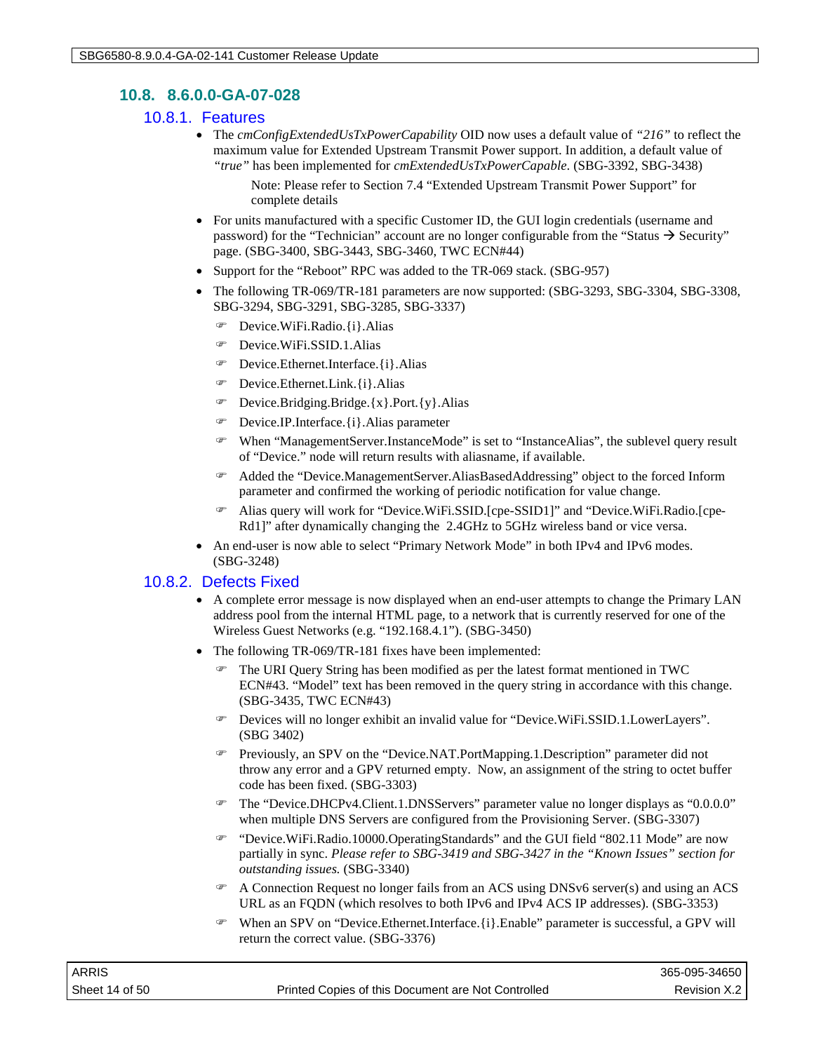## 10.8. 8.6.0.0-GA-07-028

### 10.8.1. Features

- The *cmConfigExtendedUsTxPowerCapability* OID now uses a default value of *"216"* to reflect the maximum value for Extended Upstream Transmit Power support. In addition, a default value of *"true"* has been implemented for *cmExtendedUsTxPowerCapable*. (SBG-3392, SBG-3438)

  Note: Please refer to Section 7.4 "Extended Upstream Transmit Power Support" for complete details

- For units manufactured with a specific Customer ID, the GUI login credentials (username and password) for the "Technician" account are no longer configurable from the "Status → Security" page. (SBG-3400, SBG-3443, SBG-3460, TWC ECN#44)
- Support for the "Reboot" RPC was added to the TR-069 stack. (SBG-957)
- The following TR-069/TR-181 parameters are now supported: (SBG-3293, SBG-3304, SBG-3308, SBG-3294, SBG-3291, SBG-3285, SBG-3337)
  - Device.WiFi.Radio.{i}.Alias
  - Device.WiFi.SSID.1.Alias
  - Device.Ethernet.Interface.{i}.Alias
  - Device.Ethernet.Link.{i}.Alias
  - Device.Bridging.Bridge.{x}.Port.{y}.Alias
  - Device.IP.Interface.{i}.Alias parameter
  - When "ManagementServer.InstanceMode" is set to "InstanceAlias", the sublevel query result of "Device." node will return results with aliasname, if available.
  - Added the "Device.ManagementServer.AliasBasedAddressing" object to the forced Inform parameter and confirmed the working of periodic notification for value change.
  - Alias query will work for "Device.WiFi.SSID.[cpe-SSID1]" and "Device.WiFi.Radio.[cpe-Rd1]" after dynamically changing the 2.4GHz to 5GHz wireless band or vice versa.
- An end-user is now able to select "Primary Network Mode" in both IPv4 and IPv6 modes. (SBG-3248)

### 10.8.2. Defects Fixed

- A complete error message is now displayed when an end-user attempts to change the Primary LAN address pool from the internal HTML page, to a network that is currently reserved for one of the Wireless Guest Networks (e.g. "192.168.4.1"). (SBG-3450)
- The following TR-069/TR-181 fixes have been implemented:
  - The URI Query String has been modified as per the latest format mentioned in TWC ECN#43. "Model" text has been removed in the query string in accordance with this change. (SBG-3435, TWC ECN#43)
  - Devices will no longer exhibit an invalid value for "Device.WiFi.SSID.1.LowerLayers". (SBG 3402)
  - Previously, an SPV on the "Device.NAT.PortMapping.1.Description" parameter did not throw any error and a GPV returned empty. Now, an assignment of the string to octet buffer code has been fixed. (SBG-3303)
  - The "Device.DHCPv4.Client.1.DNSServers" parameter value no longer displays as "0.0.0.0" when multiple DNS Servers are configured from the Provisioning Server. (SBG-3307)
  - "Device.WiFi.Radio.10000.OperatingStandards" and the GUI field "802.11 Mode" are now partially in sync. *Please refer to SBG-3419 and SBG-3427 in the "Known Issues" section for outstanding issues.* (SBG-3340)
  - A Connection Request no longer fails from an ACS using DNSv6 server(s) and using an ACS URL as an FQDN (which resolves to both IPv6 and IPv4 ACS IP addresses). (SBG-3353)
  - When an SPV on "Device.Ethernet.Interface.{i}.Enable" parameter is successful, a GPV will return the correct value. (SBG-3376)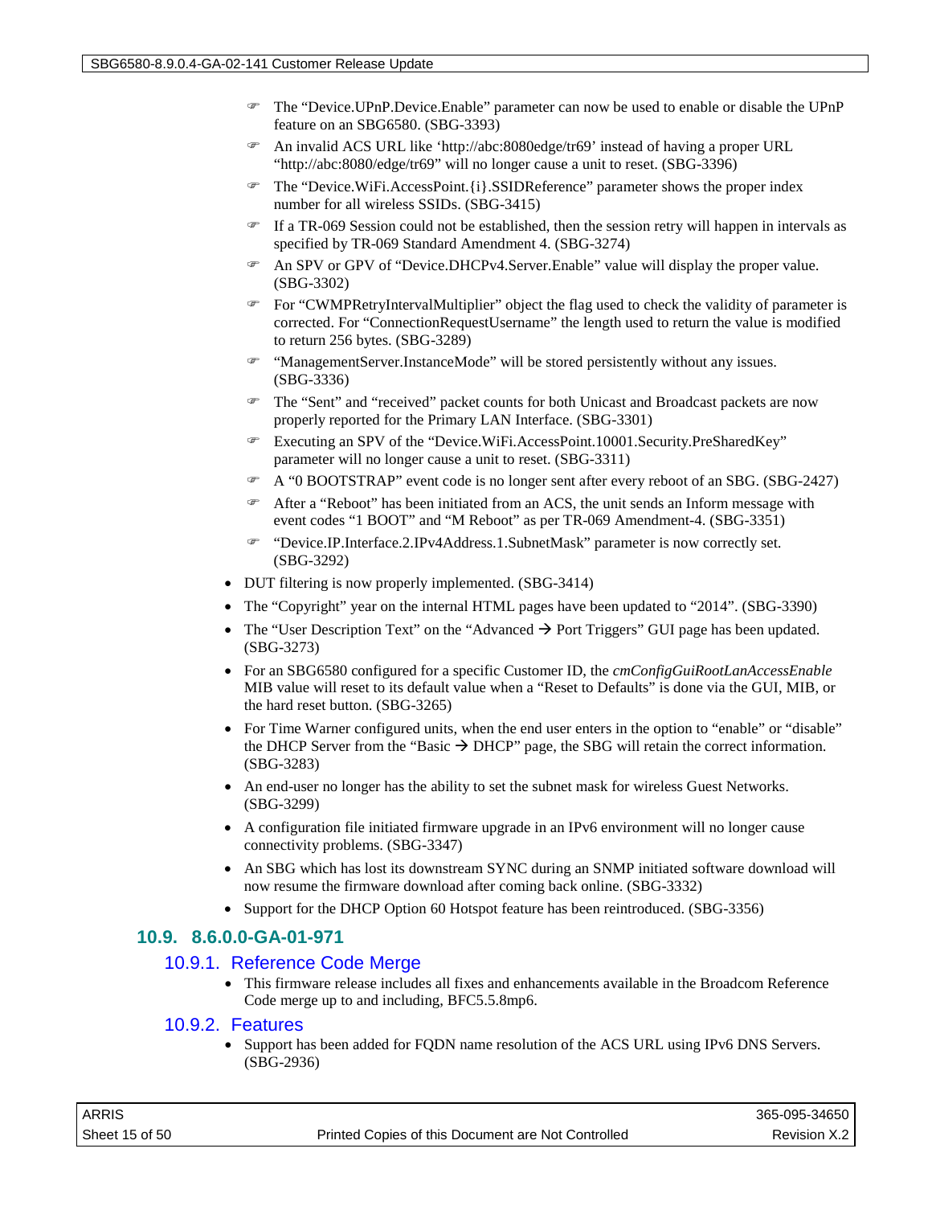- The “Device.UPnP.Device.Enable” parameter can now be used to enable or disable the UPnP feature on an SBG6580. (SBG-3393)
    - An invalid ACS URL like ‘http://abc:8080edge/tr69’ instead of having a proper URL “http://abc:8080/edge/tr69” will no longer cause a unit to reset. (SBG-3396)
    - The “Device.WiFi.AccessPoint.{i}.SSIDReference” parameter shows the proper index number for all wireless SSIDs. (SBG-3415)
    - If a TR-069 Session could not be established, then the session retry will happen in intervals as specified by TR-069 Standard Amendment 4. (SBG-3274)
    - An SPV or GPV of “Device.DHCPv4.Server.Enable” value will display the proper value. (SBG-3302)
    - For “CWMPRetryIntervalMultiplier” object the flag used to check the validity of parameter is corrected. For “ConnectionRequestUsername” the length used to return the value is modified to return 256 bytes. (SBG-3289)
    - “ManagementServer.InstanceMode” will be stored persistently without any issues. (SBG-3336)
    - The “Sent” and “received” packet counts for both Unicast and Broadcast packets are now properly reported for the Primary LAN Interface. (SBG-3301)
    - Executing an SPV of the “Device.WiFi.AccessPoint.10001.Security.PreSharedKey” parameter will no longer cause a unit to reset. (SBG-3311)
    - A “0 BOOTSTRAP” event code is no longer sent after every reboot of an SBG. (SBG-2427)
    - After a “Reboot” has been initiated from an ACS, the unit sends an Inform message with event codes “1 BOOT” and “M Reboot” as per TR-069 Amendment-4. (SBG-3351)
    - “Device.IP.Interface.2.IPv4Address.1.SubnetMask” parameter is now correctly set. (SBG-3292)
- DUT filtering is now properly implemented. (SBG-3414)
- The “Copyright” year on the internal HTML pages have been updated to “2014”. (SBG-3390)
- The “User Description Text” on the “Advanced → Port Triggers” GUI page has been updated. (SBG-3273)
- For an SBG6580 configured for a specific Customer ID, the *cmConfigGuiRootLanAccessEnable* MIB value will reset to its default value when a “Reset to Defaults” is done via the GUI, MIB, or the hard reset button. (SBG-3265)
- For Time Warner configured units, when the end user enters in the option to “enable” or “disable” the DHCP Server from the “Basic → DHCP” page, the SBG will retain the correct information. (SBG-3283)
- An end-user no longer has the ability to set the subnet mask for wireless Guest Networks. (SBG-3299)
- A configuration file initiated firmware upgrade in an IPv6 environment will no longer cause connectivity problems. (SBG-3347)
- An SBG which has lost its downstream SYNC during an SNMP initiated software download will now resume the firmware download after coming back online. (SBG-3332)
- Support for the DHCP Option 60 Hotspot feature has been reintroduced. (SBG-3356)

## 10.9. 8.6.0.0-GA-01-971

### 10.9.1. Reference Code Merge

- This firmware release includes all fixes and enhancements available in the Broadcom Reference Code merge up to and including, BFC5.5.8mp6.

### 10.9.2. Features

- Support has been added for FQDN name resolution of the ACS URL using IPv6 DNS Servers. (SBG-2936)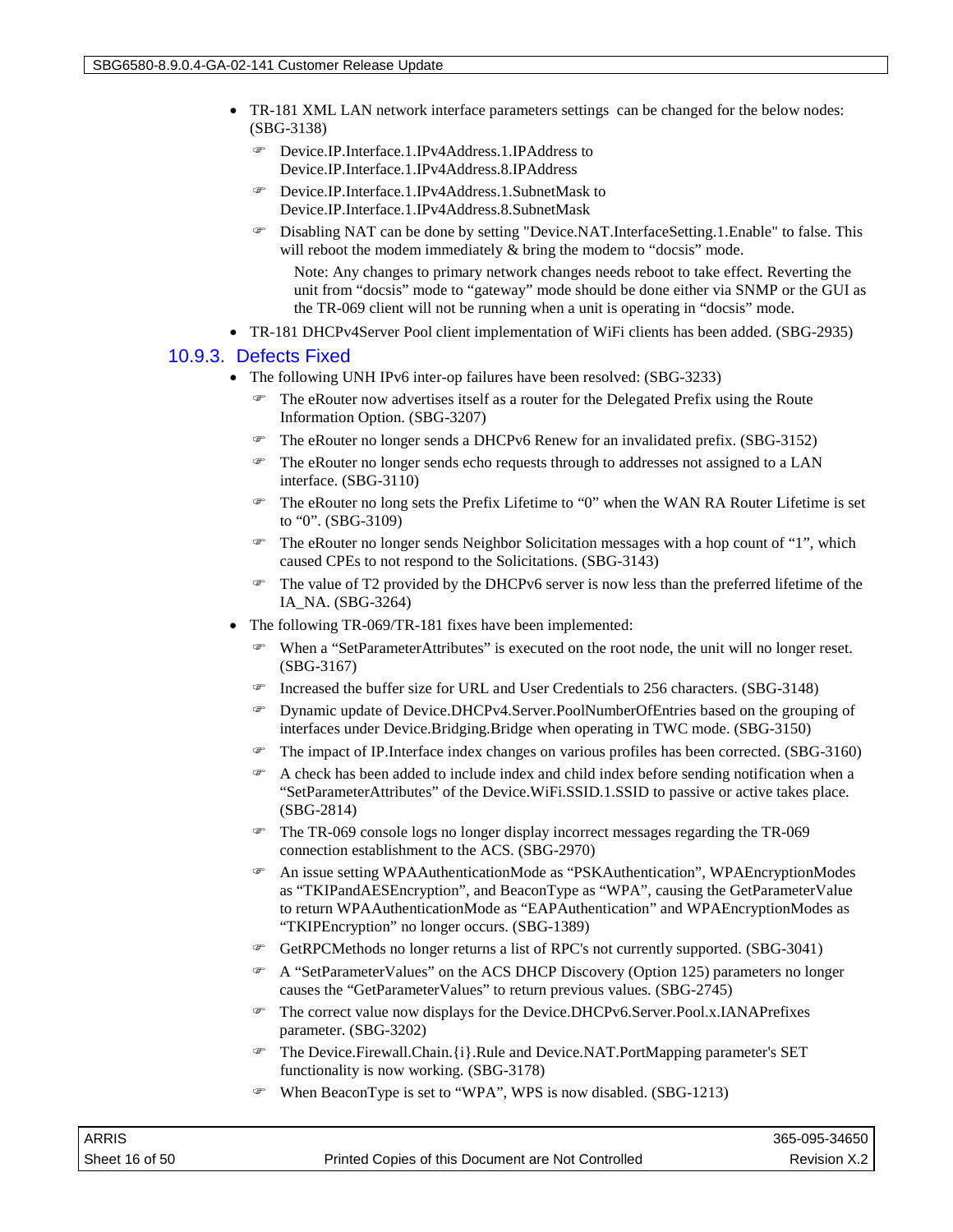- TR-181 XML LAN network interface parameters settings can be changed for the below nodes: (SBG-3138)
  - Device.IP.Interface.1.IPv4Address.1.IPAddress to Device.IP.Interface.1.IPv4Address.8.IPAddress
  - Device.IP.Interface.1.IPv4Address.1.SubnetMask to Device.IP.Interface.1.IPv4Address.8.SubnetMask
  - Disabling NAT can be done by setting "Device.NAT.InterfaceSetting.1.Enable" to false. This will reboot the modem immediately & bring the modem to "docsis" mode.

    Note: Any changes to primary network changes needs reboot to take effect. Reverting the unit from "docsis" mode to "gateway" mode should be done either via SNMP or the GUI as the TR-069 client will not be running when a unit is operating in "docsis" mode.
- TR-181 DHCPv4Server Pool client implementation of WiFi clients has been added. (SBG-2935)

### 10.9.3. Defects Fixed

- The following UNH IPv6 inter-op failures have been resolved: (SBG-3233)
  - The eRouter now advertises itself as a router for the Delegated Prefix using the Route Information Option. (SBG-3207)
  - The eRouter no longer sends a DHCPv6 Renew for an invalidated prefix. (SBG-3152)
  - The eRouter no longer sends echo requests through to addresses not assigned to a LAN interface. (SBG-3110)
  - The eRouter no long sets the Prefix Lifetime to "0" when the WAN RA Router Lifetime is set to "0". (SBG-3109)
  - The eRouter no longer sends Neighbor Solicitation messages with a hop count of "1", which caused CPEs to not respond to the Solicitations. (SBG-3143)
  - The value of T2 provided by the DHCPv6 server is now less than the preferred lifetime of the IA_NA. (SBG-3264)
- The following TR-069/TR-181 fixes have been implemented:
  - When a "SetParameterAttributes" is executed on the root node, the unit will no longer reset. (SBG-3167)
  - Increased the buffer size for URL and User Credentials to 256 characters. (SBG-3148)
  - Dynamic update of Device.DHCPv4.Server.PoolNumberOfEntries based on the grouping of interfaces under Device.Bridging.Bridge when operating in TWC mode. (SBG-3150)
  - The impact of IP.Interface index changes on various profiles has been corrected. (SBG-3160)
  - A check has been added to include index and child index before sending notification when a "SetParameterAttributes" of the Device.WiFi.SSID.1.SSID to passive or active takes place. (SBG-2814)
  - The TR-069 console logs no longer display incorrect messages regarding the TR-069 connection establishment to the ACS. (SBG-2970)
  - An issue setting WPAAuthenticationMode as "PSKAuthentication", WPAEncryptionModes as "TKIPandAESEncryption", and BeaconType as "WPA", causing the GetParameterValue to return WPAAuthenticationMode as "EAPAuthentication" and WPAEncryptionModes as "TKIPEncryption" no longer occurs. (SBG-1389)
  - GetRPCMethods no longer returns a list of RPC's not currently supported. (SBG-3041)
  - A "SetParameterValues" on the ACS DHCP Discovery (Option 125) parameters no longer causes the "GetParameterValues" to return previous values. (SBG-2745)
  - The correct value now displays for the Device.DHCPv6.Server.Pool.x.IANAPrefixes parameter. (SBG-3202)
  - The Device.Firewall.Chain.{i}.Rule and Device.NAT.PortMapping parameter's SET functionality is now working. (SBG-3178)
  - When BeaconType is set to "WPA", WPS is now disabled. (SBG-1213)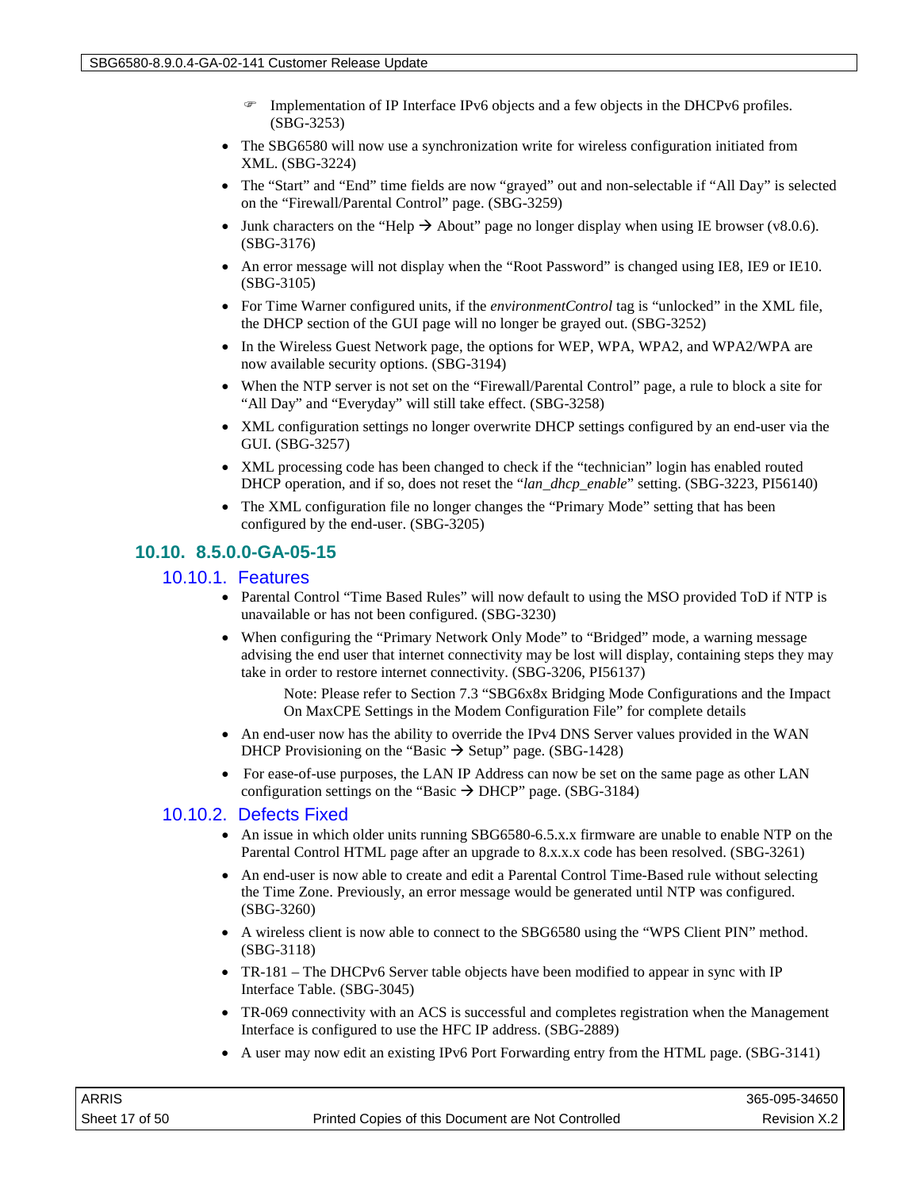- ☞ Implementation of IP Interface IPv6 objects and a few objects in the DHCPv6 profiles. (SBG-3253)

- The SBG6580 will now use a synchronization write for wireless configuration initiated from XML. (SBG-3224)
- The "Start" and "End" time fields are now "grayed" out and non-selectable if "All Day" is selected on the "Firewall/Parental Control" page. (SBG-3259)
- Junk characters on the "Help → About" page no longer display when using IE browser (v8.0.6). (SBG-3176)
- An error message will not display when the "Root Password" is changed using IE8, IE9 or IE10. (SBG-3105)
- For Time Warner configured units, if the *environmentControl* tag is "unlocked" in the XML file, the DHCP section of the GUI page will no longer be grayed out. (SBG-3252)
- In the Wireless Guest Network page, the options for WEP, WPA, WPA2, and WPA2/WPA are now available security options. (SBG-3194)
- When the NTP server is not set on the "Firewall/Parental Control" page, a rule to block a site for "All Day" and "Everyday" will still take effect. (SBG-3258)
- XML configuration settings no longer overwrite DHCP settings configured by an end-user via the GUI. (SBG-3257)
- XML processing code has been changed to check if the "technician" login has enabled routed DHCP operation, and if so, does not reset the "*lan_dhcp_enable*" setting. (SBG-3223, PI56140)
- The XML configuration file no longer changes the "Primary Mode" setting that has been configured by the end-user. (SBG-3205)

## 10.10. 8.5.0.0-GA-05-15

### 10.10.1. Features

- Parental Control "Time Based Rules" will now default to using the MSO provided ToD if NTP is unavailable or has not been configured. (SBG-3230)
- When configuring the "Primary Network Only Mode" to "Bridged" mode, a warning message advising the end user that internet connectivity may be lost will display, containing steps they may take in order to restore internet connectivity. (SBG-3206, PI56137)

  Note: Please refer to Section 7.3 "SBG6x8x Bridging Mode Configurations and the Impact On MaxCPE Settings in the Modem Configuration File" for complete details

- An end-user now has the ability to override the IPv4 DNS Server values provided in the WAN DHCP Provisioning on the "Basic → Setup" page. (SBG-1428)
- For ease-of-use purposes, the LAN IP Address can now be set on the same page as other LAN configuration settings on the "Basic → DHCP" page. (SBG-3184)

### 10.10.2. Defects Fixed

- An issue in which older units running SBG6580-6.5.x.x firmware are unable to enable NTP on the Parental Control HTML page after an upgrade to 8.x.x.x code has been resolved. (SBG-3261)
- An end-user is now able to create and edit a Parental Control Time-Based rule without selecting the Time Zone. Previously, an error message would be generated until NTP was configured. (SBG-3260)
- A wireless client is now able to connect to the SBG6580 using the "WPS Client PIN" method. (SBG-3118)
- TR-181 – The DHCPv6 Server table objects have been modified to appear in sync with IP Interface Table. (SBG-3045)
- TR-069 connectivity with an ACS is successful and completes registration when the Management Interface is configured to use the HFC IP address. (SBG-2889)
- A user may now edit an existing IPv6 Port Forwarding entry from the HTML page. (SBG-3141)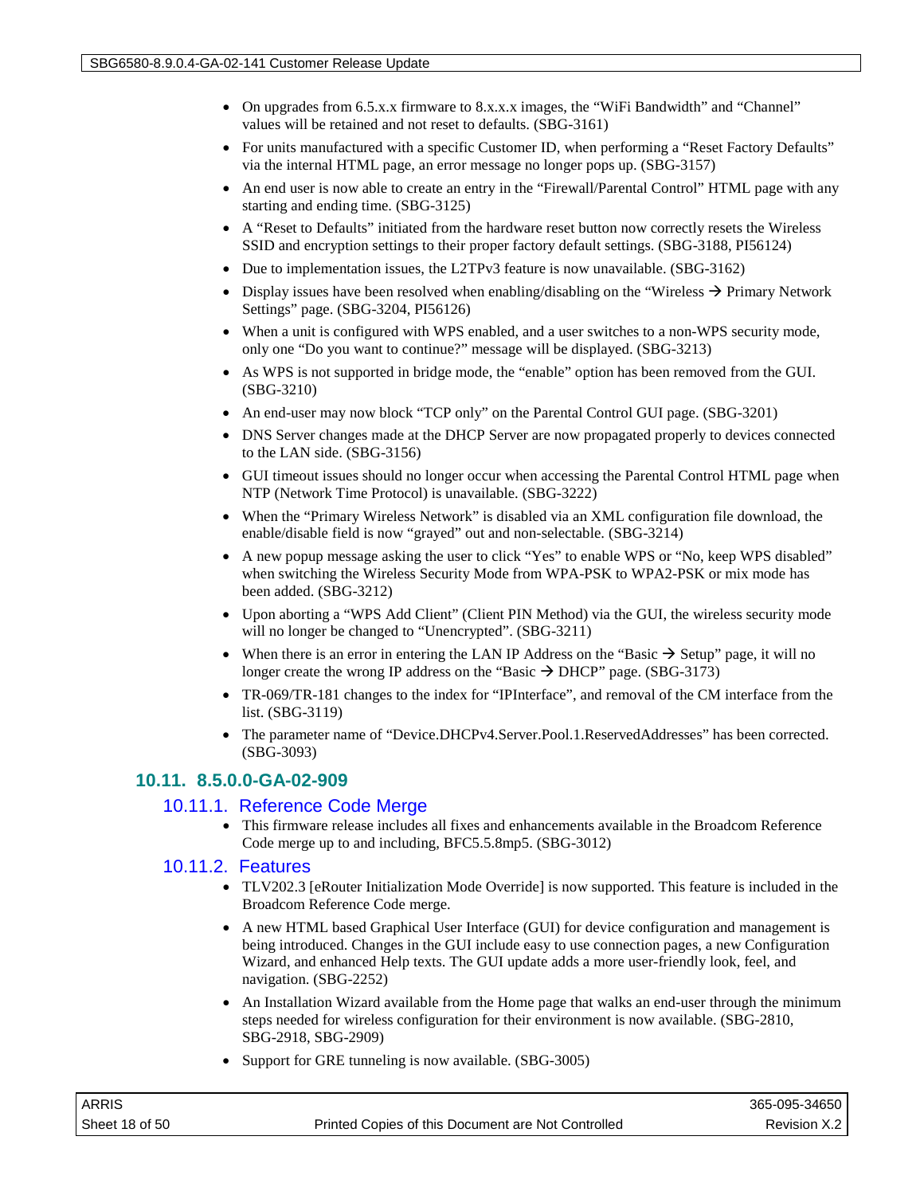- On upgrades from 6.5.x.x firmware to 8.x.x.x images, the “WiFi Bandwidth” and “Channel” values will be retained and not reset to defaults. (SBG-3161)
- For units manufactured with a specific Customer ID, when performing a “Reset Factory Defaults” via the internal HTML page, an error message no longer pops up. (SBG-3157)
- An end user is now able to create an entry in the “Firewall/Parental Control” HTML page with any starting and ending time. (SBG-3125)
- A “Reset to Defaults” initiated from the hardware reset button now correctly resets the Wireless SSID and encryption settings to their proper factory default settings. (SBG-3188, PI56124)
- Due to implementation issues, the L2TPv3 feature is now unavailable. (SBG-3162)
- Display issues have been resolved when enabling/disabling on the “Wireless → Primary Network Settings” page. (SBG-3204, PI56126)
- When a unit is configured with WPS enabled, and a user switches to a non-WPS security mode, only one “Do you want to continue?” message will be displayed. (SBG-3213)
- As WPS is not supported in bridge mode, the “enable” option has been removed from the GUI. (SBG-3210)
- An end-user may now block “TCP only” on the Parental Control GUI page. (SBG-3201)
- DNS Server changes made at the DHCP Server are now propagated properly to devices connected to the LAN side. (SBG-3156)
- GUI timeout issues should no longer occur when accessing the Parental Control HTML page when NTP (Network Time Protocol) is unavailable. (SBG-3222)
- When the “Primary Wireless Network” is disabled via an XML configuration file download, the enable/disable field is now “grayed” out and non-selectable. (SBG-3214)
- A new popup message asking the user to click “Yes” to enable WPS or “No, keep WPS disabled” when switching the Wireless Security Mode from WPA-PSK to WPA2-PSK or mix mode has been added. (SBG-3212)
- Upon aborting a “WPS Add Client” (Client PIN Method) via the GUI, the wireless security mode will no longer be changed to “Unencrypted”. (SBG-3211)
- When there is an error in entering the LAN IP Address on the “Basic → Setup” page, it will no longer create the wrong IP address on the “Basic → DHCP” page. (SBG-3173)
- TR-069/TR-181 changes to the index for “IPInterface”, and removal of the CM interface from the list. (SBG-3119)
- The parameter name of “Device.DHCPv4.Server.Pool.1.ReservedAddresses” has been corrected. (SBG-3093)

## 10.11. 8.5.0.0-GA-02-909

### 10.11.1. Reference Code Merge

- This firmware release includes all fixes and enhancements available in the Broadcom Reference Code merge up to and including, BFC5.5.8mp5. (SBG-3012)

### 10.11.2. Features

- TLV202.3 [eRouter Initialization Mode Override] is now supported. This feature is included in the Broadcom Reference Code merge.
- A new HTML based Graphical User Interface (GUI) for device configuration and management is being introduced. Changes in the GUI include easy to use connection pages, a new Configuration Wizard, and enhanced Help texts. The GUI update adds a more user-friendly look, feel, and navigation. (SBG-2252)
- An Installation Wizard available from the Home page that walks an end-user through the minimum steps needed for wireless configuration for their environment is now available. (SBG-2810, SBG-2918, SBG-2909)
- Support for GRE tunneling is now available. (SBG-3005)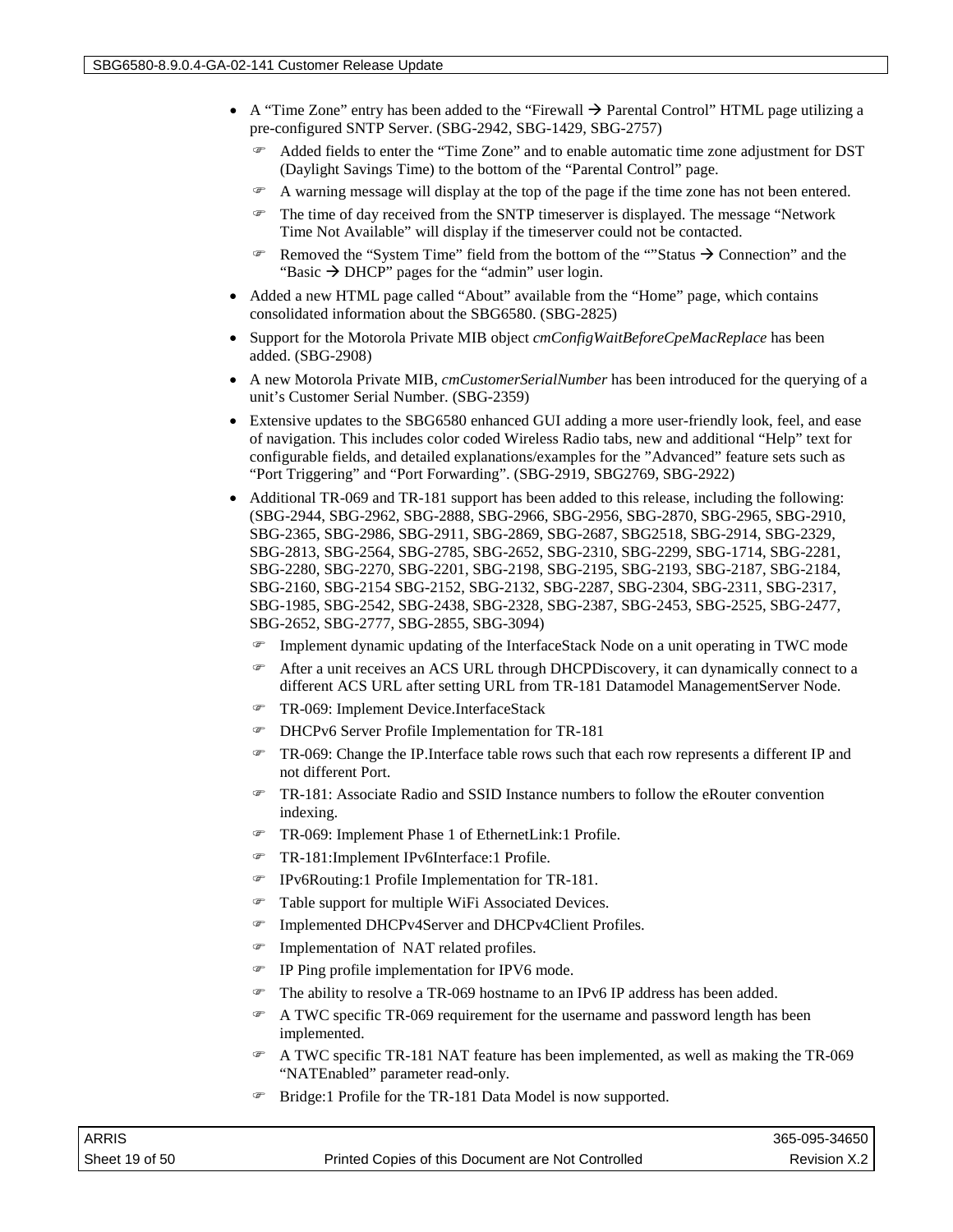- A "Time Zone" entry has been added to the "Firewall → Parental Control" HTML page utilizing a pre-configured SNTP Server. (SBG-2942, SBG-1429, SBG-2757)
  - Added fields to enter the "Time Zone" and to enable automatic time zone adjustment for DST (Daylight Savings Time) to the bottom of the "Parental Control" page.
  - A warning message will display at the top of the page if the time zone has not been entered.
  - The time of day received from the SNTP timeserver is displayed. The message "Network Time Not Available" will display if the timeserver could not be contacted.
  - Removed the "System Time" field from the bottom of the ""Status → Connection" and the "Basic → DHCP" pages for the "admin" user login.
- Added a new HTML page called "About" available from the "Home" page, which contains consolidated information about the SBG6580. (SBG-2825)
- Support for the Motorola Private MIB object *cmConfigWaitBeforeCpeMacReplace* has been added. (SBG-2908)
- A new Motorola Private MIB, *cmCustomerSerialNumber* has been introduced for the querying of a unit's Customer Serial Number. (SBG-2359)
- Extensive updates to the SBG6580 enhanced GUI adding a more user-friendly look, feel, and ease of navigation. This includes color coded Wireless Radio tabs, new and additional "Help" text for configurable fields, and detailed explanations/examples for the "Advanced" feature sets such as "Port Triggering" and "Port Forwarding". (SBG-2919, SBG2769, SBG-2922)
- Additional TR-069 and TR-181 support has been added to this release, including the following: (SBG-2944, SBG-2962, SBG-2888, SBG-2966, SBG-2956, SBG-2870, SBG-2965, SBG-2910, SBG-2365, SBG-2986, SBG-2911, SBG-2869, SBG-2687, SBG2518, SBG-2914, SBG-2329, SBG-2813, SBG-2564, SBG-2785, SBG-2652, SBG-2310, SBG-2299, SBG-1714, SBG-2281, SBG-2280, SBG-2270, SBG-2201, SBG-2198, SBG-2195, SBG-2193, SBG-2187, SBG-2184, SBG-2160, SBG-2154 SBG-2152, SBG-2132, SBG-2287, SBG-2304, SBG-2311, SBG-2317, SBG-1985, SBG-2542, SBG-2438, SBG-2328, SBG-2387, SBG-2453, SBG-2525, SBG-2477, SBG-2652, SBG-2777, SBG-2855, SBG-3094)
  - Implement dynamic updating of the InterfaceStack Node on a unit operating in TWC mode
  - After a unit receives an ACS URL through DHCPDiscovery, it can dynamically connect to a different ACS URL after setting URL from TR-181 Datamodel ManagementServer Node.
  - TR-069: Implement Device.InterfaceStack
  - DHCPv6 Server Profile Implementation for TR-181
  - TR-069: Change the IP.Interface table rows such that each row represents a different IP and not different Port.
  - TR-181: Associate Radio and SSID Instance numbers to follow the eRouter convention indexing.
  - TR-069: Implement Phase 1 of EthernetLink:1 Profile.
  - TR-181:Implement IPv6Interface:1 Profile.
  - IPv6Routing:1 Profile Implementation for TR-181.
  - Table support for multiple WiFi Associated Devices.
  - Implemented DHCPv4Server and DHCPv4Client Profiles.
  - Implementation of NAT related profiles.
  - IP Ping profile implementation for IPV6 mode.
  - The ability to resolve a TR-069 hostname to an IPv6 IP address has been added.
  - A TWC specific TR-069 requirement for the username and password length has been implemented.
  - A TWC specific TR-181 NAT feature has been implemented, as well as making the TR-069 "NATEnabled" parameter read-only.
  - Bridge:1 Profile for the TR-181 Data Model is now supported.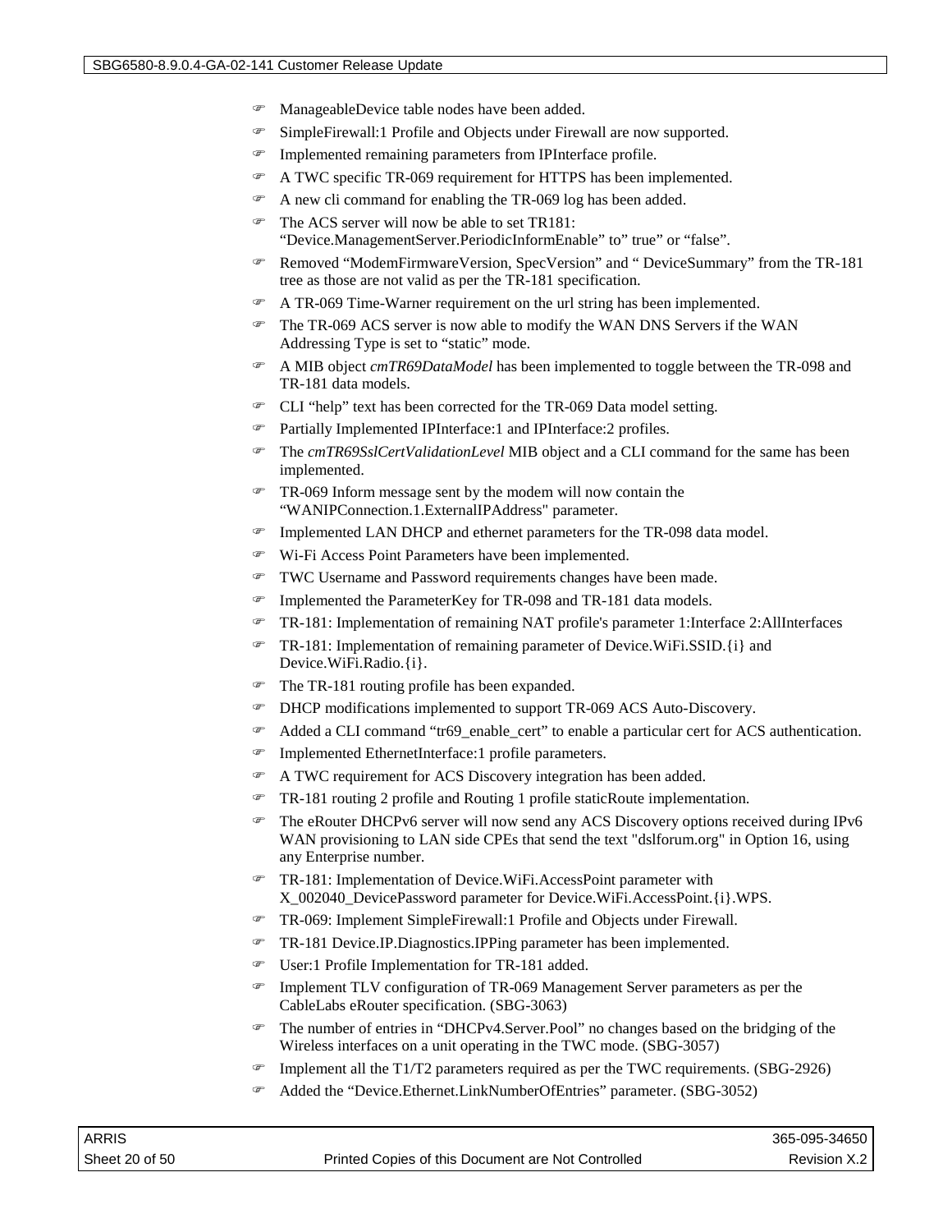- ManageableDevice table nodes have been added.
- SimpleFirewall:1 Profile and Objects under Firewall are now supported.
- Implemented remaining parameters from IPInterface profile.
- A TWC specific TR-069 requirement for HTTPS has been implemented.
- A new cli command for enabling the TR-069 log has been added.
- The ACS server will now be able to set TR181: “Device.ManagementServer.PeriodicInformEnable” to” true” or “false”.
- Removed “ModemFirmwareVersion, SpecVersion” and “ DeviceSummary” from the TR-181 tree as those are not valid as per the TR-181 specification.
- A TR-069 Time-Warner requirement on the url string has been implemented.
- The TR-069 ACS server is now able to modify the WAN DNS Servers if the WAN Addressing Type is set to “static” mode.
- A MIB object *cmTR69DataModel* has been implemented to toggle between the TR-098 and TR-181 data models.
- CLI “help” text has been corrected for the TR-069 Data model setting.
- Partially Implemented IPInterface:1 and IPInterface:2 profiles.
- The *cmTR69SslCertValidationLevel* MIB object and a CLI command for the same has been implemented.
- TR-069 Inform message sent by the modem will now contain the “WANIPConnection.1.ExternalIPAddress" parameter.
- Implemented LAN DHCP and ethernet parameters for the TR-098 data model.
- Wi-Fi Access Point Parameters have been implemented.
- TWC Username and Password requirements changes have been made.
- Implemented the ParameterKey for TR-098 and TR-181 data models.
- TR-181: Implementation of remaining NAT profile's parameter 1:Interface 2:AllInterfaces
- TR-181: Implementation of remaining parameter of Device.WiFi.SSID.{i} and Device.WiFi.Radio.{i}.
- The TR-181 routing profile has been expanded.
- DHCP modifications implemented to support TR-069 ACS Auto-Discovery.
- Added a CLI command “tr69_enable_cert” to enable a particular cert for ACS authentication.
- Implemented EthernetInterface:1 profile parameters.
- A TWC requirement for ACS Discovery integration has been added.
- TR-181 routing 2 profile and Routing 1 profile staticRoute implementation.
- The eRouter DHCPv6 server will now send any ACS Discovery options received during IPv6 WAN provisioning to LAN side CPEs that send the text "dslforum.org" in Option 16, using any Enterprise number.
- TR-181: Implementation of Device.WiFi.AccessPoint parameter with X_002040_DevicePassword parameter for Device.WiFi.AccessPoint.{i}.WPS.
- TR-069: Implement SimpleFirewall:1 Profile and Objects under Firewall.
- TR-181 Device.IP.Diagnostics.IPPing parameter has been implemented.
- User:1 Profile Implementation for TR-181 added.
- Implement TLV configuration of TR-069 Management Server parameters as per the CableLabs eRouter specification. (SBG-3063)
- The number of entries in “DHCPv4.Server.Pool” no changes based on the bridging of the Wireless interfaces on a unit operating in the TWC mode. (SBG-3057)
- Implement all the T1/T2 parameters required as per the TWC requirements. (SBG-2926)
- Added the “Device.Ethernet.LinkNumberOfEntries” parameter. (SBG-3052)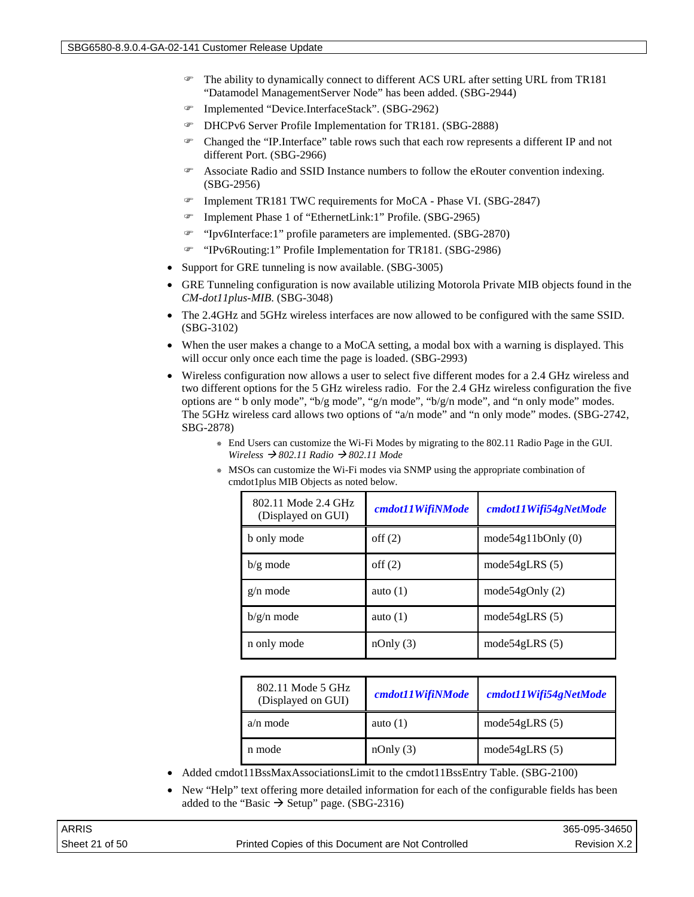- The ability to dynamically connect to different ACS URL after setting URL from TR181 "Datamodel ManagementServer Node" has been added. (SBG-2944)
- Implemented "Device.InterfaceStack". (SBG-2962)
- DHCPv6 Server Profile Implementation for TR181. (SBG-2888)
- Changed the "IP.Interface" table rows such that each row represents a different IP and not different Port. (SBG-2966)
- Associate Radio and SSID Instance numbers to follow the eRouter convention indexing. (SBG-2956)
- Implement TR181 TWC requirements for MoCA - Phase VI. (SBG-2847)
- Implement Phase 1 of "EthernetLink:1" Profile. (SBG-2965)
- "Ipv6Interface:1" profile parameters are implemented. (SBG-2870)
- "IPv6Routing:1" Profile Implementation for TR181. (SBG-2986)

- Support for GRE tunneling is now available. (SBG-3005)
- GRE Tunneling configuration is now available utilizing Motorola Private MIB objects found in the *CM-dot11plus-MIB*. (SBG-3048)
- The 2.4GHz and 5GHz wireless interfaces are now allowed to be configured with the same SSID. (SBG-3102)
- When the user makes a change to a MoCA setting, a modal box with a warning is displayed. This will occur only once each time the page is loaded. (SBG-2993)
- Wireless configuration now allows a user to select five different modes for a 2.4 GHz wireless and two different options for the 5 GHz wireless radio. For the 2.4 GHz wireless configuration the five options are " b only mode", "b/g mode", "g/n mode", "b/g/n mode", and "n only mode" modes. The 5GHz wireless card allows two options of "a/n mode" and "n only mode" modes. (SBG-2742, SBG-2878)
  - End Users can customize the Wi-Fi Modes by migrating to the 802.11 Radio Page in the GUI. *Wireless → 802.11 Radio → 802.11 Mode*
  - MSOs can customize the Wi-Fi modes via SNMP using the appropriate combination of cmdot1plus MIB Objects as noted below.

| 802.11 Mode 2.4 GHz (Displayed on GUI) | ***cmdot11WifiNMode*** | ***cmdot11Wifi54gNetMode*** |
|---|---|---|
| b only mode | off (2) | mode54g11bOnly (0) |
| b/g mode | off (2) | mode54gLRS (5) |
| g/n mode | auto (1) | mode54gOnly (2) |
| b/g/n mode | auto (1) | mode54gLRS (5) |
| n only mode | nOnly (3) | mode54gLRS (5) |

| 802.11 Mode 5 GHz (Displayed on GUI) | ***cmdot11WifiNMode*** | ***cmdot11Wifi54gNetMode*** |
|---|---|---|
| a/n mode | auto (1) | mode54gLRS (5) |
| n mode | nOnly (3) | mode54gLRS (5) |

- Added cmdot11BssMaxAssociationsLimit to the cmdot11BssEntry Table. (SBG-2100)
- New "Help" text offering more detailed information for each of the configurable fields has been added to the "Basic → Setup" page. (SBG-2316)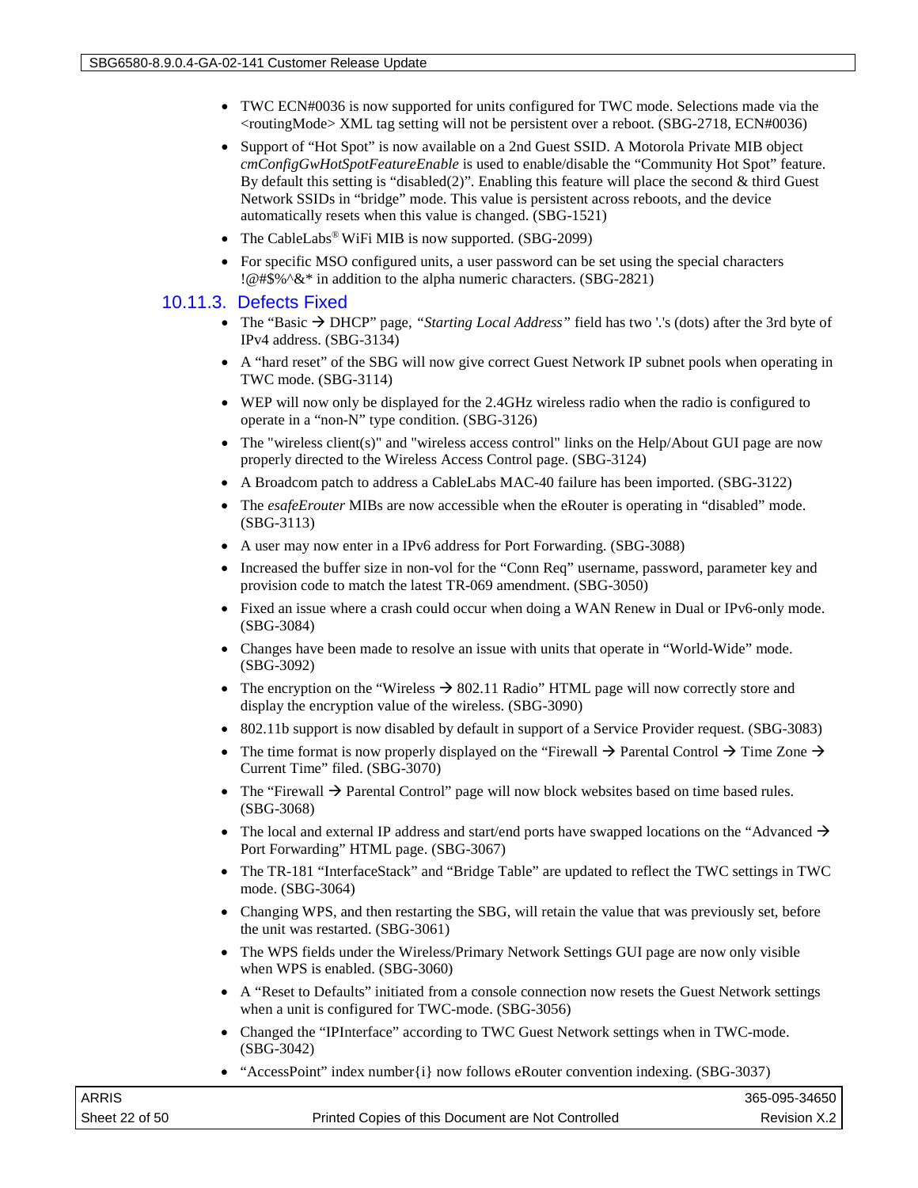- TWC ECN#0036 is now supported for units configured for TWC mode. Selections made via the <routingMode> XML tag setting will not be persistent over a reboot. (SBG-2718, ECN#0036)
- Support of "Hot Spot" is now available on a 2nd Guest SSID. A Motorola Private MIB object *cmConfigGwHotSpotFeatureEnable* is used to enable/disable the "Community Hot Spot" feature. By default this setting is "disabled(2)". Enabling this feature will place the second & third Guest Network SSIDs in "bridge" mode. This value is persistent across reboots, and the device automatically resets when this value is changed. (SBG-1521)
- The CableLabs® WiFi MIB is now supported. (SBG-2099)
- For specific MSO configured units, a user password can be set using the special characters !@#$%^&* in addition to the alpha numeric characters. (SBG-2821)

### 10.11.3. Defects Fixed

- The "Basic → DHCP" page, *"Starting Local Address"* field has two '.'s (dots) after the 3rd byte of IPv4 address. (SBG-3134)
- A "hard reset" of the SBG will now give correct Guest Network IP subnet pools when operating in TWC mode. (SBG-3114)
- WEP will now only be displayed for the 2.4GHz wireless radio when the radio is configured to operate in a "non-N" type condition. (SBG-3126)
- The "wireless client(s)" and "wireless access control" links on the Help/About GUI page are now properly directed to the Wireless Access Control page. (SBG-3124)
- A Broadcom patch to address a CableLabs MAC-40 failure has been imported. (SBG-3122)
- The *esafeErouter* MIBs are now accessible when the eRouter is operating in "disabled" mode. (SBG-3113)
- A user may now enter in a IPv6 address for Port Forwarding. (SBG-3088)
- Increased the buffer size in non-vol for the "Conn Req" username, password, parameter key and provision code to match the latest TR-069 amendment. (SBG-3050)
- Fixed an issue where a crash could occur when doing a WAN Renew in Dual or IPv6-only mode. (SBG-3084)
- Changes have been made to resolve an issue with units that operate in "World-Wide" mode. (SBG-3092)
- The encryption on the "Wireless → 802.11 Radio" HTML page will now correctly store and display the encryption value of the wireless. (SBG-3090)
- 802.11b support is now disabled by default in support of a Service Provider request. (SBG-3083)
- The time format is now properly displayed on the "Firewall → Parental Control → Time Zone → Current Time" filed. (SBG-3070)
- The "Firewall → Parental Control" page will now block websites based on time based rules. (SBG-3068)
- The local and external IP address and start/end ports have swapped locations on the "Advanced → Port Forwarding" HTML page. (SBG-3067)
- The TR-181 "InterfaceStack" and "Bridge Table" are updated to reflect the TWC settings in TWC mode. (SBG-3064)
- Changing WPS, and then restarting the SBG, will retain the value that was previously set, before the unit was restarted. (SBG-3061)
- The WPS fields under the Wireless/Primary Network Settings GUI page are now only visible when WPS is enabled. (SBG-3060)
- A "Reset to Defaults" initiated from a console connection now resets the Guest Network settings when a unit is configured for TWC-mode. (SBG-3056)
- Changed the "IPInterface" according to TWC Guest Network settings when in TWC-mode. (SBG-3042)
- "AccessPoint" index number{i} now follows eRouter convention indexing. (SBG-3037)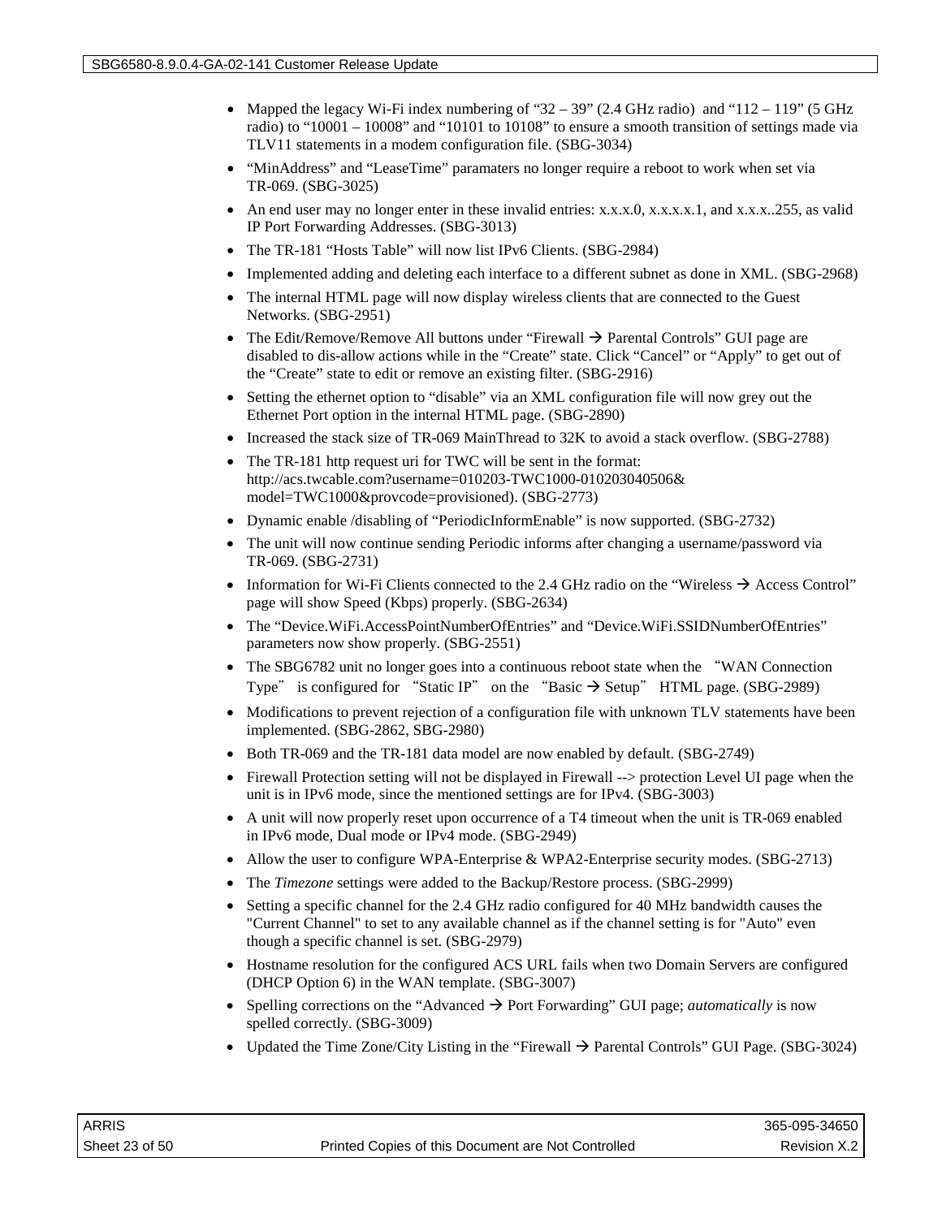- Mapped the legacy Wi-Fi index numbering of "32 – 39" (2.4 GHz radio) and "112 – 119" (5 GHz radio) to "10001 – 10008" and "10101 to 10108" to ensure a smooth transition of settings made via TLV11 statements in a modem configuration file. (SBG-3034)
- "MinAddress" and "LeaseTime" paramaters no longer require a reboot to work when set via TR-069. (SBG-3025)
- An end user may no longer enter in these invalid entries: x.x.x.0, x.x.x.x.1, and x.x.x..255, as valid IP Port Forwarding Addresses. (SBG-3013)
- The TR-181 "Hosts Table" will now list IPv6 Clients. (SBG-2984)
- Implemented adding and deleting each interface to a different subnet as done in XML. (SBG-2968)
- The internal HTML page will now display wireless clients that are connected to the Guest Networks. (SBG-2951)
- The Edit/Remove/Remove All buttons under "Firewall → Parental Controls" GUI page are disabled to dis-allow actions while in the "Create" state. Click "Cancel" or "Apply" to get out of the "Create" state to edit or remove an existing filter. (SBG-2916)
- Setting the ethernet option to "disable" via an XML configuration file will now grey out the Ethernet Port option in the internal HTML page. (SBG-2890)
- Increased the stack size of TR-069 MainThread to 32K to avoid a stack overflow. (SBG-2788)
- The TR-181 http request uri for TWC will be sent in the format: http://acs.twcable.com?username=010203-TWC1000-010203040506&model=TWC1000&provcode=provisioned). (SBG-2773)
- Dynamic enable /disabling of "PeriodicInformEnable" is now supported. (SBG-2732)
- The unit will now continue sending Periodic informs after changing a username/password via TR-069. (SBG-2731)
- Information for Wi-Fi Clients connected to the 2.4 GHz radio on the "Wireless → Access Control" page will show Speed (Kbps) properly. (SBG-2634)
- The "Device.WiFi.AccessPointNumberOfEntries" and "Device.WiFi.SSIDNumberOfEntries" parameters now show properly. (SBG-2551)
- The SBG6782 unit no longer goes into a continuous reboot state when the "WAN Connection Type" is configured for "Static IP" on the "Basic → Setup" HTML page. (SBG-2989)
- Modifications to prevent rejection of a configuration file with unknown TLV statements have been implemented. (SBG-2862, SBG-2980)
- Both TR-069 and the TR-181 data model are now enabled by default. (SBG-2749)
- Firewall Protection setting will not be displayed in Firewall --> protection Level UI page when the unit is in IPv6 mode, since the mentioned settings are for IPv4. (SBG-3003)
- A unit will now properly reset upon occurrence of a T4 timeout when the unit is TR-069 enabled in IPv6 mode, Dual mode or IPv4 mode. (SBG-2949)
- Allow the user to configure WPA-Enterprise & WPA2-Enterprise security modes. (SBG-2713)
- The *Timezone* settings were added to the Backup/Restore process. (SBG-2999)
- Setting a specific channel for the 2.4 GHz radio configured for 40 MHz bandwidth causes the "Current Channel" to set to any available channel as if the channel setting is for "Auto" even though a specific channel is set. (SBG-2979)
- Hostname resolution for the configured ACS URL fails when two Domain Servers are configured (DHCP Option 6) in the WAN template. (SBG-3007)
- Spelling corrections on the "Advanced → Port Forwarding" GUI page; *automatically* is now spelled correctly. (SBG-3009)
- Updated the Time Zone/City Listing in the "Firewall → Parental Controls" GUI Page. (SBG-3024)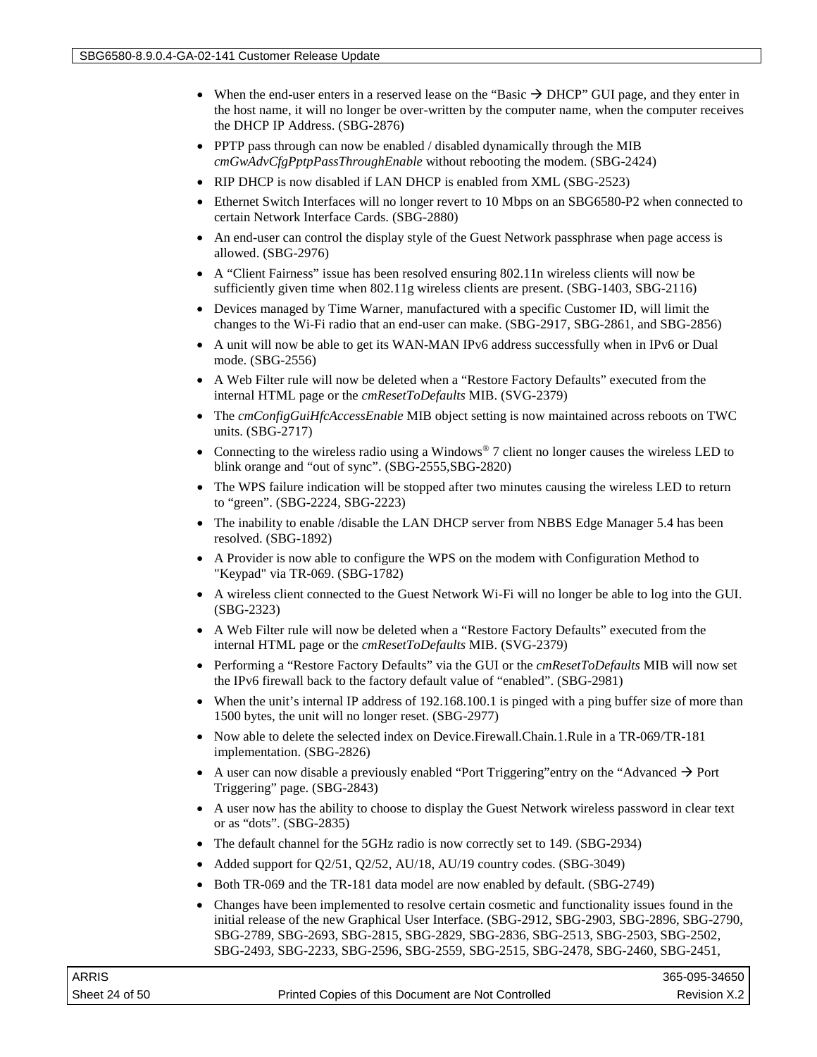- When the end-user enters in a reserved lease on the "Basic → DHCP" GUI page, and they enter in the host name, it will no longer be over-written by the computer name, when the computer receives the DHCP IP Address. (SBG-2876)
- PPTP pass through can now be enabled / disabled dynamically through the MIB *cmGwAdvCfgPptpPassThroughEnable* without rebooting the modem. (SBG-2424)
- RIP DHCP is now disabled if LAN DHCP is enabled from XML (SBG-2523)
- Ethernet Switch Interfaces will no longer revert to 10 Mbps on an SBG6580-P2 when connected to certain Network Interface Cards. (SBG-2880)
- An end-user can control the display style of the Guest Network passphrase when page access is allowed. (SBG-2976)
- A "Client Fairness" issue has been resolved ensuring 802.11n wireless clients will now be sufficiently given time when 802.11g wireless clients are present. (SBG-1403, SBG-2116)
- Devices managed by Time Warner, manufactured with a specific Customer ID, will limit the changes to the Wi-Fi radio that an end-user can make. (SBG-2917, SBG-2861, and SBG-2856)
- A unit will now be able to get its WAN-MAN IPv6 address successfully when in IPv6 or Dual mode. (SBG-2556)
- A Web Filter rule will now be deleted when a "Restore Factory Defaults" executed from the internal HTML page or the *cmResetToDefaults* MIB. (SVG-2379)
- The *cmConfigGuiHfcAccessEnable* MIB object setting is now maintained across reboots on TWC units. (SBG-2717)
- Connecting to the wireless radio using a Windows® 7 client no longer causes the wireless LED to blink orange and "out of sync". (SBG-2555,SBG-2820)
- The WPS failure indication will be stopped after two minutes causing the wireless LED to return to "green". (SBG-2224, SBG-2223)
- The inability to enable /disable the LAN DHCP server from NBBS Edge Manager 5.4 has been resolved. (SBG-1892)
- A Provider is now able to configure the WPS on the modem with Configuration Method to "Keypad" via TR-069. (SBG-1782)
- A wireless client connected to the Guest Network Wi-Fi will no longer be able to log into the GUI. (SBG-2323)
- A Web Filter rule will now be deleted when a "Restore Factory Defaults" executed from the internal HTML page or the *cmResetToDefaults* MIB. (SVG-2379)
- Performing a "Restore Factory Defaults" via the GUI or the *cmResetToDefaults* MIB will now set the IPv6 firewall back to the factory default value of "enabled". (SBG-2981)
- When the unit's internal IP address of 192.168.100.1 is pinged with a ping buffer size of more than 1500 bytes, the unit will no longer reset. (SBG-2977)
- Now able to delete the selected index on Device.Firewall.Chain.1.Rule in a TR-069/TR-181 implementation. (SBG-2826)
- A user can now disable a previously enabled "Port Triggering"entry on the "Advanced → Port Triggering" page. (SBG-2843)
- A user now has the ability to choose to display the Guest Network wireless password in clear text or as "dots". (SBG-2835)
- The default channel for the 5GHz radio is now correctly set to 149. (SBG-2934)
- Added support for Q2/51, Q2/52, AU/18, AU/19 country codes. (SBG-3049)
- Both TR-069 and the TR-181 data model are now enabled by default. (SBG-2749)
- Changes have been implemented to resolve certain cosmetic and functionality issues found in the initial release of the new Graphical User Interface. (SBG-2912, SBG-2903, SBG-2896, SBG-2790, SBG-2789, SBG-2693, SBG-2815, SBG-2829, SBG-2836, SBG-2513, SBG-2503, SBG-2502, SBG-2493, SBG-2233, SBG-2596, SBG-2559, SBG-2515, SBG-2478, SBG-2460, SBG-2451,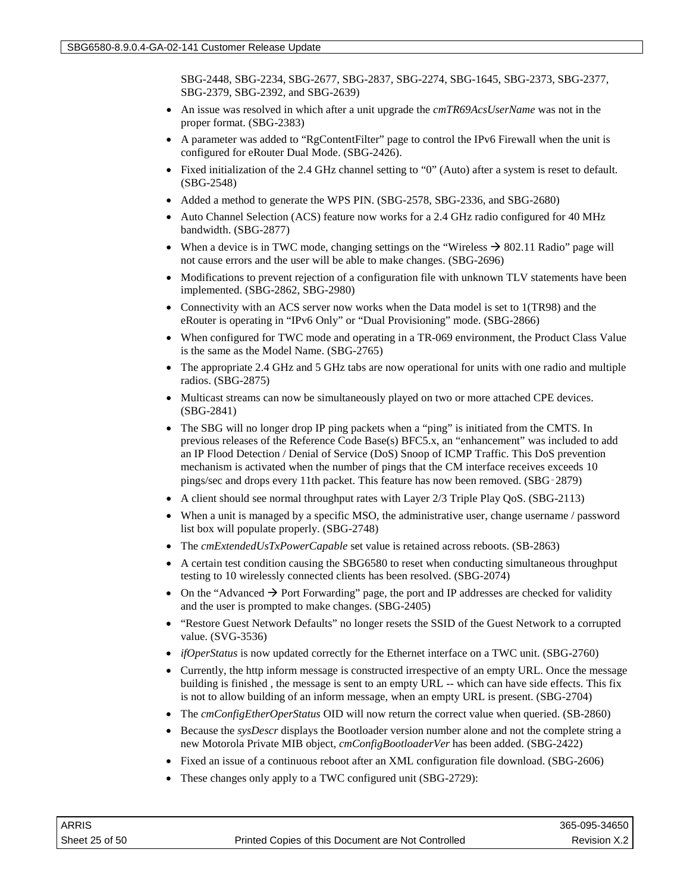SBG-2448, SBG-2234, SBG-2677, SBG-2837, SBG-2274, SBG-1645, SBG-2373, SBG-2377, SBG-2379, SBG-2392, and SBG-2639)

- An issue was resolved in which after a unit upgrade the *cmTR69AcsUserName* was not in the proper format. (SBG-2383)
- A parameter was added to "RgContentFilter" page to control the IPv6 Firewall when the unit is configured for eRouter Dual Mode. (SBG-2426).
- Fixed initialization of the 2.4 GHz channel setting to "0" (Auto) after a system is reset to default. (SBG-2548)
- Added a method to generate the WPS PIN. (SBG-2578, SBG-2336, and SBG-2680)
- Auto Channel Selection (ACS) feature now works for a 2.4 GHz radio configured for 40 MHz bandwidth. (SBG-2877)
- When a device is in TWC mode, changing settings on the "Wireless → 802.11 Radio" page will not cause errors and the user will be able to make changes. (SBG-2696)
- Modifications to prevent rejection of a configuration file with unknown TLV statements have been implemented. (SBG-2862, SBG-2980)
- Connectivity with an ACS server now works when the Data model is set to 1(TR98) and the eRouter is operating in "IPv6 Only" or "Dual Provisioning" mode. (SBG-2866)
- When configured for TWC mode and operating in a TR-069 environment, the Product Class Value is the same as the Model Name. (SBG-2765)
- The appropriate 2.4 GHz and 5 GHz tabs are now operational for units with one radio and multiple radios. (SBG-2875)
- Multicast streams can now be simultaneously played on two or more attached CPE devices. (SBG-2841)
- The SBG will no longer drop IP ping packets when a "ping" is initiated from the CMTS. In previous releases of the Reference Code Base(s) BFC5.x, an "enhancement" was included to add an IP Flood Detection / Denial of Service (DoS) Snoop of ICMP Traffic. This DoS prevention mechanism is activated when the number of pings that the CM interface receives exceeds 10 pings/sec and drops every 11th packet. This feature has now been removed. (SBG‑2879)
- A client should see normal throughput rates with Layer 2/3 Triple Play QoS. (SBG-2113)
- When a unit is managed by a specific MSO, the administrative user, change username / password list box will populate properly. (SBG-2748)
- The *cmExtendedUsTxPowerCapable* set value is retained across reboots. (SB-2863)
- A certain test condition causing the SBG6580 to reset when conducting simultaneous throughput testing to 10 wirelessly connected clients has been resolved. (SBG-2074)
- On the "Advanced → Port Forwarding" page, the port and IP addresses are checked for validity and the user is prompted to make changes. (SBG-2405)
- "Restore Guest Network Defaults" no longer resets the SSID of the Guest Network to a corrupted value. (SVG-3536)
- *ifOperStatus* is now updated correctly for the Ethernet interface on a TWC unit. (SBG-2760)
- Currently, the http inform message is constructed irrespective of an empty URL. Once the message building is finished , the message is sent to an empty URL -- which can have side effects. This fix is not to allow building of an inform message, when an empty URL is present. (SBG-2704)
- The *cmConfigEtherOperStatus* OID will now return the correct value when queried. (SB-2860)
- Because the *sysDescr* displays the Bootloader version number alone and not the complete string a new Motorola Private MIB object, *cmConfigBootloaderVer* has been added. (SBG-2422)
- Fixed an issue of a continuous reboot after an XML configuration file download. (SBG-2606)
- These changes only apply to a TWC configured unit (SBG-2729):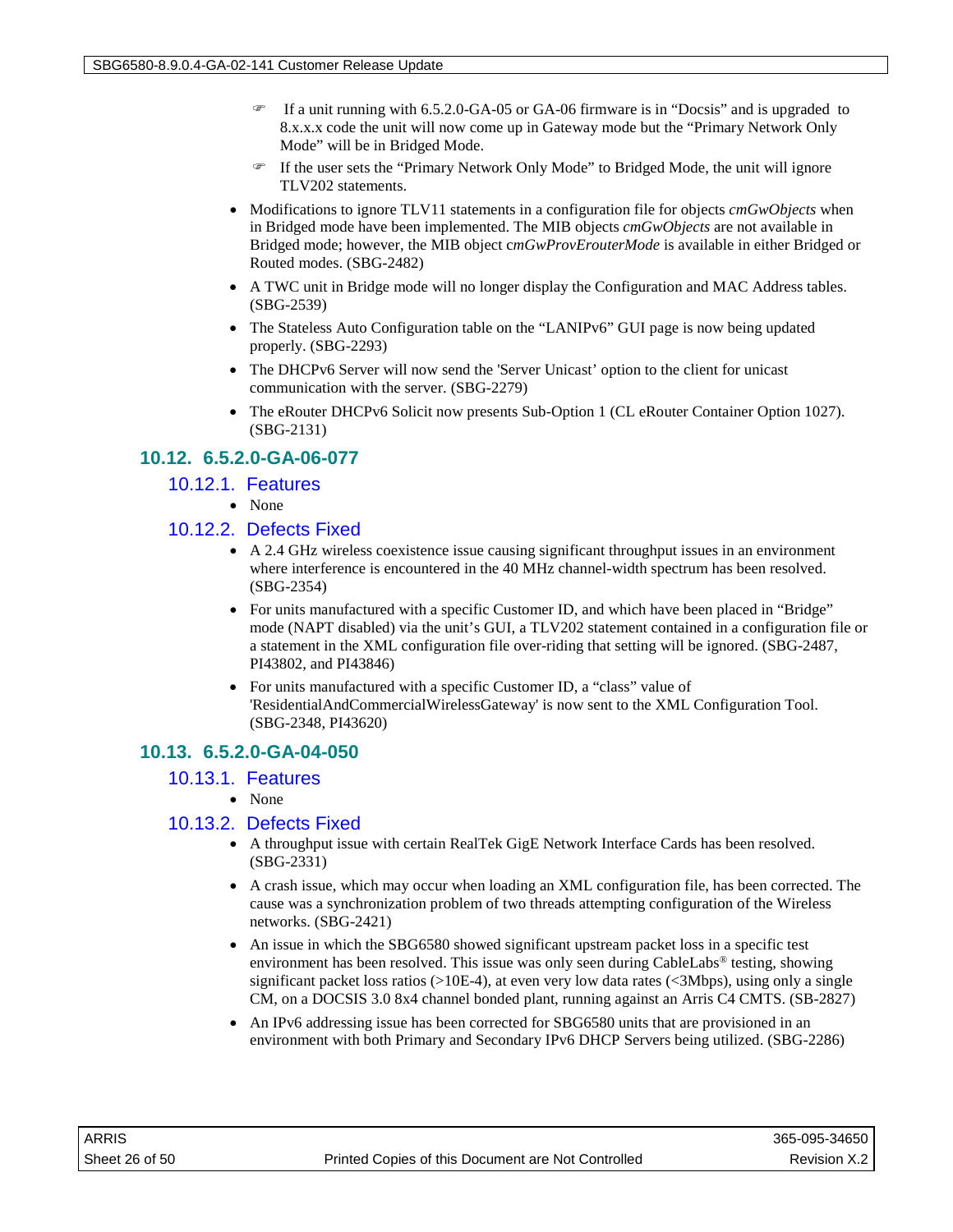- If a unit running with 6.5.2.0-GA-05 or GA-06 firmware is in “Docsis” and is upgraded to 8.x.x.x code the unit will now come up in Gateway mode but the “Primary Network Only Mode” will be in Bridged Mode.
- If the user sets the “Primary Network Only Mode” to Bridged Mode, the unit will ignore TLV202 statements.

- Modifications to ignore TLV11 statements in a configuration file for objects *cmGwObjects* when in Bridged mode have been implemented. The MIB objects *cmGwObjects* are not available in Bridged mode; however, the MIB object c*mGwProvErouterMode* is available in either Bridged or Routed modes. (SBG-2482)
- A TWC unit in Bridge mode will no longer display the Configuration and MAC Address tables. (SBG-2539)
- The Stateless Auto Configuration table on the “LANIPv6” GUI page is now being updated properly. (SBG-2293)
- The DHCPv6 Server will now send the 'Server Unicast’ option to the client for unicast communication with the server. (SBG-2279)
- The eRouter DHCPv6 Solicit now presents Sub-Option 1 (CL eRouter Container Option 1027). (SBG-2131)

## 10.12. 6.5.2.0-GA-06-077

### 10.12.1. Features

- None

### 10.12.2. Defects Fixed

- A 2.4 GHz wireless coexistence issue causing significant throughput issues in an environment where interference is encountered in the 40 MHz channel-width spectrum has been resolved. (SBG-2354)
- For units manufactured with a specific Customer ID, and which have been placed in “Bridge” mode (NAPT disabled) via the unit’s GUI, a TLV202 statement contained in a configuration file or a statement in the XML configuration file over-riding that setting will be ignored. (SBG-2487, PI43802, and PI43846)
- For units manufactured with a specific Customer ID, a “class” value of 'ResidentialAndCommercialWirelessGateway' is now sent to the XML Configuration Tool. (SBG-2348, PI43620)

## 10.13. 6.5.2.0-GA-04-050

### 10.13.1. Features

- None

### 10.13.2. Defects Fixed

- A throughput issue with certain RealTek GigE Network Interface Cards has been resolved. (SBG-2331)
- A crash issue, which may occur when loading an XML configuration file, has been corrected. The cause was a synchronization problem of two threads attempting configuration of the Wireless networks. (SBG-2421)
- An issue in which the SBG6580 showed significant upstream packet loss in a specific test environment has been resolved. This issue was only seen during CableLabs® testing, showing significant packet loss ratios (>10E-4), at even very low data rates (<3Mbps), using only a single CM, on a DOCSIS 3.0 8x4 channel bonded plant, running against an Arris C4 CMTS. (SB-2827)
- An IPv6 addressing issue has been corrected for SBG6580 units that are provisioned in an environment with both Primary and Secondary IPv6 DHCP Servers being utilized. (SBG-2286)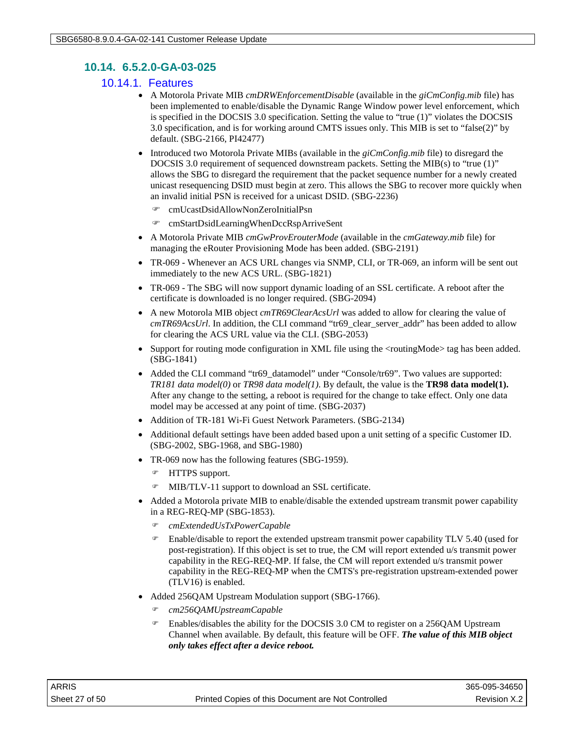## 10.14. 6.5.2.0-GA-03-025

### 10.14.1. Features

- A Motorola Private MIB *cmDRWEnforcementDisable* (available in the *giCmConfig.mib* file) has been implemented to enable/disable the Dynamic Range Window power level enforcement, which is specified in the DOCSIS 3.0 specification. Setting the value to "true (1)" violates the DOCSIS 3.0 specification, and is for working around CMTS issues only. This MIB is set to "false(2)" by default. (SBG-2166, PI42477)
- Introduced two Motorola Private MIBs (available in the *giCmConfig.mib* file) to disregard the DOCSIS 3.0 requirement of sequenced downstream packets. Setting the MIB(s) to "true (1)" allows the SBG to disregard the requirement that the packet sequence number for a newly created unicast resequencing DSID must begin at zero. This allows the SBG to recover more quickly when an invalid initial PSN is received for a unicast DSID. (SBG-2236)
  - cmUcastDsidAllowNonZeroInitialPsn
  - cmStartDsidLearningWhenDccRspArriveSent
- A Motorola Private MIB *cmGwProvErouterMode* (available in the *cmGateway.mib* file) for managing the eRouter Provisioning Mode has been added. (SBG-2191)
- TR-069 - Whenever an ACS URL changes via SNMP, CLI, or TR-069, an inform will be sent out immediately to the new ACS URL. (SBG-1821)
- TR-069 - The SBG will now support dynamic loading of an SSL certificate. A reboot after the certificate is downloaded is no longer required. (SBG-2094)
- A new Motorola MIB object *cmTR69ClearAcsUrl* was added to allow for clearing the value of *cmTR69AcsUrl*. In addition, the CLI command "tr69_clear_server_addr" has been added to allow for clearing the ACS URL value via the CLI. (SBG-2053)
- Support for routing mode configuration in XML file using the <routingMode> tag has been added. (SBG-1841)
- Added the CLI command "tr69_datamodel" under "Console/tr69". Two values are supported: *TR181 data model(0)* or *TR98 data model(1)*. By default, the value is the **TR98 data model(1).** After any change to the setting, a reboot is required for the change to take effect. Only one data model may be accessed at any point of time. (SBG-2037)
- Addition of TR-181 Wi-Fi Guest Network Parameters. (SBG-2134)
- Additional default settings have been added based upon a unit setting of a specific Customer ID. (SBG-2002, SBG-1968, and SBG-1980)
- TR-069 now has the following features (SBG-1959).
  - HTTPS support.
  - MIB/TLV-11 support to download an SSL certificate.
- Added a Motorola private MIB to enable/disable the extended upstream transmit power capability in a REG-REQ-MP (SBG-1853).
  - *cmExtendedUsTxPowerCapable*
  - Enable/disable to report the extended upstream transmit power capability TLV 5.40 (used for post-registration). If this object is set to true, the CM will report extended u/s transmit power capability in the REG-REQ-MP. If false, the CM will report extended u/s transmit power capability in the REG-REQ-MP when the CMTS's pre-registration upstream-extended power (TLV16) is enabled.
- Added 256QAM Upstream Modulation support (SBG-1766).
  - *cm256QAMUpstreamCapable*
  - Enables/disables the ability for the DOCSIS 3.0 CM to register on a 256QAM Upstream Channel when available. By default, this feature will be OFF. ***The value of this MIB object only takes effect after a device reboot.***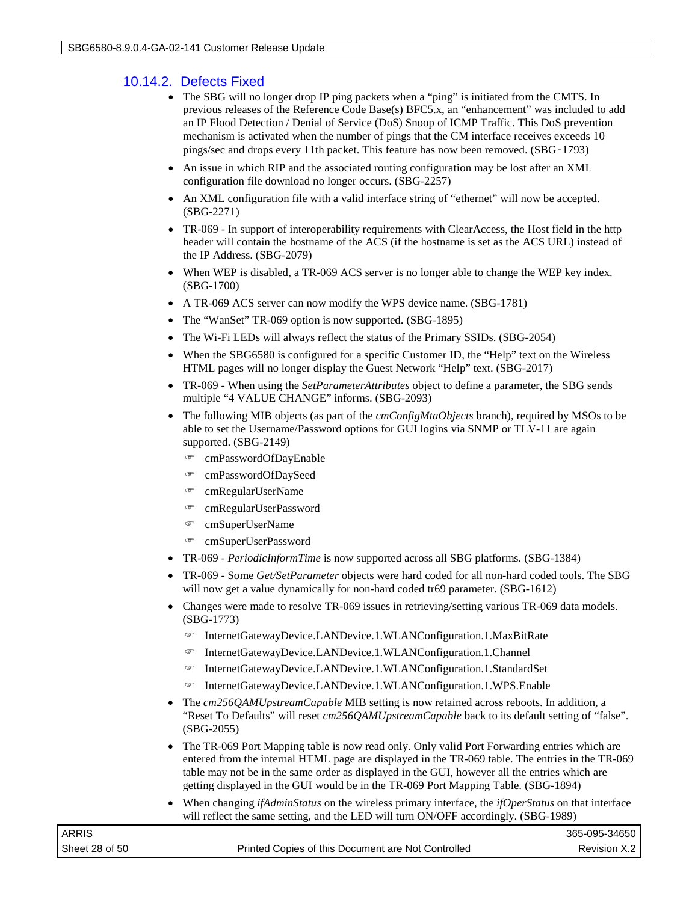### 10.14.2. Defects Fixed

- The SBG will no longer drop IP ping packets when a “ping” is initiated from the CMTS. In previous releases of the Reference Code Base(s) BFC5.x, an “enhancement” was included to add an IP Flood Detection / Denial of Service (DoS) Snoop of ICMP Traffic. This DoS prevention mechanism is activated when the number of pings that the CM interface receives exceeds 10 pings/sec and drops every 11th packet. This feature has now been removed. (SBG-1793)
- An issue in which RIP and the associated routing configuration may be lost after an XML configuration file download no longer occurs. (SBG-2257)
- An XML configuration file with a valid interface string of “ethernet” will now be accepted. (SBG-2271)
- TR-069 - In support of interoperability requirements with ClearAccess, the Host field in the http header will contain the hostname of the ACS (if the hostname is set as the ACS URL) instead of the IP Address. (SBG-2079)
- When WEP is disabled, a TR-069 ACS server is no longer able to change the WEP key index. (SBG-1700)
- A TR-069 ACS server can now modify the WPS device name. (SBG-1781)
- The “WanSet” TR-069 option is now supported. (SBG-1895)
- The Wi-Fi LEDs will always reflect the status of the Primary SSIDs. (SBG-2054)
- When the SBG6580 is configured for a specific Customer ID, the “Help” text on the Wireless HTML pages will no longer display the Guest Network “Help” text. (SBG-2017)
- TR-069 - When using the *SetParameterAttributes* object to define a parameter, the SBG sends multiple “4 VALUE CHANGE” informs. (SBG-2093)
- The following MIB objects (as part of the *cmConfigMtaObjects* branch), required by MSOs to be able to set the Username/Password options for GUI logins via SNMP or TLV-11 are again supported. (SBG-2149)
  - cmPasswordOfDayEnable
  - cmPasswordOfDaySeed
  - cmRegularUserName
  - cmRegularUserPassword
  - cmSuperUserName
  - cmSuperUserPassword
- TR-069 - *PeriodicInformTime* is now supported across all SBG platforms. (SBG-1384)
- TR-069 - Some *Get/SetParameter* objects were hard coded for all non-hard coded tools. The SBG will now get a value dynamically for non-hard coded tr69 parameter. (SBG-1612)
- Changes were made to resolve TR-069 issues in retrieving/setting various TR-069 data models. (SBG-1773)
  - InternetGatewayDevice.LANDevice.1.WLANConfiguration.1.MaxBitRate
  - InternetGatewayDevice.LANDevice.1.WLANConfiguration.1.Channel
  - InternetGatewayDevice.LANDevice.1.WLANConfiguration.1.StandardSet
  - InternetGatewayDevice.LANDevice.1.WLANConfiguration.1.WPS.Enable
- The *cm256QAMUpstreamCapable* MIB setting is now retained across reboots. In addition, a “Reset To Defaults” will reset *cm256QAMUpstreamCapable* back to its default setting of “false”. (SBG-2055)
- The TR-069 Port Mapping table is now read only. Only valid Port Forwarding entries which are entered from the internal HTML page are displayed in the TR-069 table. The entries in the TR-069 table may not be in the same order as displayed in the GUI, however all the entries which are getting displayed in the GUI would be in the TR-069 Port Mapping Table. (SBG-1894)
- When changing *ifAdminStatus* on the wireless primary interface, the *ifOperStatus* on that interface will reflect the same setting, and the LED will turn ON/OFF accordingly. (SBG-1989)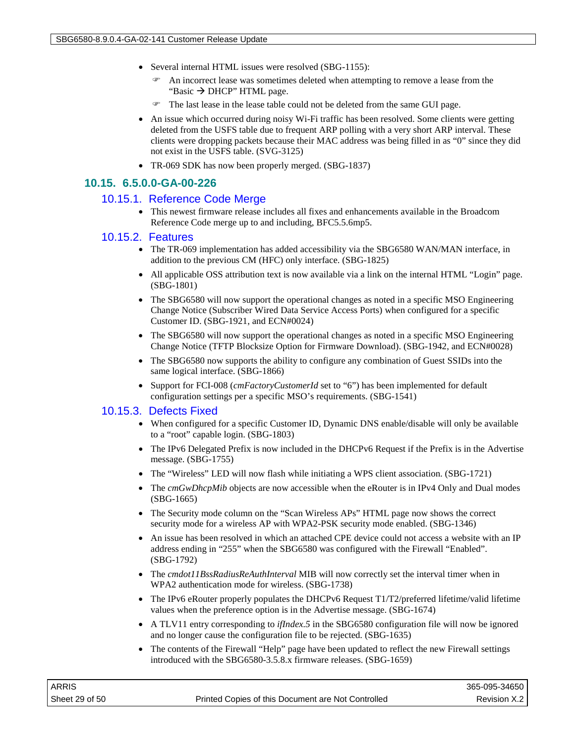- Several internal HTML issues were resolved (SBG-1155):
  - An incorrect lease was sometimes deleted when attempting to remove a lease from the “Basic → DHCP” HTML page.
  - The last lease in the lease table could not be deleted from the same GUI page.
- An issue which occurred during noisy Wi-Fi traffic has been resolved. Some clients were getting deleted from the USFS table due to frequent ARP polling with a very short ARP interval. These clients were dropping packets because their MAC address was being filled in as “0” since they did not exist in the USFS table. (SVG-3125)
- TR-069 SDK has now been properly merged. (SBG-1837)

## 10.15. 6.5.0.0-GA-00-226

### 10.15.1. Reference Code Merge

- This newest firmware release includes all fixes and enhancements available in the Broadcom Reference Code merge up to and including, BFC5.5.6mp5.

### 10.15.2. Features

- The TR-069 implementation has added accessibility via the SBG6580 WAN/MAN interface, in addition to the previous CM (HFC) only interface. (SBG-1825)
- All applicable OSS attribution text is now available via a link on the internal HTML “Login” page. (SBG-1801)
- The SBG6580 will now support the operational changes as noted in a specific MSO Engineering Change Notice (Subscriber Wired Data Service Access Ports) when configured for a specific Customer ID. (SBG-1921, and ECN#0024)
- The SBG6580 will now support the operational changes as noted in a specific MSO Engineering Change Notice (TFTP Blocksize Option for Firmware Download). (SBG-1942, and ECN#0028)
- The SBG6580 now supports the ability to configure any combination of Guest SSIDs into the same logical interface. (SBG-1866)
- Support for FCI-008 (*cmFactoryCustomerId* set to “6”) has been implemented for default configuration settings per a specific MSO’s requirements. (SBG-1541)

### 10.15.3. Defects Fixed

- When configured for a specific Customer ID, Dynamic DNS enable/disable will only be available to a “root” capable login. (SBG-1803)
- The IPv6 Delegated Prefix is now included in the DHCPv6 Request if the Prefix is in the Advertise message. (SBG-1755)
- The “Wireless” LED will now flash while initiating a WPS client association. (SBG-1721)
- The *cmGwDhcpMib* objects are now accessible when the eRouter is in IPv4 Only and Dual modes (SBG-1665)
- The Security mode column on the “Scan Wireless APs” HTML page now shows the correct security mode for a wireless AP with WPA2-PSK security mode enabled. (SBG-1346)
- An issue has been resolved in which an attached CPE device could not access a website with an IP address ending in “255” when the SBG6580 was configured with the Firewall “Enabled”. (SBG-1792)
- The *cmdot11BssRadiusReAuthInterval* MIB will now correctly set the interval timer when in WPA2 authentication mode for wireless. (SBG-1738)
- The IPv6 eRouter properly populates the DHCPv6 Request T1/T2/preferred lifetime/valid lifetime values when the preference option is in the Advertise message. (SBG-1674)
- A TLV11 entry corresponding to *ifIndex.5* in the SBG6580 configuration file will now be ignored and no longer cause the configuration file to be rejected. (SBG-1635)
- The contents of the Firewall “Help” page have been updated to reflect the new Firewall settings introduced with the SBG6580-3.5.8.x firmware releases. (SBG-1659)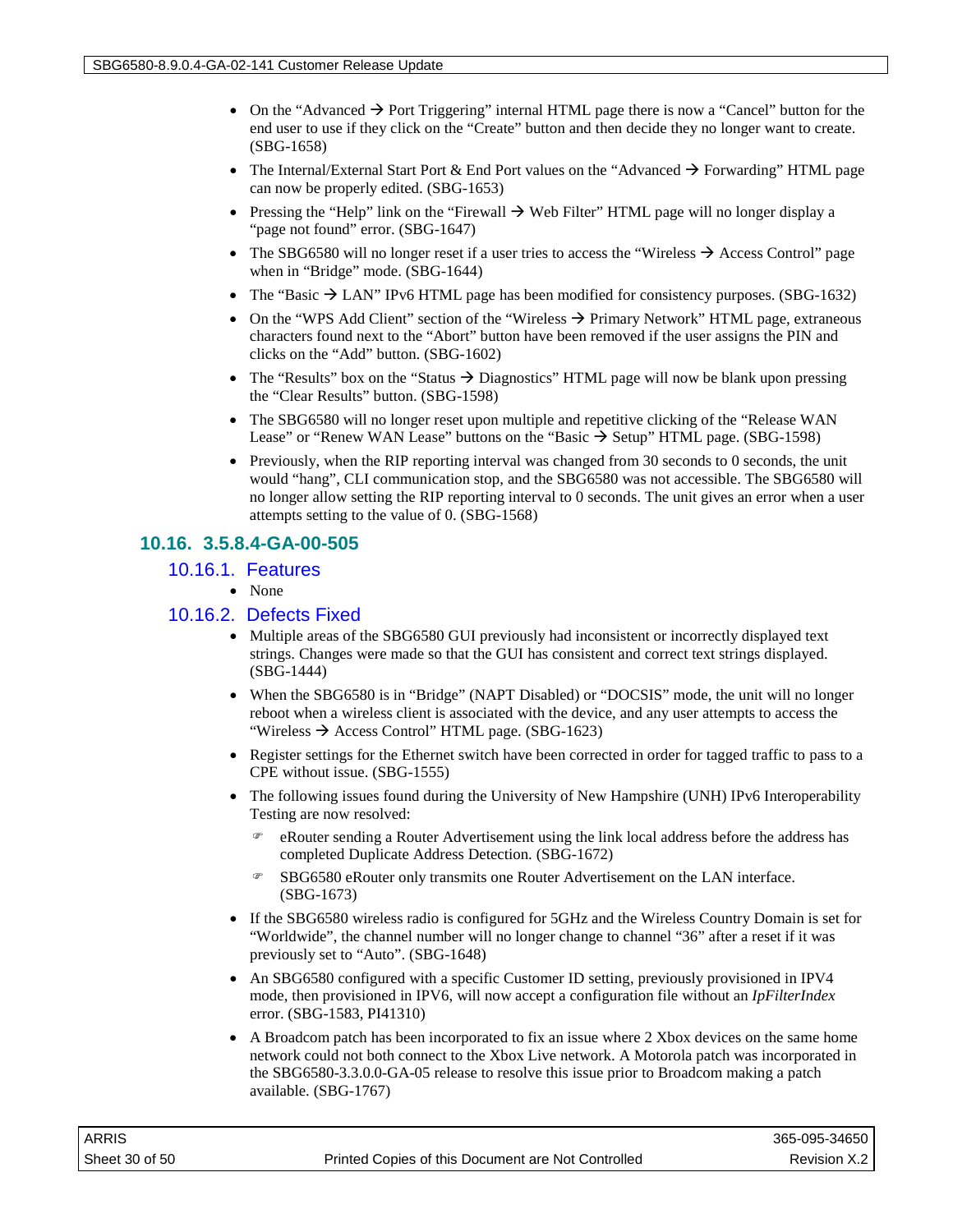- On the "Advanced → Port Triggering" internal HTML page there is now a "Cancel" button for the end user to use if they click on the "Create" button and then decide they no longer want to create. (SBG-1658)
- The Internal/External Start Port & End Port values on the "Advanced → Forwarding" HTML page can now be properly edited. (SBG-1653)
- Pressing the "Help" link on the "Firewall → Web Filter" HTML page will no longer display a "page not found" error. (SBG-1647)
- The SBG6580 will no longer reset if a user tries to access the "Wireless → Access Control" page when in "Bridge" mode. (SBG-1644)
- The "Basic → LAN" IPv6 HTML page has been modified for consistency purposes. (SBG-1632)
- On the "WPS Add Client" section of the "Wireless → Primary Network" HTML page, extraneous characters found next to the "Abort" button have been removed if the user assigns the PIN and clicks on the "Add" button. (SBG-1602)
- The "Results" box on the "Status → Diagnostics" HTML page will now be blank upon pressing the "Clear Results" button. (SBG-1598)
- The SBG6580 will no longer reset upon multiple and repetitive clicking of the "Release WAN Lease" or "Renew WAN Lease" buttons on the "Basic → Setup" HTML page. (SBG-1598)
- Previously, when the RIP reporting interval was changed from 30 seconds to 0 seconds, the unit would "hang", CLI communication stop, and the SBG6580 was not accessible. The SBG6580 will no longer allow setting the RIP reporting interval to 0 seconds. The unit gives an error when a user attempts setting to the value of 0. (SBG-1568)

## 10.16. 3.5.8.4-GA-00-505

### 10.16.1. Features

- None

### 10.16.2. Defects Fixed

- Multiple areas of the SBG6580 GUI previously had inconsistent or incorrectly displayed text strings. Changes were made so that the GUI has consistent and correct text strings displayed. (SBG-1444)
- When the SBG6580 is in "Bridge" (NAPT Disabled) or "DOCSIS" mode, the unit will no longer reboot when a wireless client is associated with the device, and any user attempts to access the "Wireless → Access Control" HTML page. (SBG-1623)
- Register settings for the Ethernet switch have been corrected in order for tagged traffic to pass to a CPE without issue. (SBG-1555)
- The following issues found during the University of New Hampshire (UNH) IPv6 Interoperability Testing are now resolved:
  - eRouter sending a Router Advertisement using the link local address before the address has completed Duplicate Address Detection. (SBG-1672)
  - SBG6580 eRouter only transmits one Router Advertisement on the LAN interface. (SBG-1673)
- If the SBG6580 wireless radio is configured for 5GHz and the Wireless Country Domain is set for "Worldwide", the channel number will no longer change to channel "36" after a reset if it was previously set to "Auto". (SBG-1648)
- An SBG6580 configured with a specific Customer ID setting, previously provisioned in IPV4 mode, then provisioned in IPV6, will now accept a configuration file without an *IpFilterIndex* error. (SBG-1583, PI41310)
- A Broadcom patch has been incorporated to fix an issue where 2 Xbox devices on the same home network could not both connect to the Xbox Live network. A Motorola patch was incorporated in the SBG6580-3.3.0.0-GA-05 release to resolve this issue prior to Broadcom making a patch available. (SBG-1767)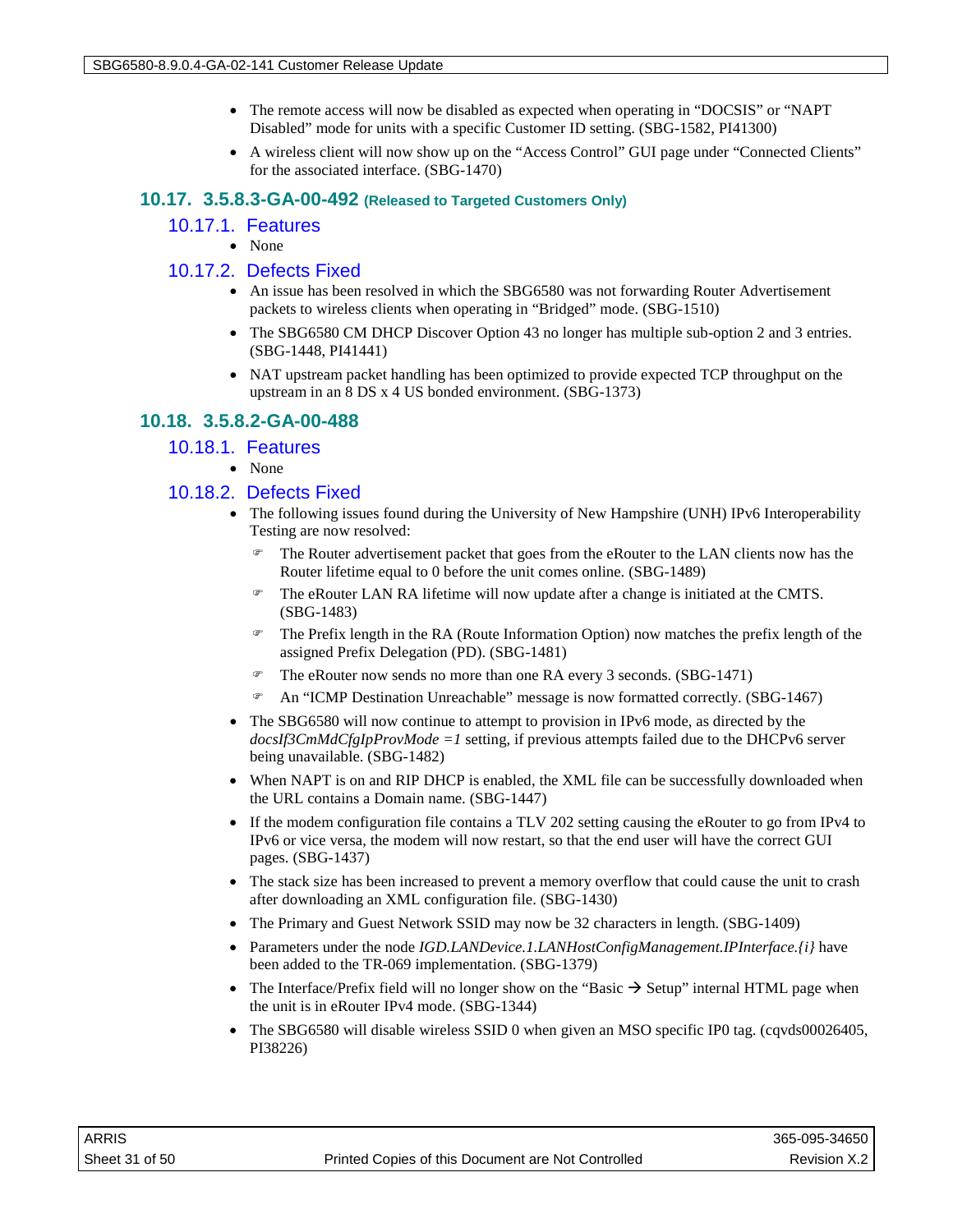- The remote access will now be disabled as expected when operating in "DOCSIS" or "NAPT Disabled" mode for units with a specific Customer ID setting. (SBG-1582, PI41300)
- A wireless client will now show up on the "Access Control" GUI page under "Connected Clients" for the associated interface. (SBG-1470)

## 10.17. 3.5.8.3-GA-00-492 (Released to Targeted Customers Only)

### 10.17.1. Features

- None

### 10.17.2. Defects Fixed

- An issue has been resolved in which the SBG6580 was not forwarding Router Advertisement packets to wireless clients when operating in "Bridged" mode. (SBG-1510)
- The SBG6580 CM DHCP Discover Option 43 no longer has multiple sub-option 2 and 3 entries. (SBG-1448, PI41441)
- NAT upstream packet handling has been optimized to provide expected TCP throughput on the upstream in an 8 DS x 4 US bonded environment. (SBG-1373)

## 10.18. 3.5.8.2-GA-00-488

### 10.18.1. Features

- None

### 10.18.2. Defects Fixed

- The following issues found during the University of New Hampshire (UNH) IPv6 Interoperability Testing are now resolved:
  - The Router advertisement packet that goes from the eRouter to the LAN clients now has the Router lifetime equal to 0 before the unit comes online. (SBG-1489)
  - The eRouter LAN RA lifetime will now update after a change is initiated at the CMTS. (SBG-1483)
  - The Prefix length in the RA (Route Information Option) now matches the prefix length of the assigned Prefix Delegation (PD). (SBG-1481)
  - The eRouter now sends no more than one RA every 3 seconds. (SBG-1471)
  - An "ICMP Destination Unreachable" message is now formatted correctly. (SBG-1467)
- The SBG6580 will now continue to attempt to provision in IPv6 mode, as directed by the *docsIf3CmMdCfgIpProvMode =1* setting, if previous attempts failed due to the DHCPv6 server being unavailable. (SBG-1482)
- When NAPT is on and RIP DHCP is enabled, the XML file can be successfully downloaded when the URL contains a Domain name. (SBG-1447)
- If the modem configuration file contains a TLV 202 setting causing the eRouter to go from IPv4 to IPv6 or vice versa, the modem will now restart, so that the end user will have the correct GUI pages. (SBG-1437)
- The stack size has been increased to prevent a memory overflow that could cause the unit to crash after downloading an XML configuration file. (SBG-1430)
- The Primary and Guest Network SSID may now be 32 characters in length. (SBG-1409)
- Parameters under the node *IGD.LANDevice.1.LANHostConfigManagement.IPInterface.{i}* have been added to the TR-069 implementation. (SBG-1379)
- The Interface/Prefix field will no longer show on the "Basic → Setup" internal HTML page when the unit is in eRouter IPv4 mode. (SBG-1344)
- The SBG6580 will disable wireless SSID 0 when given an MSO specific IP0 tag. (cqvds00026405, PI38226)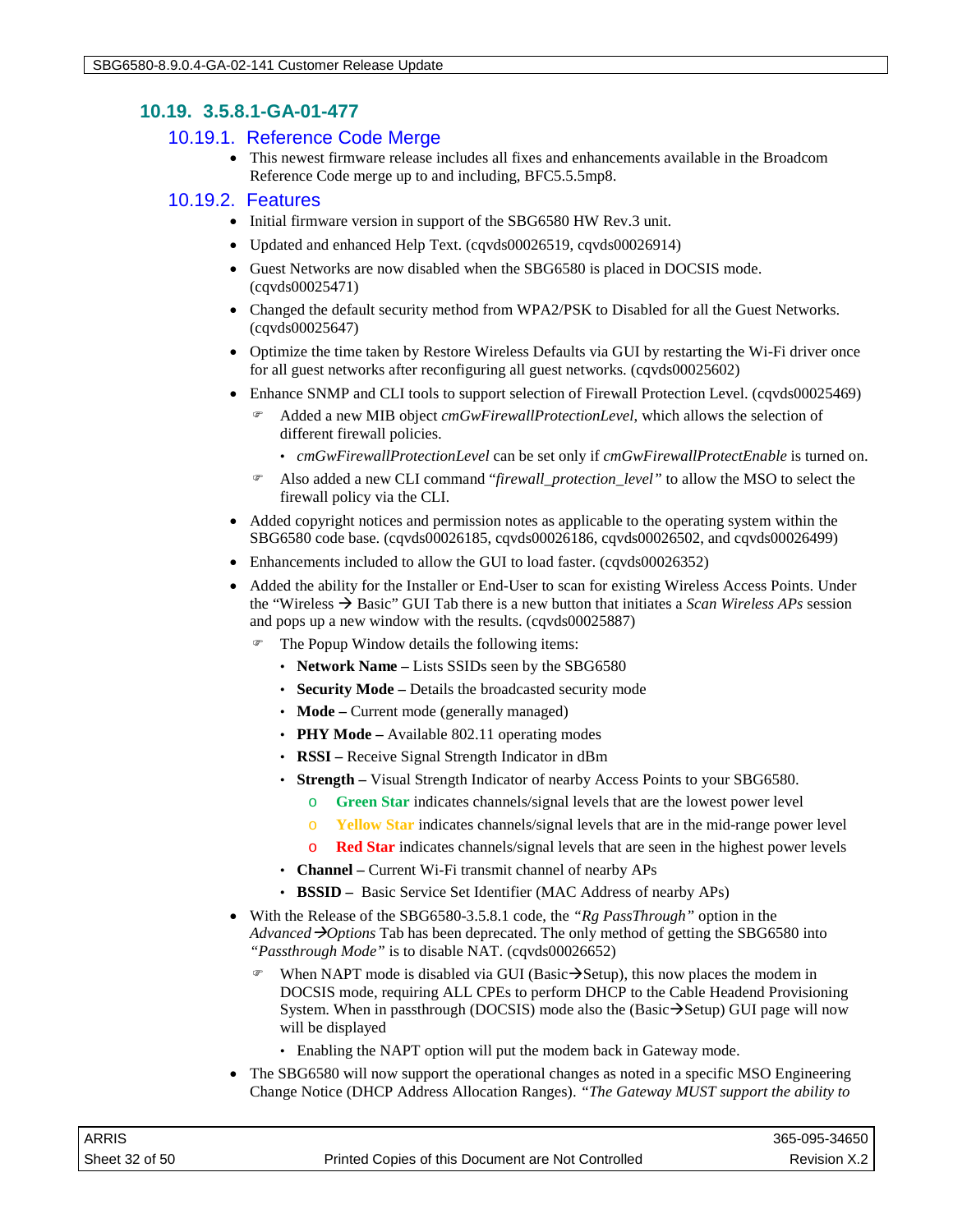## 10.19. 3.5.8.1-GA-01-477

### 10.19.1. Reference Code Merge

- This newest firmware release includes all fixes and enhancements available in the Broadcom Reference Code merge up to and including, BFC5.5.5mp8.

### 10.19.2. Features

- Initial firmware version in support of the SBG6580 HW Rev.3 unit.
- Updated and enhanced Help Text. (cqvds00026519, cqvds00026914)
- Guest Networks are now disabled when the SBG6580 is placed in DOCSIS mode. (cqvds00025471)
- Changed the default security method from WPA2/PSK to Disabled for all the Guest Networks. (cqvds00025647)
- Optimize the time taken by Restore Wireless Defaults via GUI by restarting the Wi-Fi driver once for all guest networks after reconfiguring all guest networks. (cqvds00025602)
- Enhance SNMP and CLI tools to support selection of Firewall Protection Level. (cqvds00025469)
  - Added a new MIB object *cmGwFirewallProtectionLevel*, which allows the selection of different firewall policies.
    - *cmGwFirewallProtectionLevel* can be set only if *cmGwFirewallProtectEnable* is turned on.
  - Also added a new CLI command "*firewall_protection_level"* to allow the MSO to select the firewall policy via the CLI.
- Added copyright notices and permission notes as applicable to the operating system within the SBG6580 code base. (cqvds00026185, cqvds00026186, cqvds00026502, and cqvds00026499)
- Enhancements included to allow the GUI to load faster. (cqvds00026352)
- Added the ability for the Installer or End-User to scan for existing Wireless Access Points. Under the "Wireless → Basic" GUI Tab there is a new button that initiates a *Scan Wireless APs* session and pops up a new window with the results. (cqvds00025887)
  - The Popup Window details the following items:
    - **Network Name –** Lists SSIDs seen by the SBG6580
    - **Security Mode –** Details the broadcasted security mode
    - **Mode –** Current mode (generally managed)
    - **PHY Mode –** Available 802.11 operating modes
    - **RSSI –** Receive Signal Strength Indicator in dBm
    - **Strength –** Visual Strength Indicator of nearby Access Points to your SBG6580.
      - **Green Star** indicates channels/signal levels that are the lowest power level
      - **Yellow Star** indicates channels/signal levels that are in the mid-range power level
      - **Red Star** indicates channels/signal levels that are seen in the highest power levels
    - **Channel –** Current Wi-Fi transmit channel of nearby APs
    - **BSSID –** Basic Service Set Identifier (MAC Address of nearby APs)
- With the Release of the SBG6580-3.5.8.1 code, the *"Rg PassThrough"* option in the *Advanced→Options* Tab has been deprecated. The only method of getting the SBG6580 into *"Passthrough Mode"* is to disable NAT. (cqvds00026652)
  - When NAPT mode is disabled via GUI (Basic→Setup), this now places the modem in DOCSIS mode, requiring ALL CPEs to perform DHCP to the Cable Headend Provisioning System. When in passthrough (DOCSIS) mode also the (Basic→Setup) GUI page will now will be displayed
    - Enabling the NAPT option will put the modem back in Gateway mode.
- The SBG6580 will now support the operational changes as noted in a specific MSO Engineering Change Notice (DHCP Address Allocation Ranges). *"The Gateway MUST support the ability to*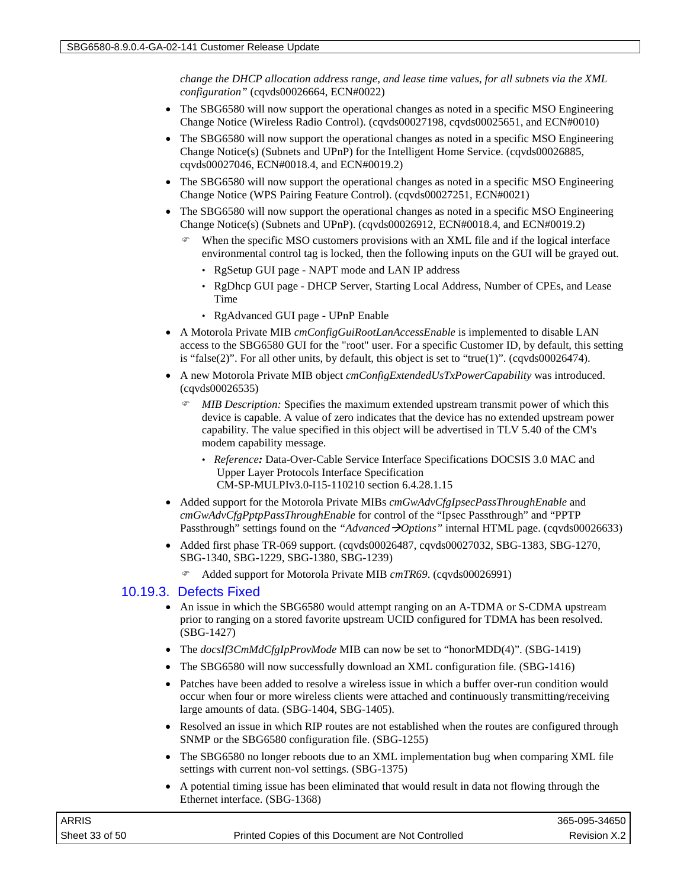*change the DHCP allocation address range, and lease time values, for all subnets via the XML configuration"* (cqvds00026664, ECN#0022)

- The SBG6580 will now support the operational changes as noted in a specific MSO Engineering Change Notice (Wireless Radio Control). (cqvds00027198, cqvds00025651, and ECN#0010)
- The SBG6580 will now support the operational changes as noted in a specific MSO Engineering Change Notice(s) (Subnets and UPnP) for the Intelligent Home Service. (cqvds00026885, cqvds00027046, ECN#0018.4, and ECN#0019.2)
- The SBG6580 will now support the operational changes as noted in a specific MSO Engineering Change Notice (WPS Pairing Feature Control). (cqvds00027251, ECN#0021)
- The SBG6580 will now support the operational changes as noted in a specific MSO Engineering Change Notice(s) (Subnets and UPnP). (cqvds00026912, ECN#0018.4, and ECN#0019.2)
  - When the specific MSO customers provisions with an XML file and if the logical interface environmental control tag is locked, then the following inputs on the GUI will be grayed out.
    - RgSetup GUI page - NAPT mode and LAN IP address
    - RgDhcp GUI page - DHCP Server, Starting Local Address, Number of CPEs, and Lease Time
    - RgAdvanced GUI page - UPnP Enable
- A Motorola Private MIB *cmConfigGuiRootLanAccessEnable* is implemented to disable LAN access to the SBG6580 GUI for the "root" user. For a specific Customer ID, by default, this setting is "false(2)". For all other units, by default, this object is set to "true(1)". (cqvds00026474).
- A new Motorola Private MIB object *cmConfigExtendedUsTxPowerCapability* was introduced. (cqvds00026535)
  - *MIB Description:* Specifies the maximum extended upstream transmit power of which this device is capable. A value of zero indicates that the device has no extended upstream power capability. The value specified in this object will be advertised in TLV 5.40 of the CM's modem capability message.
    - *Reference:* Data-Over-Cable Service Interface Specifications DOCSIS 3.0 MAC and Upper Layer Protocols Interface Specification CM-SP-MULPIv3.0-I15-110210 section 6.4.28.1.15
- Added support for the Motorola Private MIBs *cmGwAdvCfgIpsecPassThroughEnable* and *cmGwAdvCfgPptpPassThroughEnable* for control of the "Ipsec Passthrough" and "PPTP Passthrough" settings found on the *"Advanced→Options"* internal HTML page. (cqvds00026633)
- Added first phase TR-069 support. (cqvds00026487, cqvds00027032, SBG-1383, SBG-1270, SBG-1340, SBG-1229, SBG-1380, SBG-1239)
  - Added support for Motorola Private MIB *cmTR69*. (cqvds00026991)

### 10.19.3. Defects Fixed

- An issue in which the SBG6580 would attempt ranging on an A-TDMA or S-CDMA upstream prior to ranging on a stored favorite upstream UCID configured for TDMA has been resolved. (SBG-1427)
- The *docsIf3CmMdCfgIpProvMode* MIB can now be set to "honorMDD(4)". (SBG-1419)
- The SBG6580 will now successfully download an XML configuration file. (SBG-1416)
- Patches have been added to resolve a wireless issue in which a buffer over-run condition would occur when four or more wireless clients were attached and continuously transmitting/receiving large amounts of data. (SBG-1404, SBG-1405).
- Resolved an issue in which RIP routes are not established when the routes are configured through SNMP or the SBG6580 configuration file. (SBG-1255)
- The SBG6580 no longer reboots due to an XML implementation bug when comparing XML file settings with current non-vol settings. (SBG-1375)
- A potential timing issue has been eliminated that would result in data not flowing through the Ethernet interface. (SBG-1368)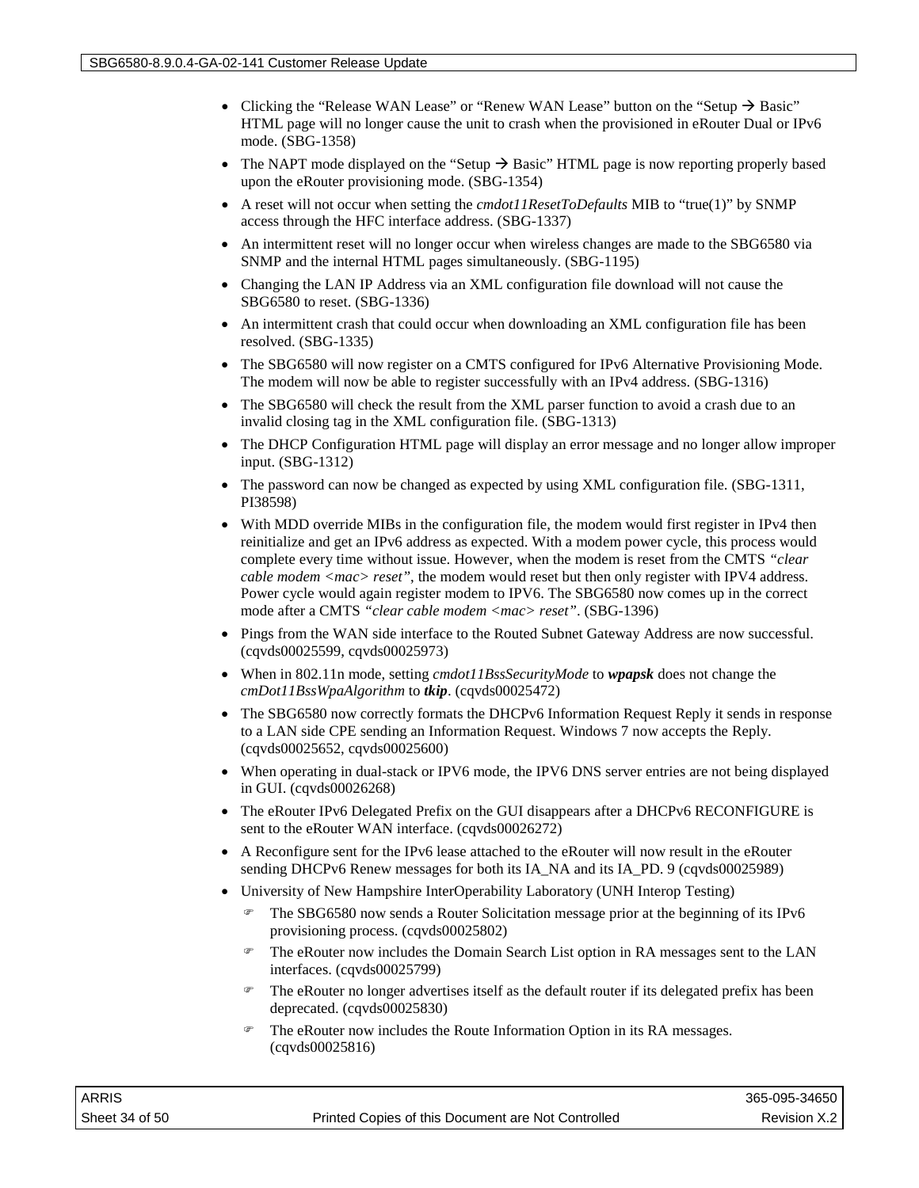- Clicking the “Release WAN Lease” or “Renew WAN Lease” button on the “Setup → Basic” HTML page will no longer cause the unit to crash when the provisioned in eRouter Dual or IPv6 mode. (SBG-1358)
- The NAPT mode displayed on the “Setup → Basic” HTML page is now reporting properly based upon the eRouter provisioning mode. (SBG-1354)
- A reset will not occur when setting the *cmdot11ResetToDefaults* MIB to “true(1)” by SNMP access through the HFC interface address. (SBG-1337)
- An intermittent reset will no longer occur when wireless changes are made to the SBG6580 via SNMP and the internal HTML pages simultaneously. (SBG-1195)
- Changing the LAN IP Address via an XML configuration file download will not cause the SBG6580 to reset. (SBG-1336)
- An intermittent crash that could occur when downloading an XML configuration file has been resolved. (SBG-1335)
- The SBG6580 will now register on a CMTS configured for IPv6 Alternative Provisioning Mode. The modem will now be able to register successfully with an IPv4 address. (SBG-1316)
- The SBG6580 will check the result from the XML parser function to avoid a crash due to an invalid closing tag in the XML configuration file. (SBG-1313)
- The DHCP Configuration HTML page will display an error message and no longer allow improper input. (SBG-1312)
- The password can now be changed as expected by using XML configuration file. (SBG-1311, PI38598)
- With MDD override MIBs in the configuration file, the modem would first register in IPv4 then reinitialize and get an IPv6 address as expected. With a modem power cycle, this process would complete every time without issue. However, when the modem is reset from the CMTS *“clear cable modem <mac> reset”*, the modem would reset but then only register with IPV4 address. Power cycle would again register modem to IPV6. The SBG6580 now comes up in the correct mode after a CMTS *“clear cable modem <mac> reset”*. (SBG-1396)
- Pings from the WAN side interface to the Routed Subnet Gateway Address are now successful. (cqvds00025599, cqvds00025973)
- When in 802.11n mode, setting *cmdot11BssSecurityMode* to ***wpapsk*** does not change the *cmDot11BssWpaAlgorithm* to ***tkip***. (cqvds00025472)
- The SBG6580 now correctly formats the DHCPv6 Information Request Reply it sends in response to a LAN side CPE sending an Information Request. Windows 7 now accepts the Reply. (cqvds00025652, cqvds00025600)
- When operating in dual-stack or IPV6 mode, the IPV6 DNS server entries are not being displayed in GUI. (cqvds00026268)
- The eRouter IPv6 Delegated Prefix on the GUI disappears after a DHCPv6 RECONFIGURE is sent to the eRouter WAN interface. (cqvds00026272)
- A Reconfigure sent for the IPv6 lease attached to the eRouter will now result in the eRouter sending DHCPv6 Renew messages for both its IA_NA and its IA_PD. 9 (cqvds00025989)
- University of New Hampshire InterOperability Laboratory (UNH Interop Testing)
  - The SBG6580 now sends a Router Solicitation message prior at the beginning of its IPv6 provisioning process. (cqvds00025802)
  - The eRouter now includes the Domain Search List option in RA messages sent to the LAN interfaces. (cqvds00025799)
  - The eRouter no longer advertises itself as the default router if its delegated prefix has been deprecated. (cqvds00025830)
  - The eRouter now includes the Route Information Option in its RA messages. (cqvds00025816)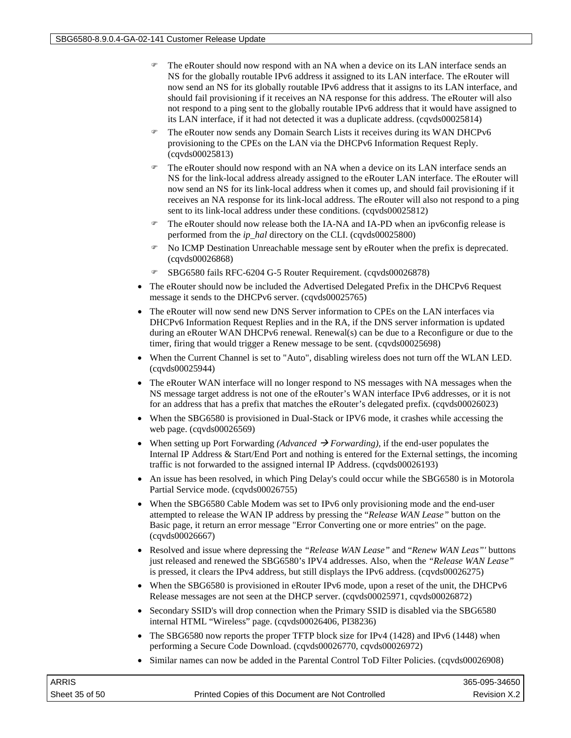- The eRouter should now respond with an NA when a device on its LAN interface sends an NS for the globally routable IPv6 address it assigned to its LAN interface. The eRouter will now send an NS for its globally routable IPv6 address that it assigns to its LAN interface, and should fail provisioning if it receives an NA response for this address. The eRouter will also not respond to a ping sent to the globally routable IPv6 address that it would have assigned to its LAN interface, if it had not detected it was a duplicate address. (cqvds00025814)
- The eRouter now sends any Domain Search Lists it receives during its WAN DHCPv6 provisioning to the CPEs on the LAN via the DHCPv6 Information Request Reply. (cqvds00025813)
- The eRouter should now respond with an NA when a device on its LAN interface sends an NS for the link-local address already assigned to the eRouter LAN interface. The eRouter will now send an NS for its link-local address when it comes up, and should fail provisioning if it receives an NA response for its link-local address. The eRouter will also not respond to a ping sent to its link-local address under these conditions. (cqvds00025812)
- The eRouter should now release both the IA-NA and IA-PD when an ipv6config release is performed from the *ip_hal* directory on the CLI. (cqvds00025800)
- No ICMP Destination Unreachable message sent by eRouter when the prefix is deprecated. (cqvds00026868)
- SBG6580 fails RFC-6204 G-5 Router Requirement. (cqvds00026878)

- The eRouter should now be included the Advertised Delegated Prefix in the DHCPv6 Request message it sends to the DHCPv6 server. (cqvds00025765)
- The eRouter will now send new DNS Server information to CPEs on the LAN interfaces via DHCPv6 Information Request Replies and in the RA, if the DNS server information is updated during an eRouter WAN DHCPv6 renewal. Renewal(s) can be due to a Reconfigure or due to the timer, firing that would trigger a Renew message to be sent. (cqvds00025698)
- When the Current Channel is set to "Auto", disabling wireless does not turn off the WLAN LED. (cqvds00025944)
- The eRouter WAN interface will no longer respond to NS messages with NA messages when the NS message target address is not one of the eRouter's WAN interface IPv6 addresses, or it is not for an address that has a prefix that matches the eRouter's delegated prefix. (cqvds00026023)
- When the SBG6580 is provisioned in Dual-Stack or IPV6 mode, it crashes while accessing the web page. (cqvds00026569)
- When setting up Port Forwarding *(Advanced → Forwarding)*, if the end-user populates the Internal IP Address & Start/End Port and nothing is entered for the External settings, the incoming traffic is not forwarded to the assigned internal IP Address. (cqvds00026193)
- An issue has been resolved, in which Ping Delay's could occur while the SBG6580 is in Motorola Partial Service mode. (cqvds00026755)
- When the SBG6580 Cable Modem was set to IPv6 only provisioning mode and the end-user attempted to release the WAN IP address by pressing the "*Release WAN Lease"* button on the Basic page, it return an error message "Error Converting one or more entries" on the page. (cqvds00026667)
- Resolved and issue where depressing the *"Release WAN Lease"* and "*Renew WAN Leas"'* buttons just released and renewed the SBG6580's IPV4 addresses. Also, when the *"Release WAN Lease"* is pressed, it clears the IPv4 address, but still displays the IPv6 address. (cqvds00026275)
- When the SBG6580 is provisioned in eRouter IPv6 mode, upon a reset of the unit, the DHCPv6 Release messages are not seen at the DHCP server. (cqvds00025971, cqvds00026872)
- Secondary SSID's will drop connection when the Primary SSID is disabled via the SBG6580 internal HTML "Wireless" page. (cqvds00026406, PI38236)
- The SBG6580 now reports the proper TFTP block size for IPv4 (1428) and IPv6 (1448) when performing a Secure Code Download. (cqvds00026770, cqvds00026972)
- Similar names can now be added in the Parental Control ToD Filter Policies. (cqvds00026908)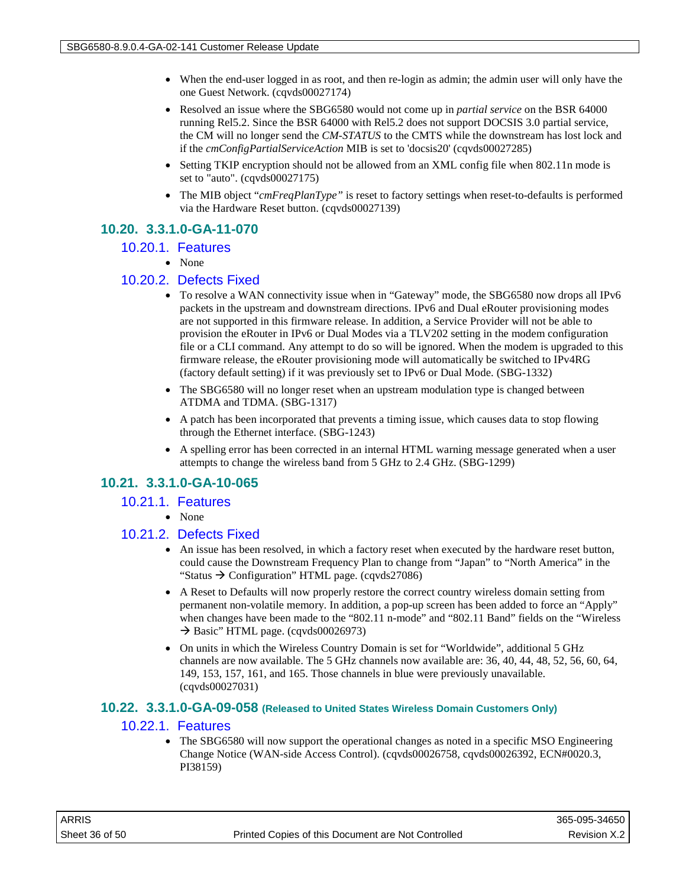- When the end-user logged in as root, and then re-login as admin; the admin user will only have the one Guest Network. (cqvds00027174)
- Resolved an issue where the SBG6580 would not come up in *partial service* on the BSR 64000 running Rel5.2. Since the BSR 64000 with Rel5.2 does not support DOCSIS 3.0 partial service, the CM will no longer send the *CM-STATUS* to the CMTS while the downstream has lost lock and if the *cmConfigPartialServiceAction* MIB is set to 'docsis20' (cqvds00027285)
- Setting TKIP encryption should not be allowed from an XML config file when 802.11n mode is set to "auto". (cqvds00027175)
- The MIB object "*cmFreqPlanType*" is reset to factory settings when reset-to-defaults is performed via the Hardware Reset button. (cqvds00027139)

## 10.20. 3.3.1.0-GA-11-070

### 10.20.1. Features

- None

### 10.20.2. Defects Fixed

- To resolve a WAN connectivity issue when in "Gateway" mode, the SBG6580 now drops all IPv6 packets in the upstream and downstream directions. IPv6 and Dual eRouter provisioning modes are not supported in this firmware release. In addition, a Service Provider will not be able to provision the eRouter in IPv6 or Dual Modes via a TLV202 setting in the modem configuration file or a CLI command. Any attempt to do so will be ignored. When the modem is upgraded to this firmware release, the eRouter provisioning mode will automatically be switched to IPv4RG (factory default setting) if it was previously set to IPv6 or Dual Mode. (SBG-1332)
- The SBG6580 will no longer reset when an upstream modulation type is changed between ATDMA and TDMA. (SBG-1317)
- A patch has been incorporated that prevents a timing issue, which causes data to stop flowing through the Ethernet interface. (SBG-1243)
- A spelling error has been corrected in an internal HTML warning message generated when a user attempts to change the wireless band from 5 GHz to 2.4 GHz. (SBG-1299)

## 10.21. 3.3.1.0-GA-10-065

### 10.21.1. Features

- None

### 10.21.2. Defects Fixed

- An issue has been resolved, in which a factory reset when executed by the hardware reset button, could cause the Downstream Frequency Plan to change from "Japan" to "North America" in the "Status → Configuration" HTML page. (cqvds27086)
- A Reset to Defaults will now properly restore the correct country wireless domain setting from permanent non-volatile memory. In addition, a pop-up screen has been added to force an "Apply" when changes have been made to the "802.11 n-mode" and "802.11 Band" fields on the "Wireless → Basic" HTML page. (cqvds00026973)
- On units in which the Wireless Country Domain is set for "Worldwide", additional 5 GHz channels are now available. The 5 GHz channels now available are: 36, 40, 44, 48, 52, 56, 60, 64, 149, 153, 157, 161, and 165. Those channels in blue were previously unavailable. (cqvds00027031)

## 10.22. 3.3.1.0-GA-09-058 (Released to United States Wireless Domain Customers Only)

### 10.22.1. Features

- The SBG6580 will now support the operational changes as noted in a specific MSO Engineering Change Notice (WAN-side Access Control). (cqvds00026758, cqvds00026392, ECN#0020.3, PI38159)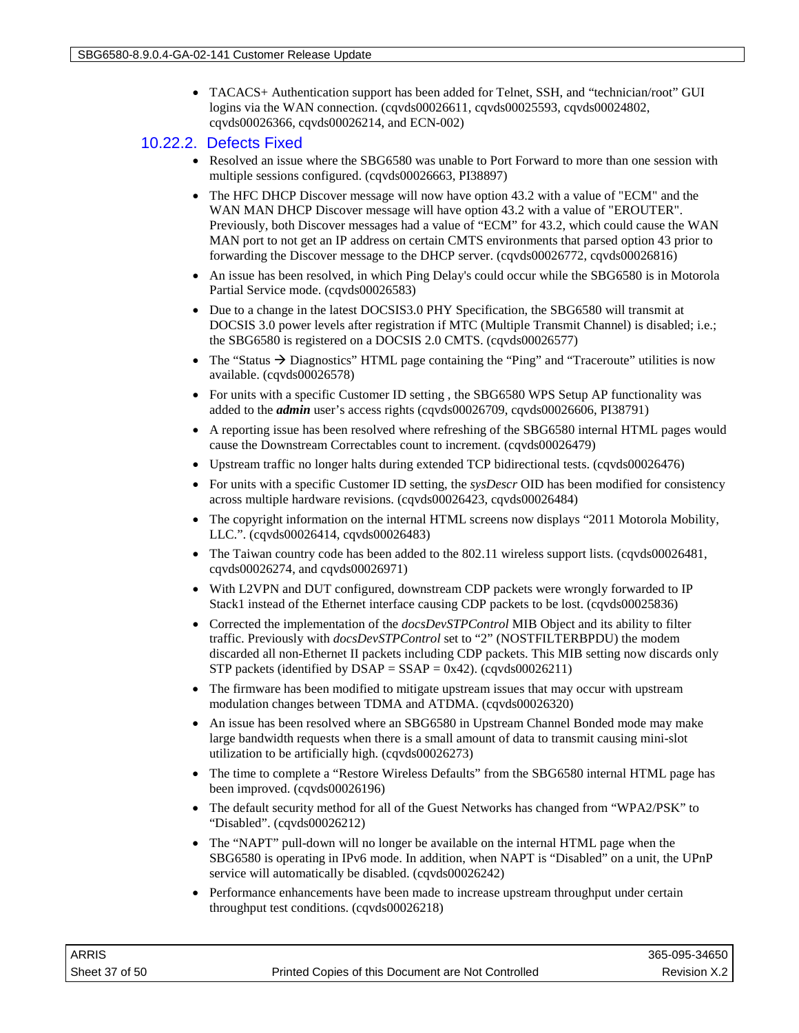- TACACS+ Authentication support has been added for Telnet, SSH, and "technician/root" GUI logins via the WAN connection. (cqvds00026611, cqvds00025593, cqvds00024802, cqvds00026366, cqvds00026214, and ECN-002)

### 10.22.2. Defects Fixed

- Resolved an issue where the SBG6580 was unable to Port Forward to more than one session with multiple sessions configured. (cqvds00026663, PI38897)
- The HFC DHCP Discover message will now have option 43.2 with a value of "ECM" and the WAN MAN DHCP Discover message will have option 43.2 with a value of "EROUTER". Previously, both Discover messages had a value of "ECM" for 43.2, which could cause the WAN MAN port to not get an IP address on certain CMTS environments that parsed option 43 prior to forwarding the Discover message to the DHCP server. (cqvds00026772, cqvds00026816)
- An issue has been resolved, in which Ping Delay's could occur while the SBG6580 is in Motorola Partial Service mode. (cqvds00026583)
- Due to a change in the latest DOCSIS3.0 PHY Specification, the SBG6580 will transmit at DOCSIS 3.0 power levels after registration if MTC (Multiple Transmit Channel) is disabled; i.e.; the SBG6580 is registered on a DOCSIS 2.0 CMTS. (cqvds00026577)
- The "Status → Diagnostics" HTML page containing the "Ping" and "Traceroute" utilities is now available. (cqvds00026578)
- For units with a specific Customer ID setting , the SBG6580 WPS Setup AP functionality was added to the ***admin*** user's access rights (cqvds00026709, cqvds00026606, PI38791)
- A reporting issue has been resolved where refreshing of the SBG6580 internal HTML pages would cause the Downstream Correctables count to increment. (cqvds00026479)
- Upstream traffic no longer halts during extended TCP bidirectional tests. (cqvds00026476)
- For units with a specific Customer ID setting, the *sysDescr* OID has been modified for consistency across multiple hardware revisions. (cqvds00026423, cqvds00026484)
- The copyright information on the internal HTML screens now displays "2011 Motorola Mobility, LLC.". (cqvds00026414, cqvds00026483)
- The Taiwan country code has been added to the 802.11 wireless support lists. (cqvds00026481, cqvds00026274, and cqvds00026971)
- With L2VPN and DUT configured, downstream CDP packets were wrongly forwarded to IP Stack1 instead of the Ethernet interface causing CDP packets to be lost. (cqvds00025836)
- Corrected the implementation of the *docsDevSTPControl* MIB Object and its ability to filter traffic. Previously with *docsDevSTPControl* set to "2" (NOSTFILTERBPDU) the modem discarded all non-Ethernet II packets including CDP packets. This MIB setting now discards only STP packets (identified by DSAP = SSAP = 0x42). (cqvds00026211)
- The firmware has been modified to mitigate upstream issues that may occur with upstream modulation changes between TDMA and ATDMA. (cqvds00026320)
- An issue has been resolved where an SBG6580 in Upstream Channel Bonded mode may make large bandwidth requests when there is a small amount of data to transmit causing mini-slot utilization to be artificially high. (cqvds00026273)
- The time to complete a "Restore Wireless Defaults" from the SBG6580 internal HTML page has been improved. (cqvds00026196)
- The default security method for all of the Guest Networks has changed from "WPA2/PSK" to "Disabled". (cqvds00026212)
- The "NAPT" pull-down will no longer be available on the internal HTML page when the SBG6580 is operating in IPv6 mode. In addition, when NAPT is "Disabled" on a unit, the UPnP service will automatically be disabled. (cqvds00026242)
- Performance enhancements have been made to increase upstream throughput under certain throughput test conditions. (cqvds00026218)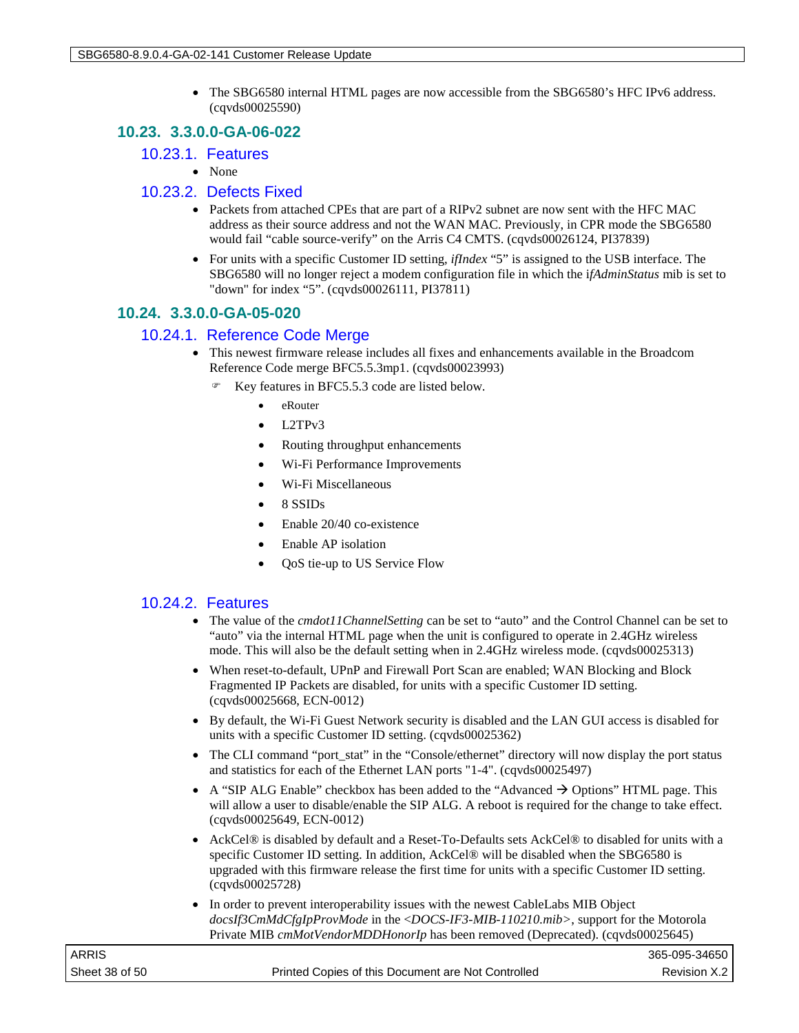- The SBG6580 internal HTML pages are now accessible from the SBG6580's HFC IPv6 address. (cqvds00025590)

## 10.23. 3.3.0.0-GA-06-022

### 10.23.1. Features

- None

### 10.23.2. Defects Fixed

- Packets from attached CPEs that are part of a RIPv2 subnet are now sent with the HFC MAC address as their source address and not the WAN MAC. Previously, in CPR mode the SBG6580 would fail "cable source-verify" on the Arris C4 CMTS. (cqvds00026124, PI37839)
- For units with a specific Customer ID setting, *ifIndex* "5" is assigned to the USB interface. The SBG6580 will no longer reject a modem configuration file in which the i*fAdminStatus* mib is set to "down" for index "5". (cqvds00026111, PI37811)

## 10.24. 3.3.0.0-GA-05-020

### 10.24.1. Reference Code Merge

- This newest firmware release includes all fixes and enhancements available in the Broadcom Reference Code merge BFC5.5.3mp1. (cqvds00023993)
  - Key features in BFC5.5.3 code are listed below.
    - eRouter
    - L2TPv3
    - Routing throughput enhancements
    - Wi-Fi Performance Improvements
    - Wi-Fi Miscellaneous
    - 8 SSIDs
    - Enable 20/40 co-existence
    - Enable AP isolation
    - QoS tie-up to US Service Flow

### 10.24.2. Features

- The value of the *cmdot11ChannelSetting* can be set to "auto" and the Control Channel can be set to "auto" via the internal HTML page when the unit is configured to operate in 2.4GHz wireless mode. This will also be the default setting when in 2.4GHz wireless mode. (cqvds00025313)
- When reset-to-default, UPnP and Firewall Port Scan are enabled; WAN Blocking and Block Fragmented IP Packets are disabled, for units with a specific Customer ID setting. (cqvds00025668, ECN-0012)
- By default, the Wi-Fi Guest Network security is disabled and the LAN GUI access is disabled for units with a specific Customer ID setting. (cqvds00025362)
- The CLI command "port_stat" in the "Console/ethernet" directory will now display the port status and statistics for each of the Ethernet LAN ports "1-4". (cqvds00025497)
- A "SIP ALG Enable" checkbox has been added to the "Advanced → Options" HTML page. This will allow a user to disable/enable the SIP ALG. A reboot is required for the change to take effect. (cqvds00025649, ECN-0012)
- AckCel® is disabled by default and a Reset-To-Defaults sets AckCel® to disabled for units with a specific Customer ID setting. In addition, AckCel® will be disabled when the SBG6580 is upgraded with this firmware release the first time for units with a specific Customer ID setting. (cqvds00025728)
- In order to prevent interoperability issues with the newest CableLabs MIB Object *docsIf3CmMdCfgIpProvMode* in the *<DOCS-IF3-MIB-110210.mib>*, support for the Motorola Private MIB *cmMotVendorMDDHonorIp* has been removed (Deprecated). (cqvds00025645)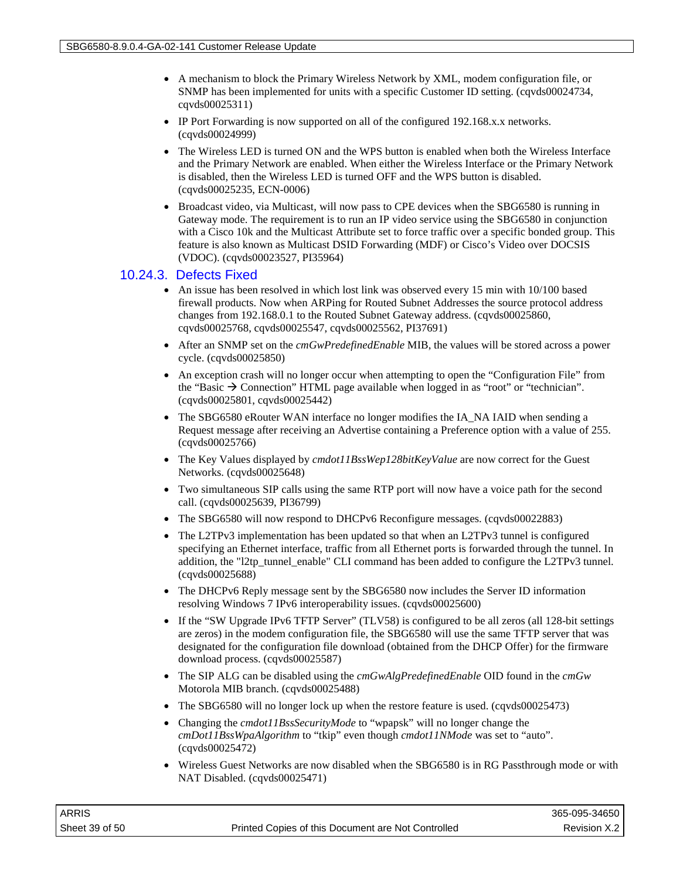- A mechanism to block the Primary Wireless Network by XML, modem configuration file, or SNMP has been implemented for units with a specific Customer ID setting. (cqvds00024734, cqvds00025311)
- IP Port Forwarding is now supported on all of the configured 192.168.x.x networks. (cqvds00024999)
- The Wireless LED is turned ON and the WPS button is enabled when both the Wireless Interface and the Primary Network are enabled. When either the Wireless Interface or the Primary Network is disabled, then the Wireless LED is turned OFF and the WPS button is disabled. (cqvds00025235, ECN-0006)
- Broadcast video, via Multicast, will now pass to CPE devices when the SBG6580 is running in Gateway mode. The requirement is to run an IP video service using the SBG6580 in conjunction with a Cisco 10k and the Multicast Attribute set to force traffic over a specific bonded group. This feature is also known as Multicast DSID Forwarding (MDF) or Cisco's Video over DOCSIS (VDOC). (cqvds00023527, PI35964)

### 10.24.3. Defects Fixed

- An issue has been resolved in which lost link was observed every 15 min with 10/100 based firewall products. Now when ARPing for Routed Subnet Addresses the source protocol address changes from 192.168.0.1 to the Routed Subnet Gateway address. (cqvds00025860, cqvds00025768, cqvds00025547, cqvds00025562, PI37691)
- After an SNMP set on the *cmGwPredefinedEnable* MIB, the values will be stored across a power cycle. (cqvds00025850)
- An exception crash will no longer occur when attempting to open the "Configuration File" from the "Basic → Connection" HTML page available when logged in as "root" or "technician". (cqvds00025801, cqvds00025442)
- The SBG6580 eRouter WAN interface no longer modifies the IA_NA IAID when sending a Request message after receiving an Advertise containing a Preference option with a value of 255. (cqvds00025766)
- The Key Values displayed by *cmdot11BssWep128bitKeyValue* are now correct for the Guest Networks. (cqvds00025648)
- Two simultaneous SIP calls using the same RTP port will now have a voice path for the second call. (cqvds00025639, PI36799)
- The SBG6580 will now respond to DHCPv6 Reconfigure messages. (cqvds00022883)
- The L2TPv3 implementation has been updated so that when an L2TPv3 tunnel is configured specifying an Ethernet interface, traffic from all Ethernet ports is forwarded through the tunnel. In addition, the "l2tp_tunnel_enable" CLI command has been added to configure the L2TPv3 tunnel. (cqvds00025688)
- The DHCPv6 Reply message sent by the SBG6580 now includes the Server ID information resolving Windows 7 IPv6 interoperability issues. (cqvds00025600)
- If the "SW Upgrade IPv6 TFTP Server" (TLV58) is configured to be all zeros (all 128-bit settings are zeros) in the modem configuration file, the SBG6580 will use the same TFTP server that was designated for the configuration file download (obtained from the DHCP Offer) for the firmware download process. (cqvds00025587)
- The SIP ALG can be disabled using the *cmGwAlgPredefinedEnable* OID found in the *cmGw* Motorola MIB branch. (cqvds00025488)
- The SBG6580 will no longer lock up when the restore feature is used. (cqvds00025473)
- Changing the *cmdot11BssSecurityMode* to "wpapsk" will no longer change the *cmDot11BssWpaAlgorithm* to "tkip" even though *cmdot11NMode* was set to "auto". (cqvds00025472)
- Wireless Guest Networks are now disabled when the SBG6580 is in RG Passthrough mode or with NAT Disabled. (cqvds00025471)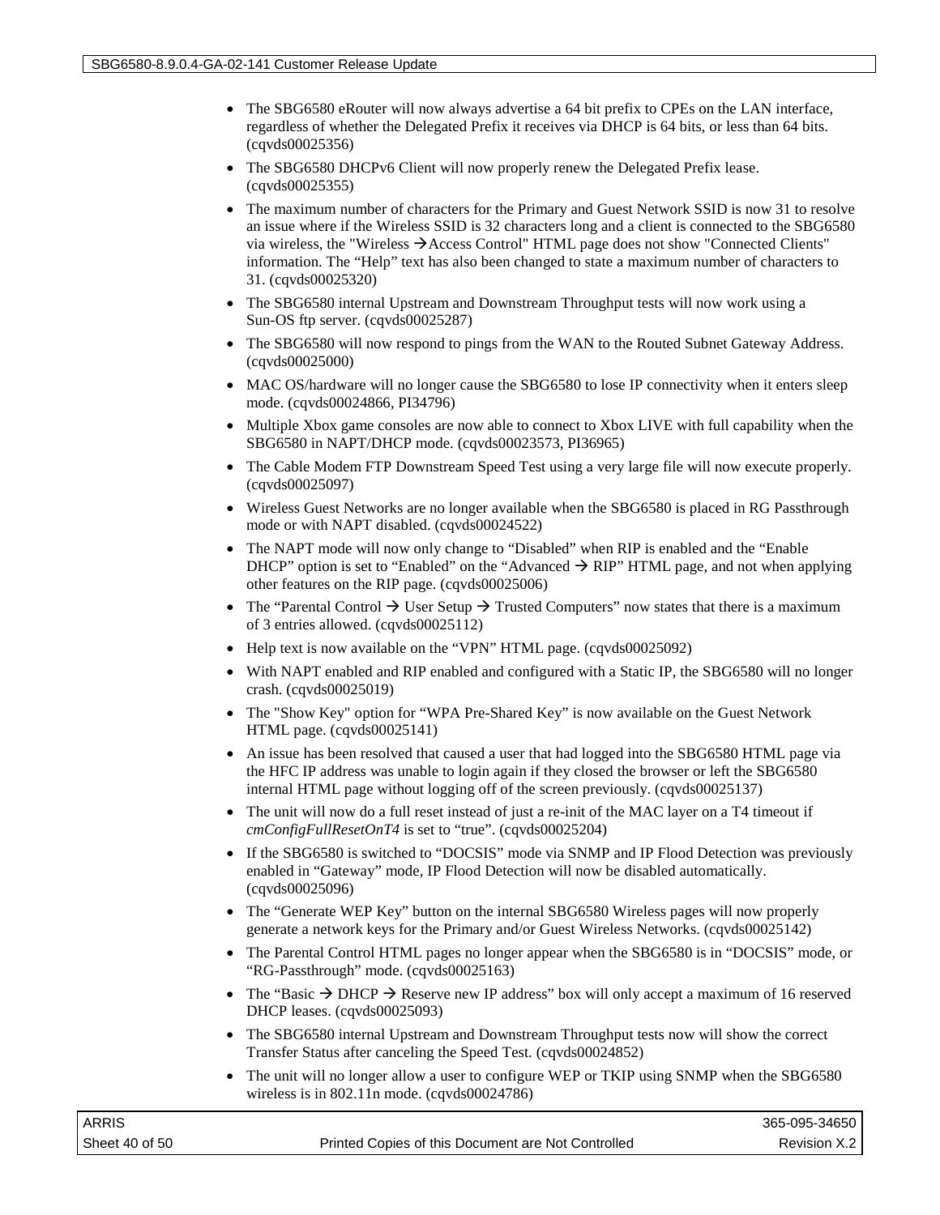- The SBG6580 eRouter will now always advertise a 64 bit prefix to CPEs on the LAN interface, regardless of whether the Delegated Prefix it receives via DHCP is 64 bits, or less than 64 bits. (cqvds00025356)
- The SBG6580 DHCPv6 Client will now properly renew the Delegated Prefix lease. (cqvds00025355)
- The maximum number of characters for the Primary and Guest Network SSID is now 31 to resolve an issue where if the Wireless SSID is 32 characters long and a client is connected to the SBG6580 via wireless, the "Wireless →Access Control" HTML page does not show "Connected Clients" information. The "Help" text has also been changed to state a maximum number of characters to 31. (cqvds00025320)
- The SBG6580 internal Upstream and Downstream Throughput tests will now work using a Sun-OS ftp server. (cqvds00025287)
- The SBG6580 will now respond to pings from the WAN to the Routed Subnet Gateway Address. (cqvds00025000)
- MAC OS/hardware will no longer cause the SBG6580 to lose IP connectivity when it enters sleep mode. (cqvds00024866, PI34796)
- Multiple Xbox game consoles are now able to connect to Xbox LIVE with full capability when the SBG6580 in NAPT/DHCP mode. (cqvds00023573, PI36965)
- The Cable Modem FTP Downstream Speed Test using a very large file will now execute properly. (cqvds00025097)
- Wireless Guest Networks are no longer available when the SBG6580 is placed in RG Passthrough mode or with NAPT disabled. (cqvds00024522)
- The NAPT mode will now only change to "Disabled" when RIP is enabled and the "Enable DHCP" option is set to "Enabled" on the "Advanced → RIP" HTML page, and not when applying other features on the RIP page. (cqvds00025006)
- The "Parental Control → User Setup → Trusted Computers" now states that there is a maximum of 3 entries allowed. (cqvds00025112)
- Help text is now available on the "VPN" HTML page. (cqvds00025092)
- With NAPT enabled and RIP enabled and configured with a Static IP, the SBG6580 will no longer crash. (cqvds00025019)
- The "Show Key" option for "WPA Pre-Shared Key" is now available on the Guest Network HTML page. (cqvds00025141)
- An issue has been resolved that caused a user that had logged into the SBG6580 HTML page via the HFC IP address was unable to login again if they closed the browser or left the SBG6580 internal HTML page without logging off of the screen previously. (cqvds00025137)
- The unit will now do a full reset instead of just a re-init of the MAC layer on a T4 timeout if *cmConfigFullResetOnT4* is set to "true". (cqvds00025204)
- If the SBG6580 is switched to "DOCSIS" mode via SNMP and IP Flood Detection was previously enabled in "Gateway" mode, IP Flood Detection will now be disabled automatically. (cqvds00025096)
- The "Generate WEP Key" button on the internal SBG6580 Wireless pages will now properly generate a network keys for the Primary and/or Guest Wireless Networks. (cqvds00025142)
- The Parental Control HTML pages no longer appear when the SBG6580 is in "DOCSIS" mode, or "RG-Passthrough" mode. (cqvds00025163)
- The "Basic → DHCP → Reserve new IP address" box will only accept a maximum of 16 reserved DHCP leases. (cqvds00025093)
- The SBG6580 internal Upstream and Downstream Throughput tests now will show the correct Transfer Status after canceling the Speed Test. (cqvds00024852)
- The unit will no longer allow a user to configure WEP or TKIP using SNMP when the SBG6580 wireless is in 802.11n mode. (cqvds00024786)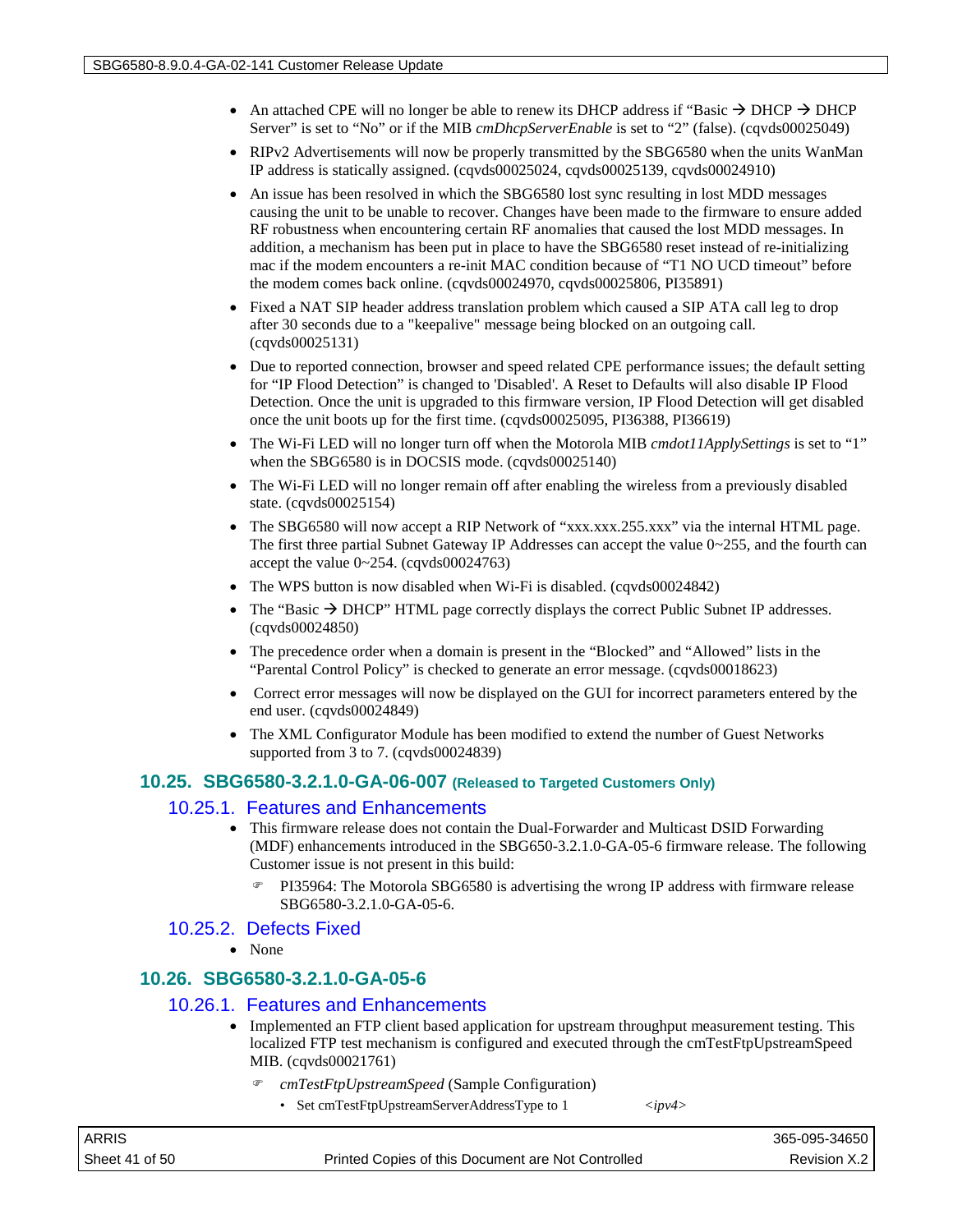- An attached CPE will no longer be able to renew its DHCP address if “Basic → DHCP → DHCP Server” is set to “No” or if the MIB *cmDhcpServerEnable* is set to “2” (false). (cqvds00025049)
- RIPv2 Advertisements will now be properly transmitted by the SBG6580 when the units WanMan IP address is statically assigned. (cqvds00025024, cqvds00025139, cqvds00024910)
- An issue has been resolved in which the SBG6580 lost sync resulting in lost MDD messages causing the unit to be unable to recover. Changes have been made to the firmware to ensure added RF robustness when encountering certain RF anomalies that caused the lost MDD messages. In addition, a mechanism has been put in place to have the SBG6580 reset instead of re-initializing mac if the modem encounters a re-init MAC condition because of “T1 NO UCD timeout” before the modem comes back online. (cqvds00024970, cqvds00025806, PI35891)
- Fixed a NAT SIP header address translation problem which caused a SIP ATA call leg to drop after 30 seconds due to a "keepalive" message being blocked on an outgoing call. (cqvds00025131)
- Due to reported connection, browser and speed related CPE performance issues; the default setting for “IP Flood Detection” is changed to 'Disabled'. A Reset to Defaults will also disable IP Flood Detection. Once the unit is upgraded to this firmware version, IP Flood Detection will get disabled once the unit boots up for the first time. (cqvds00025095, PI36388, PI36619)
- The Wi-Fi LED will no longer turn off when the Motorola MIB *cmdot11ApplySettings* is set to “1” when the SBG6580 is in DOCSIS mode. (cqvds00025140)
- The Wi-Fi LED will no longer remain off after enabling the wireless from a previously disabled state. (cqvds00025154)
- The SBG6580 will now accept a RIP Network of “xxx.xxx.255.xxx” via the internal HTML page. The first three partial Subnet Gateway IP Addresses can accept the value 0~255, and the fourth can accept the value 0~254. (cqvds00024763)
- The WPS button is now disabled when Wi-Fi is disabled. (cqvds00024842)
- The “Basic → DHCP” HTML page correctly displays the correct Public Subnet IP addresses. (cqvds00024850)
- The precedence order when a domain is present in the “Blocked” and “Allowed” lists in the “Parental Control Policy” is checked to generate an error message. (cqvds00018623)
- Correct error messages will now be displayed on the GUI for incorrect parameters entered by the end user. (cqvds00024849)
- The XML Configurator Module has been modified to extend the number of Guest Networks supported from 3 to 7. (cqvds00024839)

## 10.25. SBG6580-3.2.1.0-GA-06-007 (Released to Targeted Customers Only)

### 10.25.1. Features and Enhancements

- This firmware release does not contain the Dual-Forwarder and Multicast DSID Forwarding (MDF) enhancements introduced in the SBG650-3.2.1.0-GA-05-6 firmware release. The following Customer issue is not present in this build:
  - PI35964: The Motorola SBG6580 is advertising the wrong IP address with firmware release SBG6580-3.2.1.0-GA-05-6.

### 10.25.2. Defects Fixed

- None

## 10.26. SBG6580-3.2.1.0-GA-05-6

### 10.26.1. Features and Enhancements

- Implemented an FTP client based application for upstream throughput measurement testing. This localized FTP test mechanism is configured and executed through the cmTestFtpUpstreamSpeed MIB. (cqvds00021761)
  - *cmTestFtpUpstreamSpeed* (Sample Configuration)
    - Set cmTestFtpUpstreamServerAddressType to 1 *<ipv4>*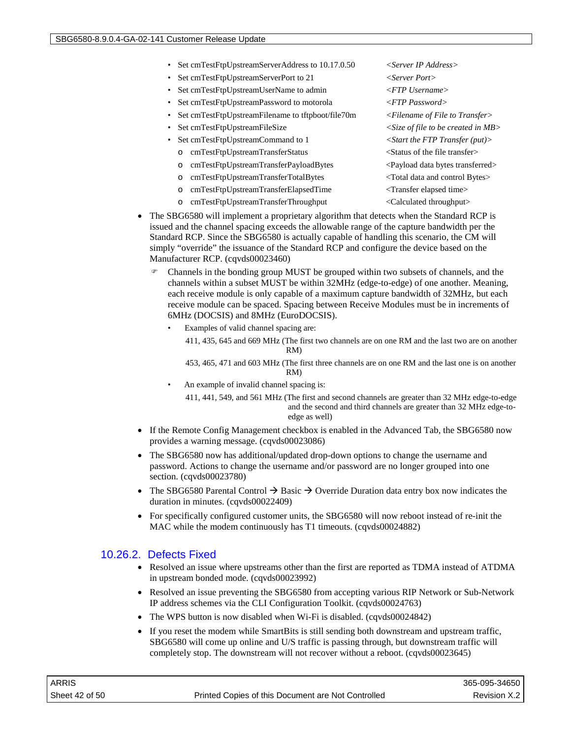- Set cmTestFtpUpstreamServerAddress to 10.17.0.50 *<Server IP Address>*
- Set cmTestFtpUpstreamServerPort to 21 *<Server Port>*
- Set cmTestFtpUpstreamUserName to admin *<FTP Username>*
- Set cmTestFtpUpstreamPassword to motorola *<FTP Password>*
- Set cmTestFtpUpstreamFilename to tftpboot/file70m *<Filename of File to Transfer>*
- Set cmTestFtpUpstreamFileSize *<Size of file to be created in MB>*
- Set cmTestFtpUpstreamCommand to 1 *<Start the FTP Transfer (put)>*
  - cmTestFtpUpstreamTransferStatus <Status of the file transfer>
  - cmTestFtpUpstreamTransferPayloadBytes <Payload data bytes transferred>
  - cmTestFtpUpstreamTransferTotalBytes <Total data and control Bytes>
  - cmTestFtpUpstreamTransferElapsedTime <Transfer elapsed time>
  - cmTestFtpUpstreamTransferThroughput <Calculated throughput>

- The SBG6580 will implement a proprietary algorithm that detects when the Standard RCP is issued and the channel spacing exceeds the allowable range of the capture bandwidth per the Standard RCP. Since the SBG6580 is actually capable of handling this scenario, the CM will simply "override" the issuance of the Standard RCP and configure the device based on the Manufacturer RCP. (cqvds00023460)
  - Channels in the bonding group MUST be grouped within two subsets of channels, and the channels within a subset MUST be within 32MHz (edge-to-edge) of one another. Meaning, each receive module is only capable of a maximum capture bandwidth of 32MHz, but each receive module can be spaced. Spacing between Receive Modules must be in increments of 6MHz (DOCSIS) and 8MHz (EuroDOCSIS).
    - Examples of valid channel spacing are:

      411, 435, 645 and 669 MHz (The first two channels are on one RM and the last two are on another RM)

      453, 465, 471 and 603 MHz (The first three channels are on one RM and the last one is on another RM)
    - An example of invalid channel spacing is:

      411, 441, 549, and 561 MHz (The first and second channels are greater than 32 MHz edge-to-edge and the second and third channels are greater than 32 MHz edge-to-edge as well)
- If the Remote Config Management checkbox is enabled in the Advanced Tab, the SBG6580 now provides a warning message. (cqvds00023086)
- The SBG6580 now has additional/updated drop-down options to change the username and password. Actions to change the username and/or password are no longer grouped into one section. (cqvds00023780)
- The SBG6580 Parental Control → Basic → Override Duration data entry box now indicates the duration in minutes. (cqvds00022409)
- For specifically configured customer units, the SBG6580 will now reboot instead of re-init the MAC while the modem continuously has T1 timeouts. (cqvds00024882)

### 10.26.2. Defects Fixed

- Resolved an issue where upstreams other than the first are reported as TDMA instead of ATDMA in upstream bonded mode. (cqvds00023992)
- Resolved an issue preventing the SBG6580 from accepting various RIP Network or Sub-Network IP address schemes via the CLI Configuration Toolkit. (cqvds00024763)
- The WPS button is now disabled when Wi-Fi is disabled. (cqvds00024842)
- If you reset the modem while SmartBits is still sending both downstream and upstream traffic, SBG6580 will come up online and U/S traffic is passing through, but downstream traffic will completely stop. The downstream will not recover without a reboot. (cqvds00023645)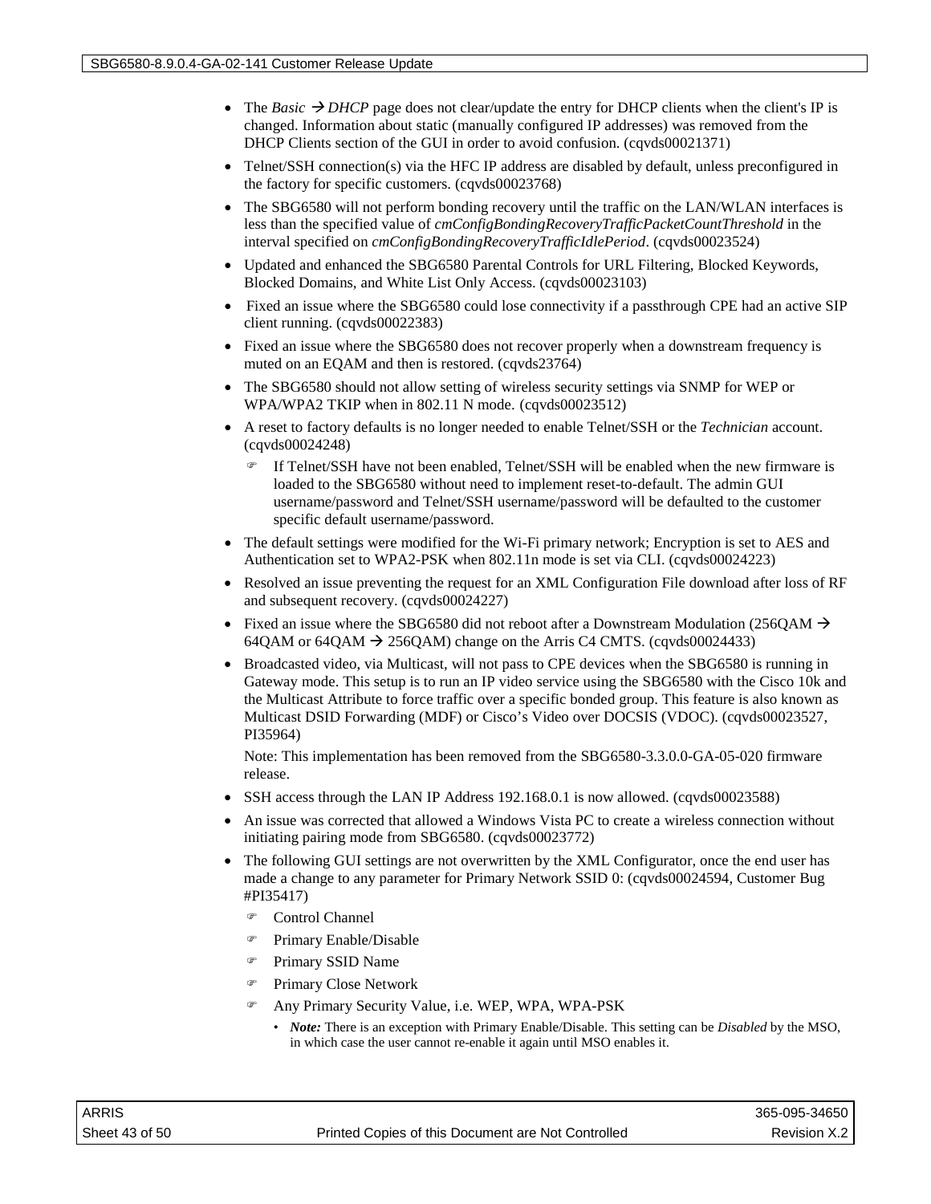- The *Basic → DHCP* page does not clear/update the entry for DHCP clients when the client's IP is changed. Information about static (manually configured IP addresses) was removed from the DHCP Clients section of the GUI in order to avoid confusion. (cqvds00021371)
- Telnet/SSH connection(s) via the HFC IP address are disabled by default, unless preconfigured in the factory for specific customers. (cqvds00023768)
- The SBG6580 will not perform bonding recovery until the traffic on the LAN/WLAN interfaces is less than the specified value of *cmConfigBondingRecoveryTrafficPacketCountThreshold* in the interval specified on *cmConfigBondingRecoveryTrafficIdlePeriod*. (cqvds00023524)
- Updated and enhanced the SBG6580 Parental Controls for URL Filtering, Blocked Keywords, Blocked Domains, and White List Only Access. (cqvds00023103)
- Fixed an issue where the SBG6580 could lose connectivity if a passthrough CPE had an active SIP client running. (cqvds00022383)
- Fixed an issue where the SBG6580 does not recover properly when a downstream frequency is muted on an EQAM and then is restored. (cqvds23764)
- The SBG6580 should not allow setting of wireless security settings via SNMP for WEP or WPA/WPA2 TKIP when in 802.11 N mode. (cqvds00023512)
- A reset to factory defaults is no longer needed to enable Telnet/SSH or the *Technician* account. (cqvds00024248)
  - If Telnet/SSH have not been enabled, Telnet/SSH will be enabled when the new firmware is loaded to the SBG6580 without need to implement reset-to-default. The admin GUI username/password and Telnet/SSH username/password will be defaulted to the customer specific default username/password.
- The default settings were modified for the Wi-Fi primary network; Encryption is set to AES and Authentication set to WPA2-PSK when 802.11n mode is set via CLI. (cqvds00024223)
- Resolved an issue preventing the request for an XML Configuration File download after loss of RF and subsequent recovery. (cqvds00024227)
- Fixed an issue where the SBG6580 did not reboot after a Downstream Modulation (256QAM → 64QAM or 64QAM → 256QAM) change on the Arris C4 CMTS. (cqvds00024433)
- Broadcasted video, via Multicast, will not pass to CPE devices when the SBG6580 is running in Gateway mode. This setup is to run an IP video service using the SBG6580 with the Cisco 10k and the Multicast Attribute to force traffic over a specific bonded group. This feature is also known as Multicast DSID Forwarding (MDF) or Cisco's Video over DOCSIS (VDOC). (cqvds00023527, PI35964)

  Note: This implementation has been removed from the SBG6580-3.3.0.0-GA-05-020 firmware release.
- SSH access through the LAN IP Address 192.168.0.1 is now allowed. (cqvds00023588)
- An issue was corrected that allowed a Windows Vista PC to create a wireless connection without initiating pairing mode from SBG6580. (cqvds00023772)
- The following GUI settings are not overwritten by the XML Configurator, once the end user has made a change to any parameter for Primary Network SSID 0: (cqvds00024594, Customer Bug #PI35417)
  - Control Channel
  - Primary Enable/Disable
  - Primary SSID Name
  - Primary Close Network
  - Any Primary Security Value, i.e. WEP, WPA, WPA-PSK
    - ***Note:*** There is an exception with Primary Enable/Disable. This setting can be *Disabled* by the MSO, in which case the user cannot re-enable it again until MSO enables it.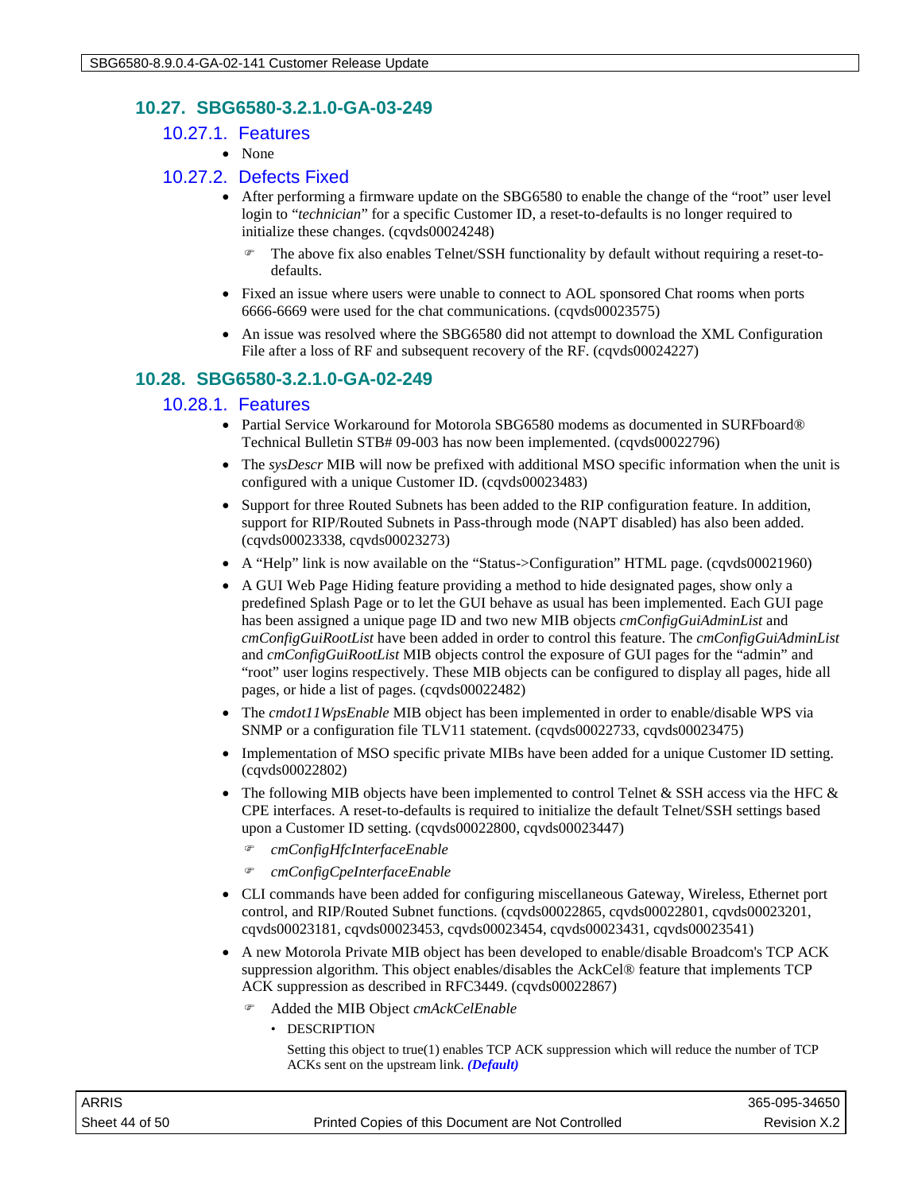## 10.27. SBG6580-3.2.1.0-GA-03-249

### 10.27.1. Features

- None

### 10.27.2. Defects Fixed

- After performing a firmware update on the SBG6580 to enable the change of the "root" user level login to "*technician*" for a specific Customer ID, a reset-to-defaults is no longer required to initialize these changes. (cqvds00024248)
  - The above fix also enables Telnet/SSH functionality by default without requiring a reset-to-defaults.
- Fixed an issue where users were unable to connect to AOL sponsored Chat rooms when ports 6666-6669 were used for the chat communications. (cqvds00023575)
- An issue was resolved where the SBG6580 did not attempt to download the XML Configuration File after a loss of RF and subsequent recovery of the RF. (cqvds00024227)

## 10.28. SBG6580-3.2.1.0-GA-02-249

### 10.28.1. Features

- Partial Service Workaround for Motorola SBG6580 modems as documented in SURFboard® Technical Bulletin STB# 09-003 has now been implemented. (cqvds00022796)
- The *sysDescr* MIB will now be prefixed with additional MSO specific information when the unit is configured with a unique Customer ID. (cqvds00023483)
- Support for three Routed Subnets has been added to the RIP configuration feature. In addition, support for RIP/Routed Subnets in Pass-through mode (NAPT disabled) has also been added. (cqvds00023338, cqvds00023273)
- A "Help" link is now available on the "Status->Configuration" HTML page. (cqvds00021960)
- A GUI Web Page Hiding feature providing a method to hide designated pages, show only a predefined Splash Page or to let the GUI behave as usual has been implemented. Each GUI page has been assigned a unique page ID and two new MIB objects *cmConfigGuiAdminList* and *cmConfigGuiRootList* have been added in order to control this feature. The *cmConfigGuiAdminList* and *cmConfigGuiRootList* MIB objects control the exposure of GUI pages for the "admin" and "root" user logins respectively. These MIB objects can be configured to display all pages, hide all pages, or hide a list of pages. (cqvds00022482)
- The *cmdot11WpsEnable* MIB object has been implemented in order to enable/disable WPS via SNMP or a configuration file TLV11 statement. (cqvds00022733, cqvds00023475)
- Implementation of MSO specific private MIBs have been added for a unique Customer ID setting. (cqvds00022802)
- The following MIB objects have been implemented to control Telnet & SSH access via the HFC & CPE interfaces. A reset-to-defaults is required to initialize the default Telnet/SSH settings based upon a Customer ID setting. (cqvds00022800, cqvds00023447)
  - *cmConfigHfcInterfaceEnable*
  - *cmConfigCpeInterfaceEnable*
- CLI commands have been added for configuring miscellaneous Gateway, Wireless, Ethernet port control, and RIP/Routed Subnet functions. (cqvds00022865, cqvds00022801, cqvds00023201, cqvds00023181, cqvds00023453, cqvds00023454, cqvds00023431, cqvds00023541)
- A new Motorola Private MIB object has been developed to enable/disable Broadcom's TCP ACK suppression algorithm. This object enables/disables the AckCel® feature that implements TCP ACK suppression as described in RFC3449. (cqvds00022867)
  - Added the MIB Object *cmAckCelEnable*
    - DESCRIPTION

      Setting this object to true(1) enables TCP ACK suppression which will reduce the number of TCP ACKs sent on the upstream link. ***(Default)***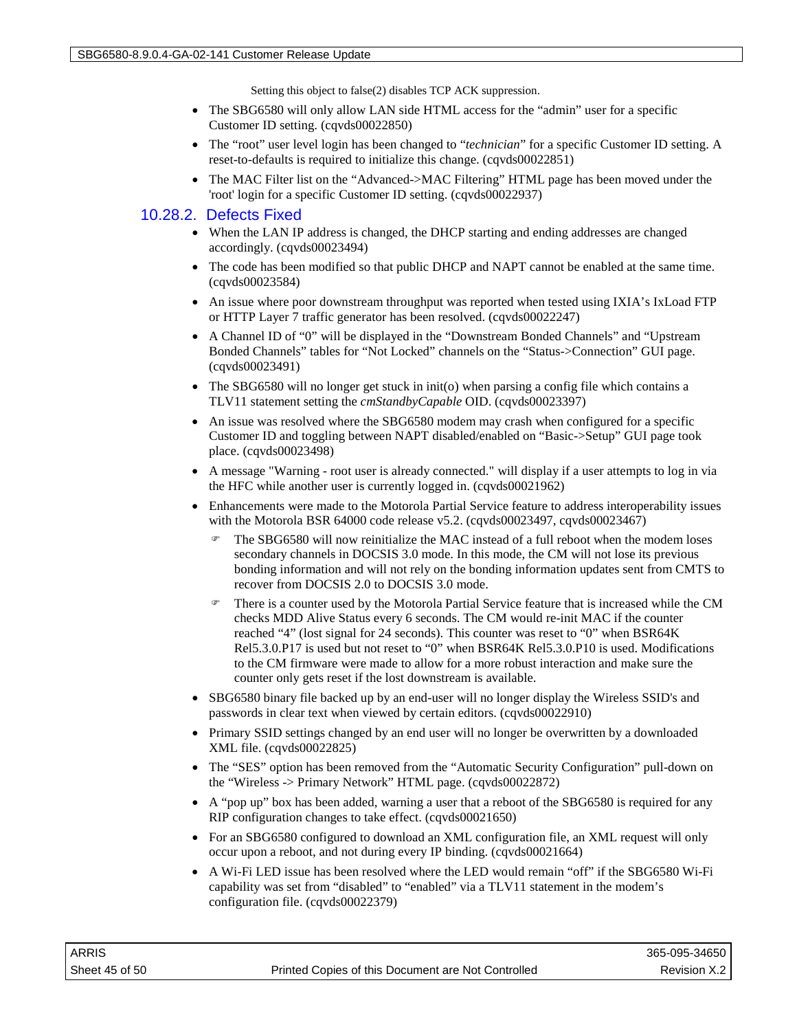Setting this object to false(2) disables TCP ACK suppression.

- The SBG6580 will only allow LAN side HTML access for the “admin” user for a specific Customer ID setting. (cqvds00022850)
- The “root” user level login has been changed to “*technician*” for a specific Customer ID setting. A reset-to-defaults is required to initialize this change. (cqvds00022851)
- The MAC Filter list on the “Advanced->MAC Filtering” HTML page has been moved under the 'root' login for a specific Customer ID setting. (cqvds00022937)

### 10.28.2. Defects Fixed

- When the LAN IP address is changed, the DHCP starting and ending addresses are changed accordingly. (cqvds00023494)
- The code has been modified so that public DHCP and NAPT cannot be enabled at the same time. (cqvds00023584)
- An issue where poor downstream throughput was reported when tested using IXIA’s IxLoad FTP or HTTP Layer 7 traffic generator has been resolved. (cqvds00022247)
- A Channel ID of “0” will be displayed in the “Downstream Bonded Channels” and “Upstream Bonded Channels” tables for “Not Locked” channels on the “Status->Connection” GUI page. (cqvds00023491)
- The SBG6580 will no longer get stuck in init(o) when parsing a config file which contains a TLV11 statement setting the *cmStandbyCapable* OID. (cqvds00023397)
- An issue was resolved where the SBG6580 modem may crash when configured for a specific Customer ID and toggling between NAPT disabled/enabled on “Basic->Setup” GUI page took place. (cqvds00023498)
- A message "Warning - root user is already connected." will display if a user attempts to log in via the HFC while another user is currently logged in. (cqvds00021962)
- Enhancements were made to the Motorola Partial Service feature to address interoperability issues with the Motorola BSR 64000 code release v5.2. (cqvds00023497, cqvds00023467)
  - The SBG6580 will now reinitialize the MAC instead of a full reboot when the modem loses secondary channels in DOCSIS 3.0 mode. In this mode, the CM will not lose its previous bonding information and will not rely on the bonding information updates sent from CMTS to recover from DOCSIS 2.0 to DOCSIS 3.0 mode.
  - There is a counter used by the Motorola Partial Service feature that is increased while the CM checks MDD Alive Status every 6 seconds. The CM would re-init MAC if the counter reached “4” (lost signal for 24 seconds). This counter was reset to “0” when BSR64K Rel5.3.0.P17 is used but not reset to “0” when BSR64K Rel5.3.0.P10 is used. Modifications to the CM firmware were made to allow for a more robust interaction and make sure the counter only gets reset if the lost downstream is available.
- SBG6580 binary file backed up by an end-user will no longer display the Wireless SSID's and passwords in clear text when viewed by certain editors. (cqvds00022910)
- Primary SSID settings changed by an end user will no longer be overwritten by a downloaded XML file. (cqvds00022825)
- The “SES” option has been removed from the “Automatic Security Configuration” pull-down on the “Wireless -> Primary Network” HTML page. (cqvds00022872)
- A “pop up” box has been added, warning a user that a reboot of the SBG6580 is required for any RIP configuration changes to take effect. (cqvds00021650)
- For an SBG6580 configured to download an XML configuration file, an XML request will only occur upon a reboot, and not during every IP binding. (cqvds00021664)
- A Wi-Fi LED issue has been resolved where the LED would remain “off” if the SBG6580 Wi-Fi capability was set from “disabled” to “enabled” via a TLV11 statement in the modem’s configuration file. (cqvds00022379)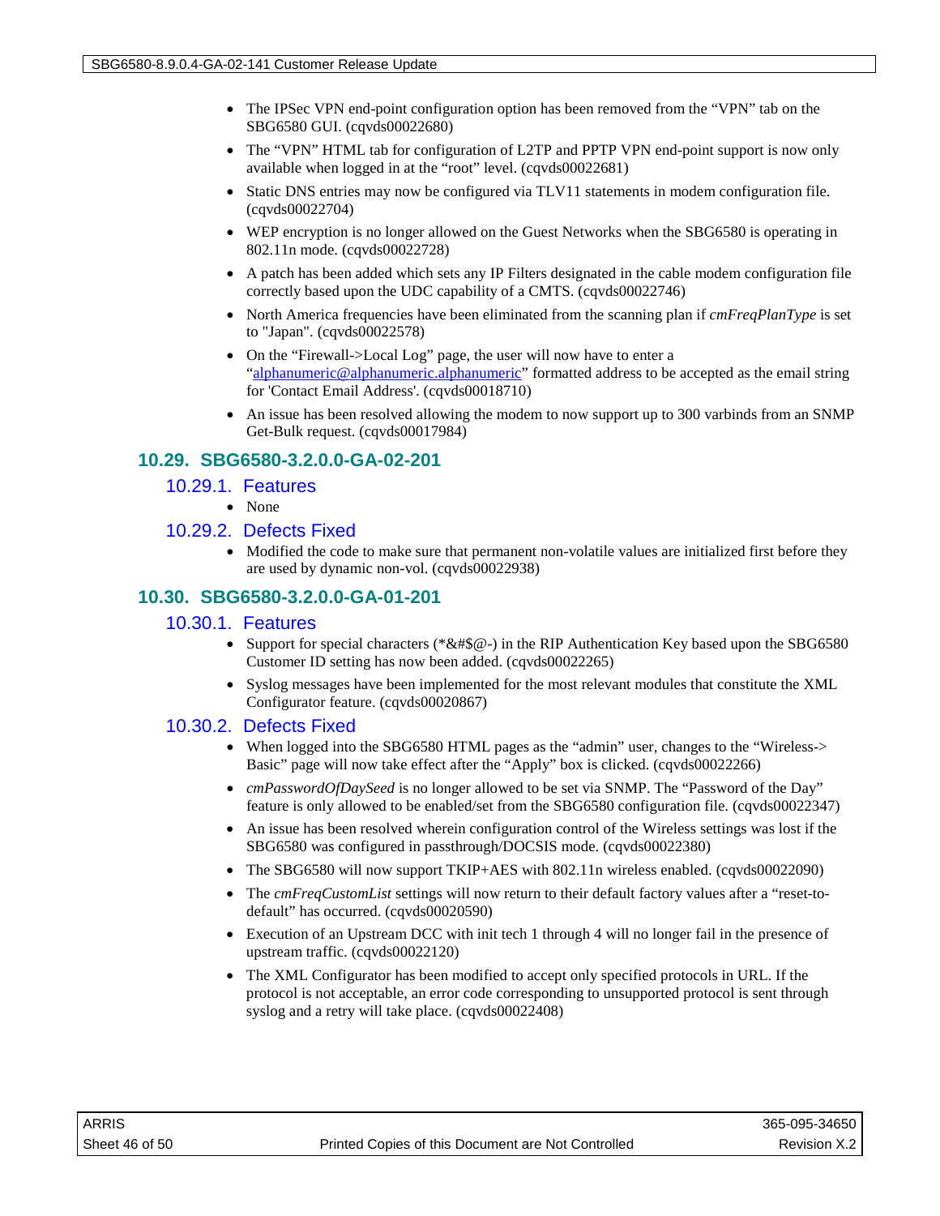- The IPSec VPN end-point configuration option has been removed from the "VPN" tab on the SBG6580 GUI. (cqvds00022680)
- The "VPN" HTML tab for configuration of L2TP and PPTP VPN end-point support is now only available when logged in at the "root" level. (cqvds00022681)
- Static DNS entries may now be configured via TLV11 statements in modem configuration file. (cqvds00022704)
- WEP encryption is no longer allowed on the Guest Networks when the SBG6580 is operating in 802.11n mode. (cqvds00022728)
- A patch has been added which sets any IP Filters designated in the cable modem configuration file correctly based upon the UDC capability of a CMTS. (cqvds00022746)
- North America frequencies have been eliminated from the scanning plan if *cmFreqPlanType* is set to "Japan". (cqvds00022578)
- On the "Firewall->Local Log" page, the user will now have to enter a "alphanumeric@alphanumeric.alphanumeric" formatted address to be accepted as the email string for 'Contact Email Address'. (cqvds00018710)
- An issue has been resolved allowing the modem to now support up to 300 varbinds from an SNMP Get-Bulk request. (cqvds00017984)

## 10.29. SBG6580-3.2.0.0-GA-02-201

### 10.29.1. Features

- None

### 10.29.2. Defects Fixed

- Modified the code to make sure that permanent non-volatile values are initialized first before they are used by dynamic non-vol. (cqvds00022938)

## 10.30. SBG6580-3.2.0.0-GA-01-201

### 10.30.1. Features

- Support for special characters (*&#$@-) in the RIP Authentication Key based upon the SBG6580 Customer ID setting has now been added. (cqvds00022265)
- Syslog messages have been implemented for the most relevant modules that constitute the XML Configurator feature. (cqvds00020867)

### 10.30.2. Defects Fixed

- When logged into the SBG6580 HTML pages as the "admin" user, changes to the "Wireless-> Basic" page will now take effect after the "Apply" box is clicked. (cqvds00022266)
- *cmPasswordOfDaySeed* is no longer allowed to be set via SNMP. The "Password of the Day" feature is only allowed to be enabled/set from the SBG6580 configuration file. (cqvds00022347)
- An issue has been resolved wherein configuration control of the Wireless settings was lost if the SBG6580 was configured in passthrough/DOCSIS mode. (cqvds00022380)
- The SBG6580 will now support TKIP+AES with 802.11n wireless enabled. (cqvds00022090)
- The *cmFreqCustomList* settings will now return to their default factory values after a "reset-to-default" has occurred. (cqvds00020590)
- Execution of an Upstream DCC with init tech 1 through 4 will no longer fail in the presence of upstream traffic. (cqvds00022120)
- The XML Configurator has been modified to accept only specified protocols in URL. If the protocol is not acceptable, an error code corresponding to unsupported protocol is sent through syslog and a retry will take place. (cqvds00022408)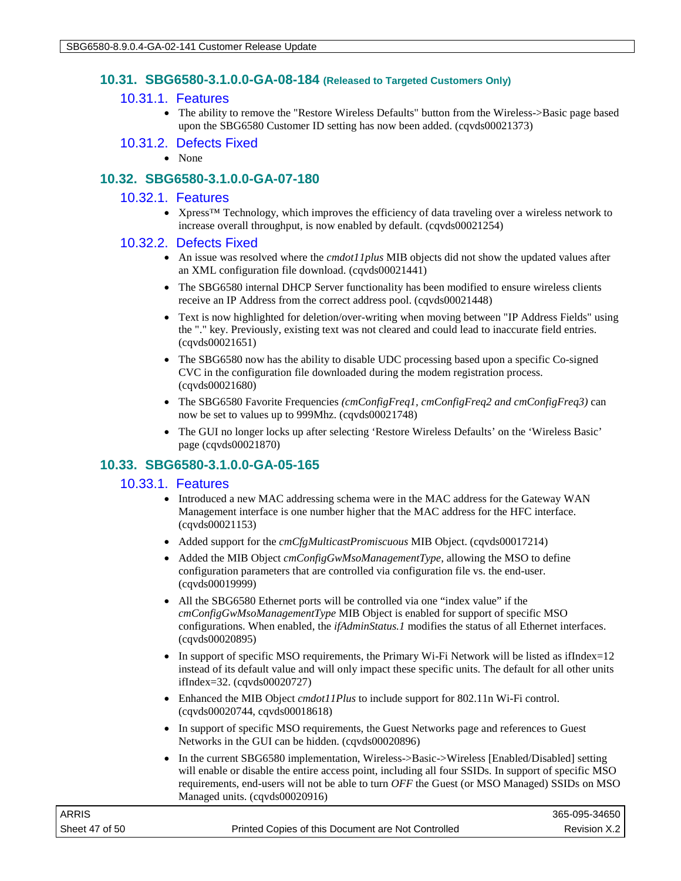## 10.31. SBG6580-3.1.0.0-GA-08-184 (Released to Targeted Customers Only)

### 10.31.1. Features

- The ability to remove the "Restore Wireless Defaults" button from the Wireless->Basic page based upon the SBG6580 Customer ID setting has now been added. (cqvds00021373)

### 10.31.2. Defects Fixed

- None

## 10.32. SBG6580-3.1.0.0-GA-07-180

### 10.32.1. Features

- Xpress™ Technology, which improves the efficiency of data traveling over a wireless network to increase overall throughput, is now enabled by default. (cqvds00021254)

### 10.32.2. Defects Fixed

- An issue was resolved where the *cmdot11plus* MIB objects did not show the updated values after an XML configuration file download. (cqvds00021441)
- The SBG6580 internal DHCP Server functionality has been modified to ensure wireless clients receive an IP Address from the correct address pool. (cqvds00021448)
- Text is now highlighted for deletion/over-writing when moving between "IP Address Fields" using the "." key. Previously, existing text was not cleared and could lead to inaccurate field entries. (cqvds00021651)
- The SBG6580 now has the ability to disable UDC processing based upon a specific Co-signed CVC in the configuration file downloaded during the modem registration process. (cqvds00021680)
- The SBG6580 Favorite Frequencies *(cmConfigFreq1, cmConfigFreq2 and cmConfigFreq3)* can now be set to values up to 999Mhz. (cqvds00021748)
- The GUI no longer locks up after selecting 'Restore Wireless Defaults' on the 'Wireless Basic' page (cqvds00021870)

## 10.33. SBG6580-3.1.0.0-GA-05-165

### 10.33.1. Features

- Introduced a new MAC addressing schema were in the MAC address for the Gateway WAN Management interface is one number higher that the MAC address for the HFC interface. (cqvds00021153)
- Added support for the *cmCfgMulticastPromiscuous* MIB Object. (cqvds00017214)
- Added the MIB Object *cmConfigGwMsoManagementType*, allowing the MSO to define configuration parameters that are controlled via configuration file vs. the end-user. (cqvds00019999)
- All the SBG6580 Ethernet ports will be controlled via one "index value" if the *cmConfigGwMsoManagementType* MIB Object is enabled for support of specific MSO configurations. When enabled, the *ifAdminStatus.1* modifies the status of all Ethernet interfaces. (cqvds00020895)
- In support of specific MSO requirements, the Primary Wi-Fi Network will be listed as ifIndex=12 instead of its default value and will only impact these specific units. The default for all other units ifIndex=32. (cqvds00020727)
- Enhanced the MIB Object *cmdot11Plus* to include support for 802.11n Wi-Fi control. (cqvds00020744, cqvds00018618)
- In support of specific MSO requirements, the Guest Networks page and references to Guest Networks in the GUI can be hidden. (cqvds00020896)
- In the current SBG6580 implementation, Wireless->Basic->Wireless [Enabled/Disabled] setting will enable or disable the entire access point, including all four SSIDs. In support of specific MSO requirements, end-users will not be able to turn *OFF* the Guest (or MSO Managed) SSIDs on MSO Managed units. (cqvds00020916)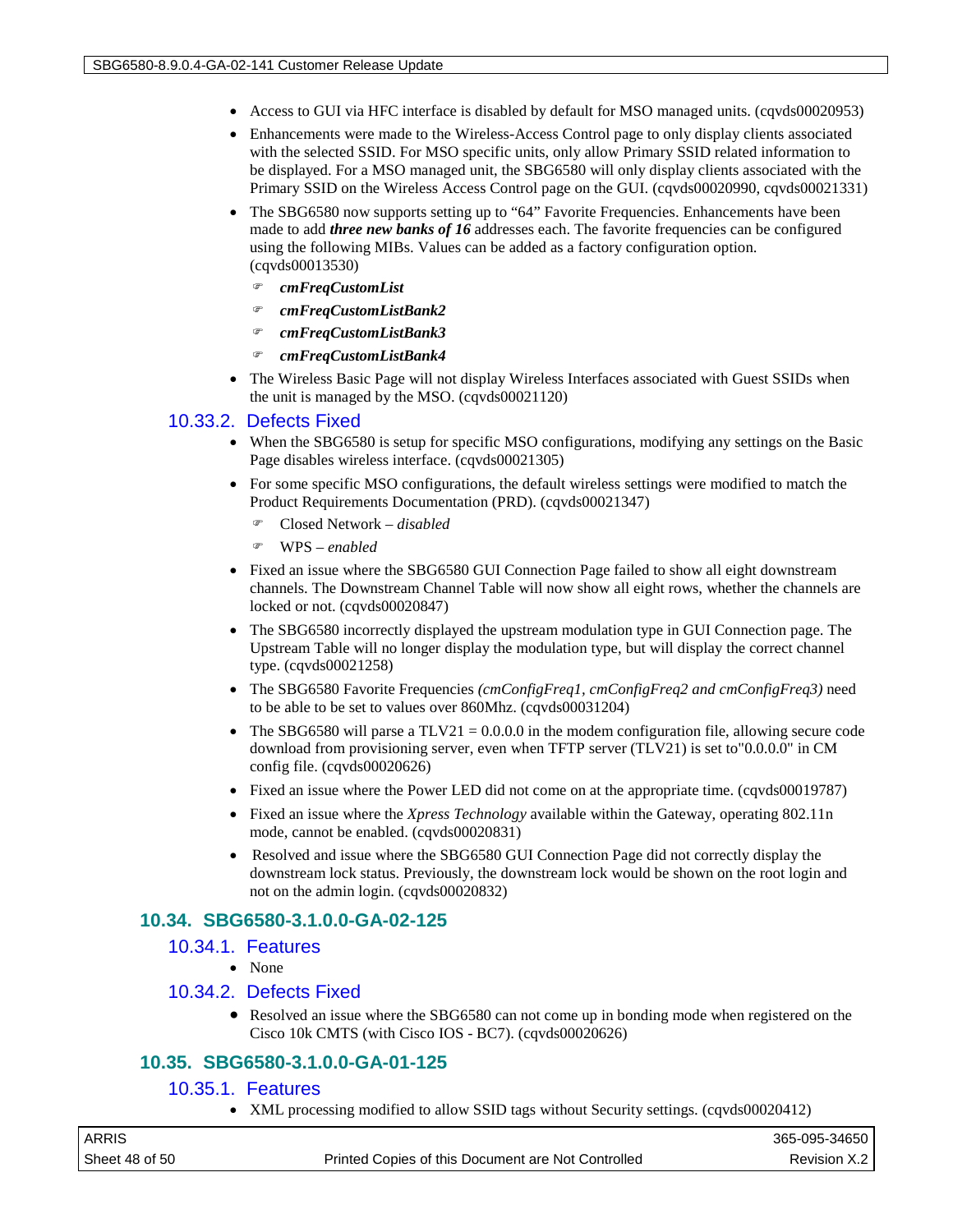- Access to GUI via HFC interface is disabled by default for MSO managed units. (cqvds00020953)
- Enhancements were made to the Wireless-Access Control page to only display clients associated with the selected SSID. For MSO specific units, only allow Primary SSID related information to be displayed. For a MSO managed unit, the SBG6580 will only display clients associated with the Primary SSID on the Wireless Access Control page on the GUI. (cqvds00020990, cqvds00021331)
- The SBG6580 now supports setting up to "64" Favorite Frequencies. Enhancements have been made to add ***three new banks of 16*** addresses each. The favorite frequencies can be configured using the following MIBs. Values can be added as a factory configuration option. (cqvds00013530)
  - ***cmFreqCustomList***
  - ***cmFreqCustomListBank2***
  - ***cmFreqCustomListBank3***
  - ***cmFreqCustomListBank4***
- The Wireless Basic Page will not display Wireless Interfaces associated with Guest SSIDs when the unit is managed by the MSO. (cqvds00021120)

### 10.33.2. Defects Fixed

- When the SBG6580 is setup for specific MSO configurations, modifying any settings on the Basic Page disables wireless interface. (cqvds00021305)
- For some specific MSO configurations, the default wireless settings were modified to match the Product Requirements Documentation (PRD). (cqvds00021347)
  - Closed Network – *disabled*
  - WPS – *enabled*
- Fixed an issue where the SBG6580 GUI Connection Page failed to show all eight downstream channels. The Downstream Channel Table will now show all eight rows, whether the channels are locked or not. (cqvds00020847)
- The SBG6580 incorrectly displayed the upstream modulation type in GUI Connection page. The Upstream Table will no longer display the modulation type, but will display the correct channel type. (cqvds00021258)
- The SBG6580 Favorite Frequencies *(cmConfigFreq1, cmConfigFreq2 and cmConfigFreq3)* need to be able to be set to values over 860Mhz. (cqvds00031204)
- The SBG6580 will parse a TLV21 = 0.0.0.0 in the modem configuration file, allowing secure code download from provisioning server, even when TFTP server (TLV21) is set to"0.0.0.0" in CM config file. (cqvds00020626)
- Fixed an issue where the Power LED did not come on at the appropriate time. (cqvds00019787)
- Fixed an issue where the *Xpress Technology* available within the Gateway, operating 802.11n mode, cannot be enabled. (cqvds00020831)
- Resolved and issue where the SBG6580 GUI Connection Page did not correctly display the downstream lock status. Previously, the downstream lock would be shown on the root login and not on the admin login. (cqvds00020832)

## 10.34. SBG6580-3.1.0.0-GA-02-125

### 10.34.1. Features

- None

### 10.34.2. Defects Fixed

- Resolved an issue where the SBG6580 can not come up in bonding mode when registered on the Cisco 10k CMTS (with Cisco IOS - BC7). (cqvds00020626)

## 10.35. SBG6580-3.1.0.0-GA-01-125

### 10.35.1. Features

- XML processing modified to allow SSID tags without Security settings. (cqvds00020412)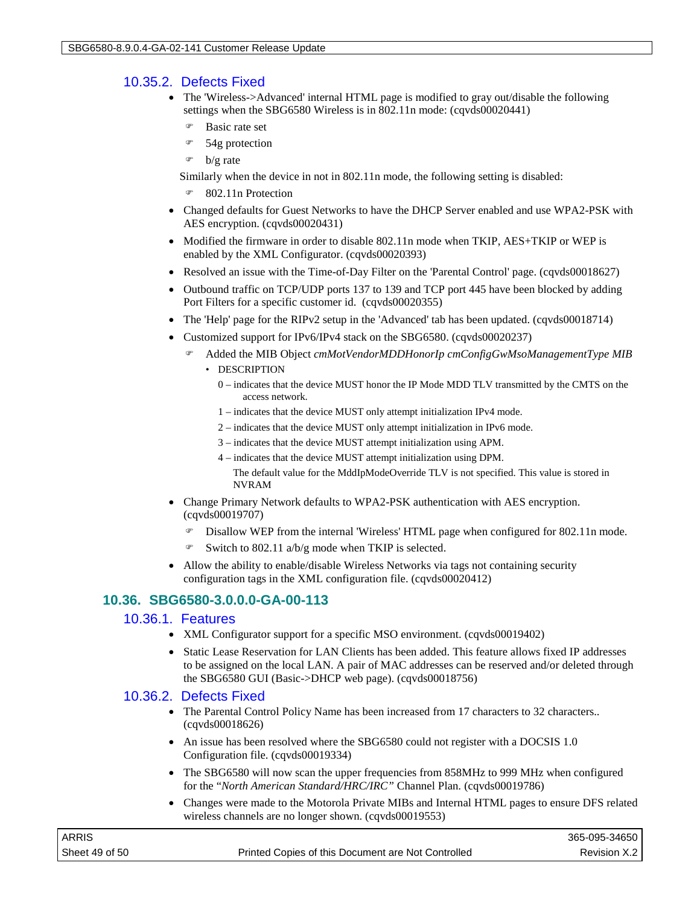### 10.35.2. Defects Fixed

- The 'Wireless->Advanced' internal HTML page is modified to gray out/disable the following settings when the SBG6580 Wireless is in 802.11n mode: (cqvds00020441)
  - Basic rate set
  - 54g protection
  - b/g rate

  Similarly when the device in not in 802.11n mode, the following setting is disabled:
  - 802.11n Protection
- Changed defaults for Guest Networks to have the DHCP Server enabled and use WPA2-PSK with AES encryption. (cqvds00020431)
- Modified the firmware in order to disable 802.11n mode when TKIP, AES+TKIP or WEP is enabled by the XML Configurator. (cqvds00020393)
- Resolved an issue with the Time-of-Day Filter on the 'Parental Control' page. (cqvds00018627)
- Outbound traffic on TCP/UDP ports 137 to 139 and TCP port 445 have been blocked by adding Port Filters for a specific customer id. (cqvds00020355)
- The 'Help' page for the RIPv2 setup in the 'Advanced' tab has been updated. (cqvds00018714)
- Customized support for IPv6/IPv4 stack on the SBG6580. (cqvds00020237)
  - Added the MIB Object *cmMotVendorMDDHonorIp cmConfigGwMsoManagementType MIB*
    - DESCRIPTION

      0 – indicates that the device MUST honor the IP Mode MDD TLV transmitted by the CMTS on the access network.

      1 – indicates that the device MUST only attempt initialization IPv4 mode.

      2 – indicates that the device MUST only attempt initialization in IPv6 mode.

      3 – indicates that the device MUST attempt initialization using APM.

      4 – indicates that the device MUST attempt initialization using DPM.

      The default value for the MddIpModeOverride TLV is not specified. This value is stored in NVRAM
- Change Primary Network defaults to WPA2-PSK authentication with AES encryption. (cqvds00019707)
  - Disallow WEP from the internal 'Wireless' HTML page when configured for 802.11n mode.
  - Switch to 802.11 a/b/g mode when TKIP is selected.
- Allow the ability to enable/disable Wireless Networks via tags not containing security configuration tags in the XML configuration file. (cqvds00020412)

## 10.36. SBG6580-3.0.0.0-GA-00-113

### 10.36.1. Features

- XML Configurator support for a specific MSO environment. (cqvds00019402)
- Static Lease Reservation for LAN Clients has been added. This feature allows fixed IP addresses to be assigned on the local LAN. A pair of MAC addresses can be reserved and/or deleted through the SBG6580 GUI (Basic->DHCP web page). (cqvds00018756)

### 10.36.2. Defects Fixed

- The Parental Control Policy Name has been increased from 17 characters to 32 characters.. (cqvds00018626)
- An issue has been resolved where the SBG6580 could not register with a DOCSIS 1.0 Configuration file. (cqvds00019334)
- The SBG6580 will now scan the upper frequencies from 858MHz to 999 MHz when configured for the "*North American Standard/HRC/IRC*" Channel Plan. (cqvds00019786)
- Changes were made to the Motorola Private MIBs and Internal HTML pages to ensure DFS related wireless channels are no longer shown. (cqvds00019553)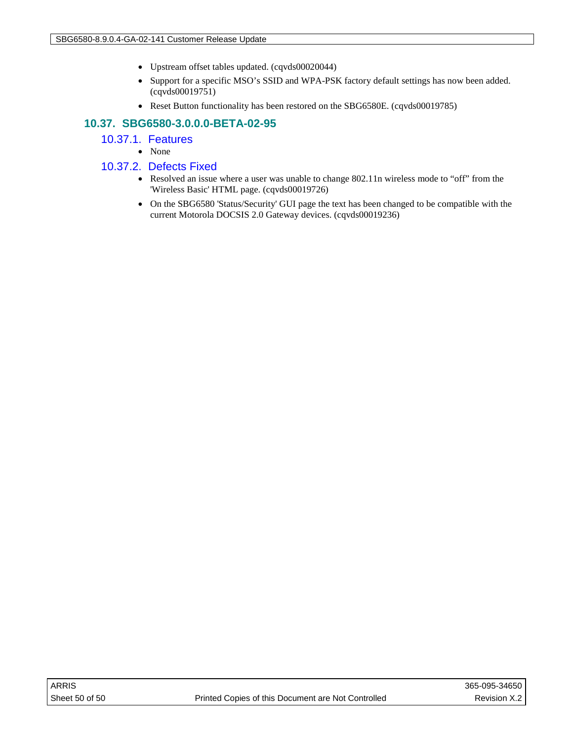- Upstream offset tables updated. (cqvds00020044)
- Support for a specific MSO's SSID and WPA-PSK factory default settings has now been added. (cqvds00019751)
- Reset Button functionality has been restored on the SBG6580E. (cqvds00019785)

## 10.37. SBG6580-3.0.0.0-BETA-02-95

### 10.37.1. Features

- None

### 10.37.2. Defects Fixed

- Resolved an issue where a user was unable to change 802.11n wireless mode to "off" from the 'Wireless Basic' HTML page. (cqvds00019726)
- On the SBG6580 'Status/Security' GUI page the text has been changed to be compatible with the current Motorola DOCSIS 2.0 Gateway devices. (cqvds00019236)